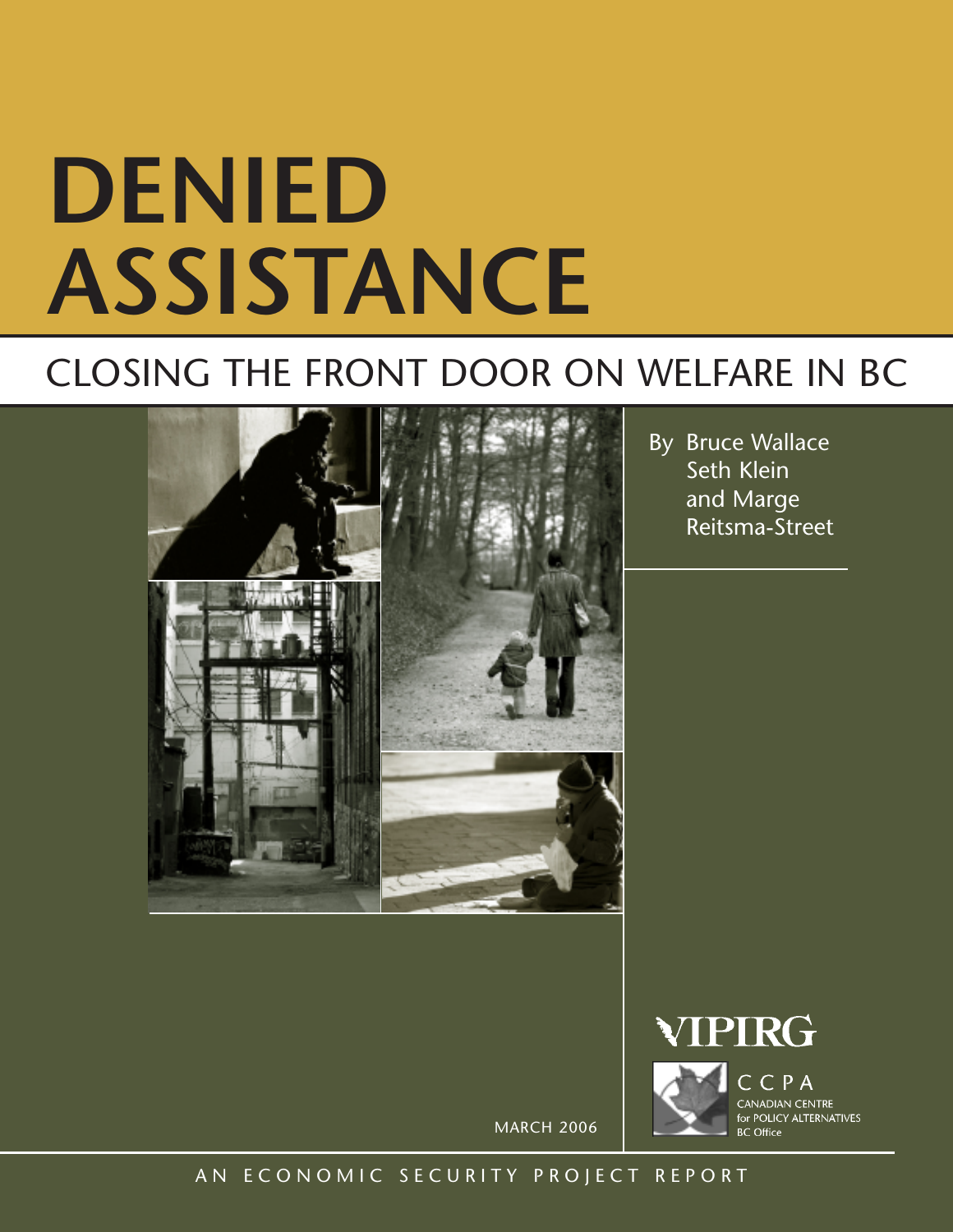# DENIED ASSISTANCE

## CLOSING THE FRONT DOOR ON WELFARE IN BC

By Bruce Wallace
Seth Klein
and Marge Reitsma-Street

VIPIRG

CCPA
CANADIAN CENTRE for POLICY ALTERNATIVES
BC Office

MARCH 2006

AN ECONOMIC SECURITY PROJECT REPORT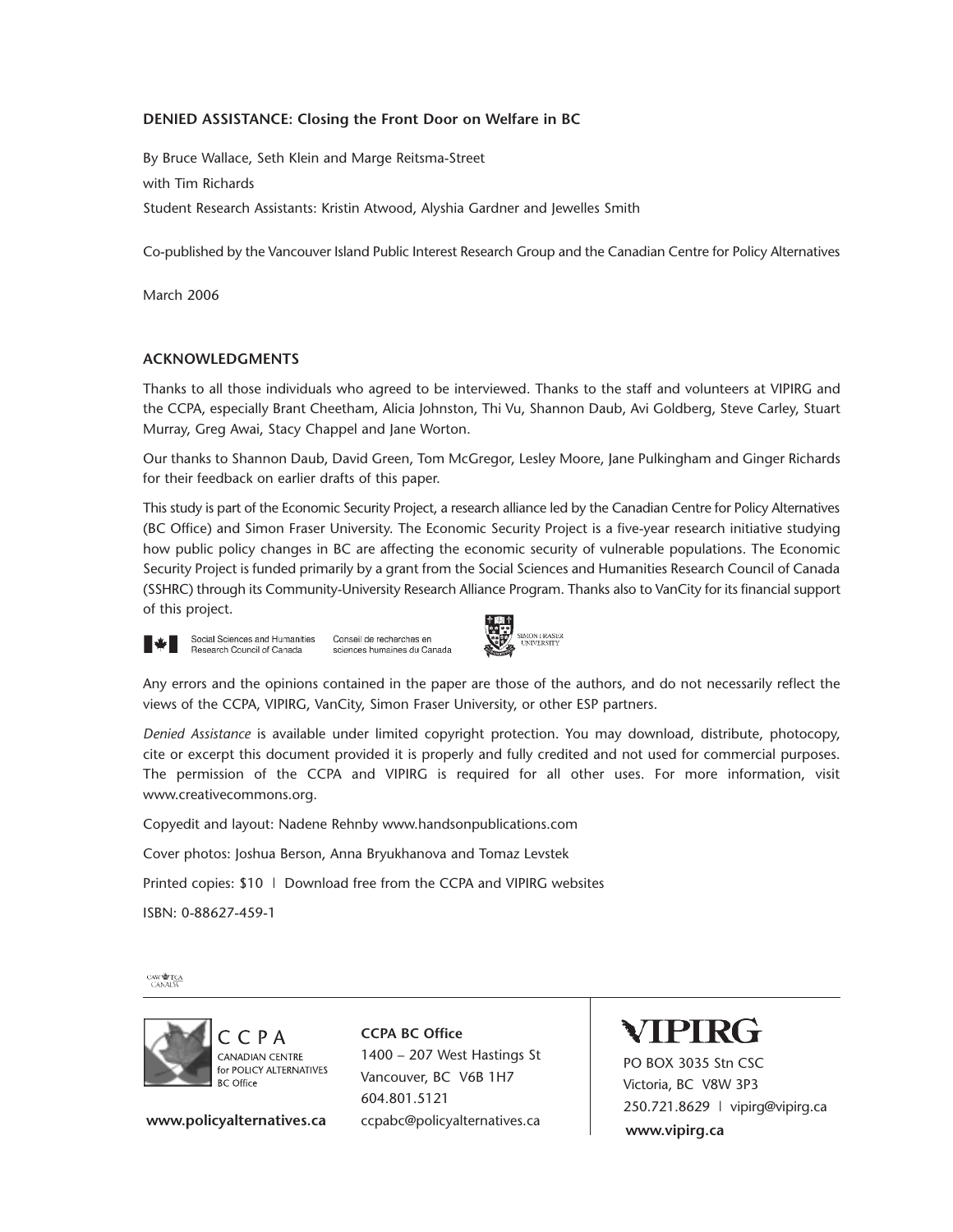**DENIED ASSISTANCE: Closing the Front Door on Welfare in BC**

By Bruce Wallace, Seth Klein and Marge Reitsma-Street

with Tim Richards

Student Research Assistants: Kristin Atwood, Alyshia Gardner and Jewelles Smith

Co-published by the Vancouver Island Public Interest Research Group and the Canadian Centre for Policy Alternatives

March 2006

## ACKNOWLEDGMENTS

Thanks to all those individuals who agreed to be interviewed. Thanks to the staff and volunteers at VIPIRG and the CCPA, especially Brant Cheetham, Alicia Johnston, Thi Vu, Shannon Daub, Avi Goldberg, Steve Carley, Stuart Murray, Greg Awai, Stacy Chappel and Jane Worton.

Our thanks to Shannon Daub, David Green, Tom McGregor, Lesley Moore, Jane Pulkingham and Ginger Richards for their feedback on earlier drafts of this paper.

This study is part of the Economic Security Project, a research alliance led by the Canadian Centre for Policy Alternatives (BC Office) and Simon Fraser University. The Economic Security Project is a five-year research initiative studying how public policy changes in BC are affecting the economic security of vulnerable populations. The Economic Security Project is funded primarily by a grant from the Social Sciences and Humanities Research Council of Canada (SSHRC) through its Community-University Research Alliance Program. Thanks also to VanCity for its financial support of this project.

Social Sciences and Humanities Research Council of Canada | Conseil de recherches en sciences humaines du Canada | Simon Fraser University

Any errors and the opinions contained in the paper are those of the authors, and do not necessarily reflect the views of the CCPA, VIPIRG, VanCity, Simon Fraser University, or other ESP partners.

*Denied Assistance* is available under limited copyright protection. You may download, distribute, photocopy, cite or excerpt this document provided it is properly and fully credited and not used for commercial purposes. The permission of the CCPA and VIPIRG is required for all other uses. For more information, visit www.creativecommons.org.

Copyedit and layout: Nadene Rehnby www.handsonpublications.com

Cover photos: Joshua Berson, Anna Bryukhanova and Tomaz Levstek

Printed copies: $10 | Download free from the CCPA and VIPIRG websites

ISBN: 0-88627-459-1

CAW TCA CANADA

CCPA
CANADIAN CENTRE for POLICY ALTERNATIVES
BC Office

www.policyalternatives.ca

**CCPA BC Office**
1400 – 207 West Hastings St
Vancouver, BC V6B 1H7
604.801.5121
ccpabc@policyalternatives.ca

**VIPIRG**
PO BOX 3035 Stn CSC
Victoria, BC V8W 3P3
250.721.8629 | vipirg@vipirg.ca
**www.vipirg.ca**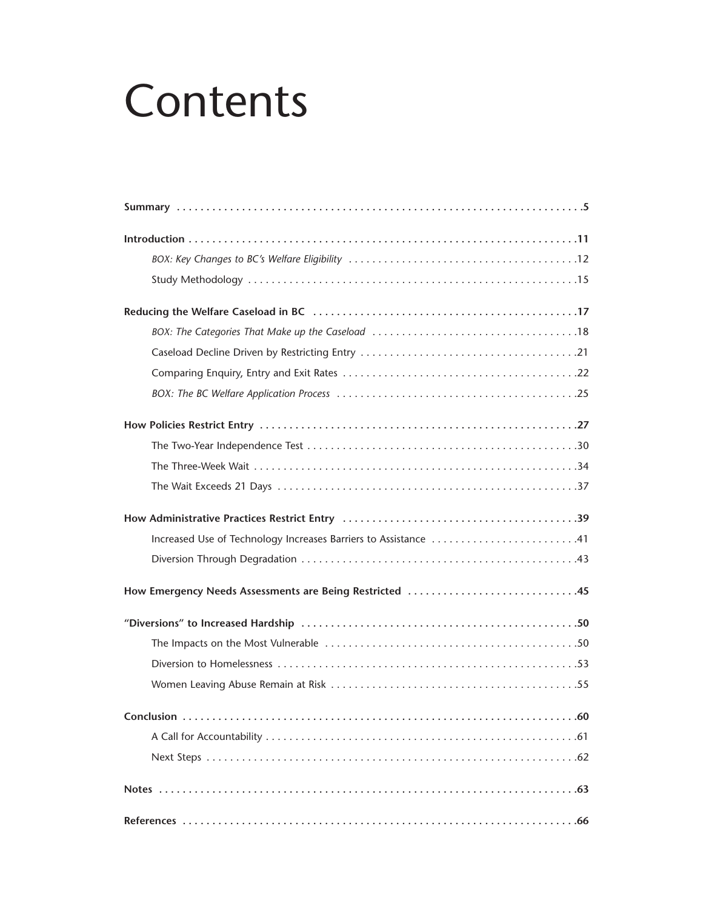# Contents

**Summary** .....5

**Introduction** .....11

- *BOX: Key Changes to BC's Welfare Eligibility* .....12
- Study Methodology .....15

**Reducing the Welfare Caseload in BC** .....17

- *BOX: The Categories That Make up the Caseload* .....18
- Caseload Decline Driven by Restricting Entry .....21
- Comparing Enquiry, Entry and Exit Rates .....22
- *BOX: The BC Welfare Application Process* .....25

**How Policies Restrict Entry** .....27

- The Two-Year Independence Test .....30
- The Three-Week Wait .....34
- The Wait Exceeds 21 Days .....37

**How Administrative Practices Restrict Entry** .....39

- Increased Use of Technology Increases Barriers to Assistance .....41
- Diversion Through Degradation .....43

**How Emergency Needs Assessments are Being Restricted** .....45

**"Diversions" to Increased Hardship** .....50

- The Impacts on the Most Vulnerable .....50
- Diversion to Homelessness .....53
- Women Leaving Abuse Remain at Risk .....55

**Conclusion** .....60

- A Call for Accountability .....61
- Next Steps .....62

**Notes** .....63

**References** .....66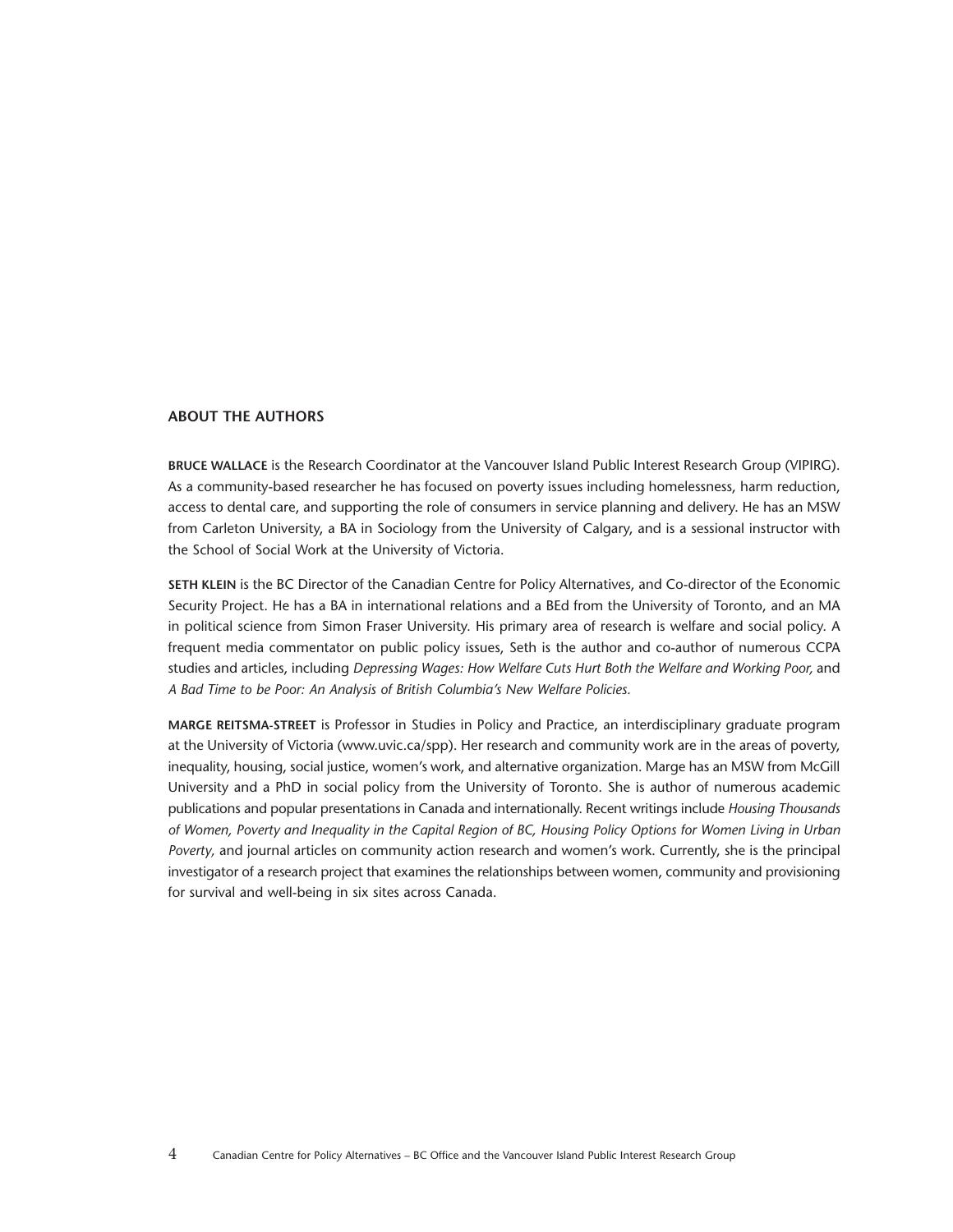## ABOUT THE AUTHORS

**BRUCE WALLACE** is the Research Coordinator at the Vancouver Island Public Interest Research Group (VIPIRG). As a community-based researcher he has focused on poverty issues including homelessness, harm reduction, access to dental care, and supporting the role of consumers in service planning and delivery. He has an MSW from Carleton University, a BA in Sociology from the University of Calgary, and is a sessional instructor with the School of Social Work at the University of Victoria.

**SETH KLEIN** is the BC Director of the Canadian Centre for Policy Alternatives, and Co-director of the Economic Security Project. He has a BA in international relations and a BEd from the University of Toronto, and an MA in political science from Simon Fraser University. His primary area of research is welfare and social policy. A frequent media commentator on public policy issues, Seth is the author and co-author of numerous CCPA studies and articles, including *Depressing Wages: How Welfare Cuts Hurt Both the Welfare and Working Poor,* and *A Bad Time to be Poor: An Analysis of British Columbia's New Welfare Policies.*

**MARGE REITSMA-STREET** is Professor in Studies in Policy and Practice, an interdisciplinary graduate program at the University of Victoria (www.uvic.ca/spp). Her research and community work are in the areas of poverty, inequality, housing, social justice, women's work, and alternative organization. Marge has an MSW from McGill University and a PhD in social policy from the University of Toronto. She is author of numerous academic publications and popular presentations in Canada and internationally. Recent writings include *Housing Thousands of Women, Poverty and Inequality in the Capital Region of BC, Housing Policy Options for Women Living in Urban Poverty,* and journal articles on community action research and women's work. Currently, she is the principal investigator of a research project that examines the relationships between women, community and provisioning for survival and well-being in six sites across Canada.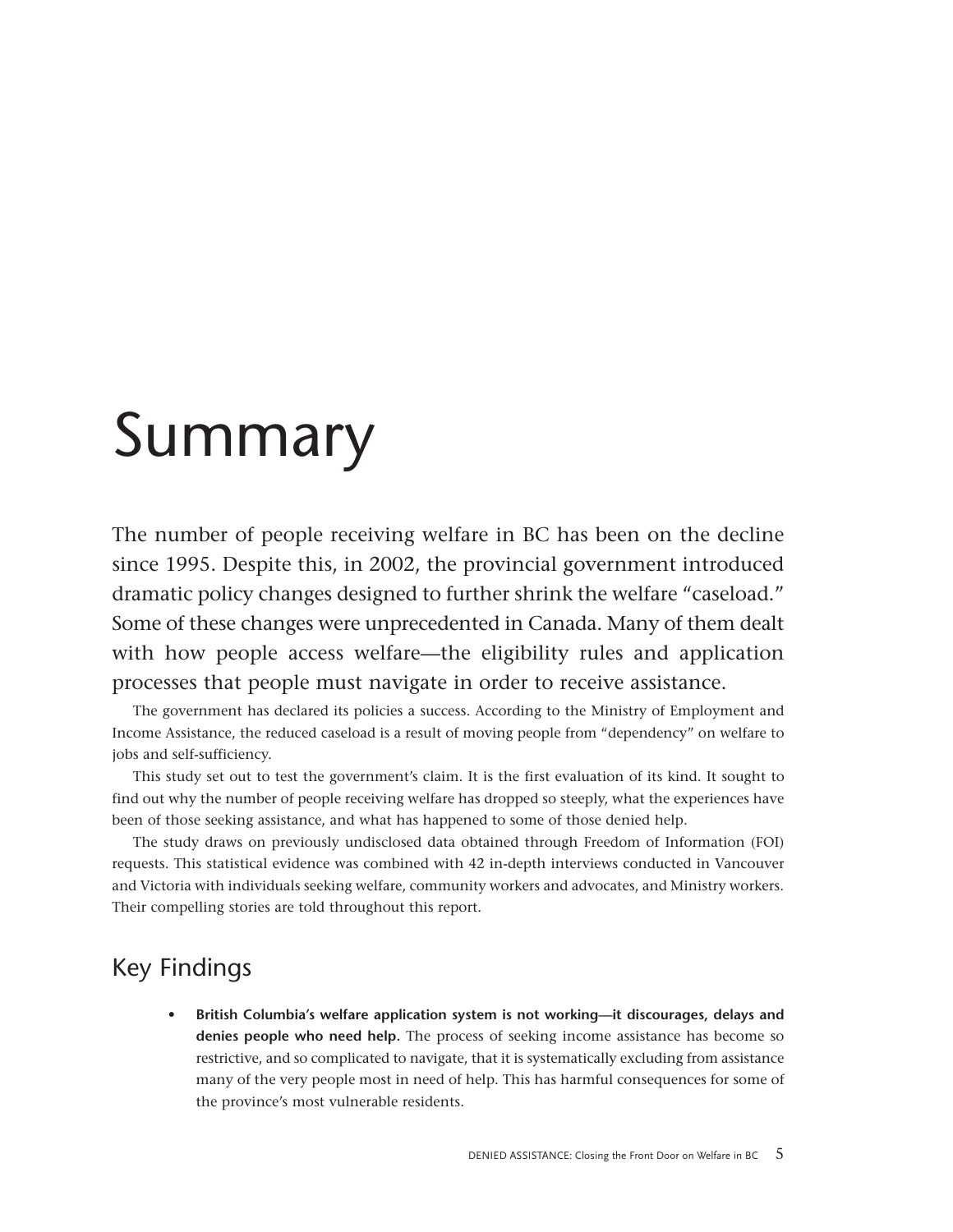# Summary

The number of people receiving welfare in BC has been on the decline since 1995. Despite this, in 2002, the provincial government introduced dramatic policy changes designed to further shrink the welfare "caseload." Some of these changes were unprecedented in Canada. Many of them dealt with how people access welfare—the eligibility rules and application processes that people must navigate in order to receive assistance.

The government has declared its policies a success. According to the Ministry of Employment and Income Assistance, the reduced caseload is a result of moving people from "dependency" on welfare to jobs and self-sufficiency.

This study set out to test the government's claim. It is the first evaluation of its kind. It sought to find out why the number of people receiving welfare has dropped so steeply, what the experiences have been of those seeking assistance, and what has happened to some of those denied help.

The study draws on previously undisclosed data obtained through Freedom of Information (FOI) requests. This statistical evidence was combined with 42 in-depth interviews conducted in Vancouver and Victoria with individuals seeking welfare, community workers and advocates, and Ministry workers. Their compelling stories are told throughout this report.

## Key Findings

- **British Columbia's welfare application system is not working—it discourages, delays and denies people who need help.** The process of seeking income assistance has become so restrictive, and so complicated to navigate, that it is systematically excluding from assistance many of the very people most in need of help. This has harmful consequences for some of the province's most vulnerable residents.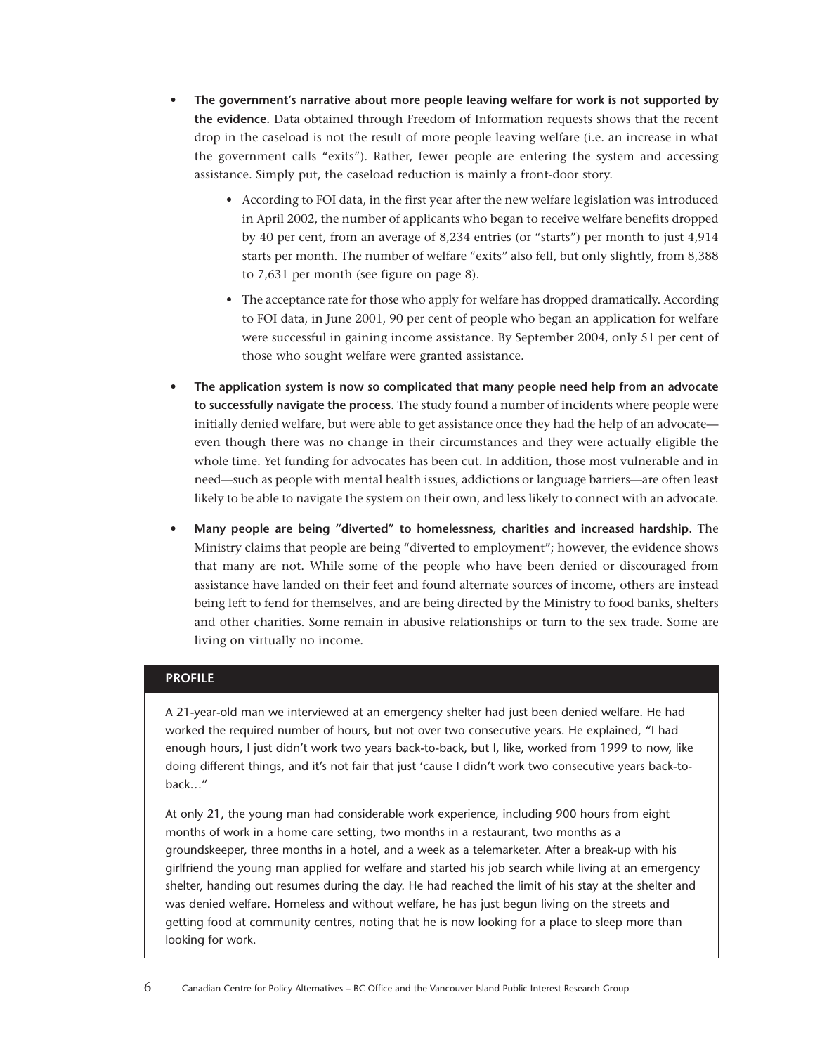- **The government's narrative about more people leaving welfare for work is not supported by the evidence.** Data obtained through Freedom of Information requests shows that the recent drop in the caseload is not the result of more people leaving welfare (i.e. an increase in what the government calls "exits"). Rather, fewer people are entering the system and accessing assistance. Simply put, the caseload reduction is mainly a front-door story.
    - According to FOI data, in the first year after the new welfare legislation was introduced in April 2002, the number of applicants who began to receive welfare benefits dropped by 40 per cent, from an average of 8,234 entries (or "starts") per month to just 4,914 starts per month. The number of welfare "exits" also fell, but only slightly, from 8,388 to 7,631 per month (see figure on page 8).
    - The acceptance rate for those who apply for welfare has dropped dramatically. According to FOI data, in June 2001, 90 per cent of people who began an application for welfare were successful in gaining income assistance. By September 2004, only 51 per cent of those who sought welfare were granted assistance.
- **The application system is now so complicated that many people need help from an advocate to successfully navigate the process.** The study found a number of incidents where people were initially denied welfare, but were able to get assistance once they had the help of an advocate—even though there was no change in their circumstances and they were actually eligible the whole time. Yet funding for advocates has been cut. In addition, those most vulnerable and in need—such as people with mental health issues, addictions or language barriers—are often least likely to be able to navigate the system on their own, and less likely to connect with an advocate.
- **Many people are being "diverted" to homelessness, charities and increased hardship.** The Ministry claims that people are being "diverted to employment"; however, the evidence shows that many are not. While some of the people who have been denied or discouraged from assistance have landed on their feet and found alternate sources of income, others are instead being left to fend for themselves, and are being directed by the Ministry to food banks, shelters and other charities. Some remain in abusive relationships or turn to the sex trade. Some are living on virtually no income.

**PROFILE**

A 21-year-old man we interviewed at an emergency shelter had just been denied welfare. He had worked the required number of hours, but not over two consecutive years. He explained, "I had enough hours, I just didn't work two years back-to-back, but I, like, worked from 1999 to now, like doing different things, and it's not fair that just 'cause I didn't work two consecutive years back-to-back…"

At only 21, the young man had considerable work experience, including 900 hours from eight months of work in a home care setting, two months in a restaurant, two months as a groundskeeper, three months in a hotel, and a week as a telemarketer. After a break-up with his girlfriend the young man applied for welfare and started his job search while living at an emergency shelter, handing out resumes during the day. He had reached the limit of his stay at the shelter and was denied welfare. Homeless and without welfare, he has just begun living on the streets and getting food at community centres, noting that he is now looking for a place to sleep more than looking for work.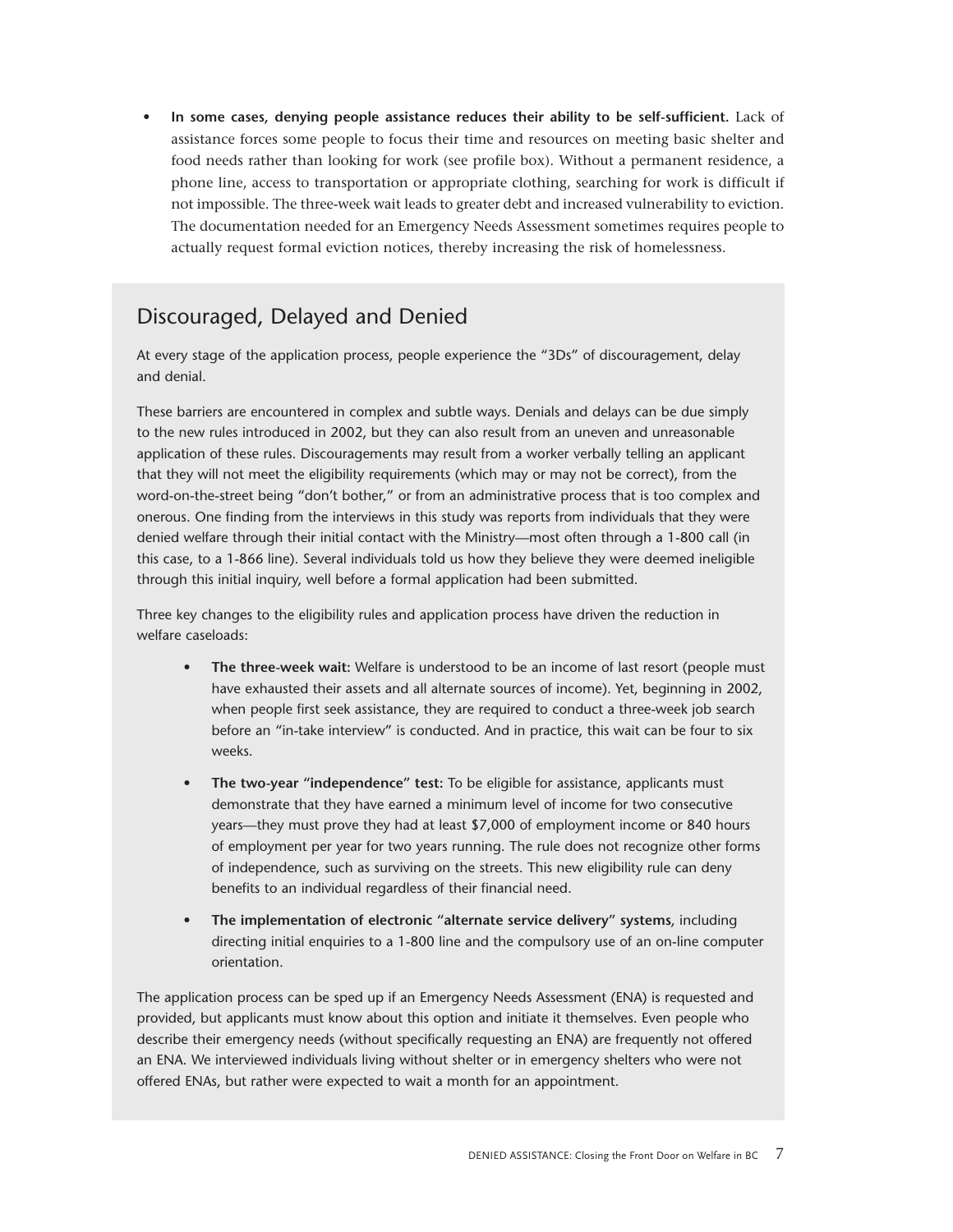- **In some cases, denying people assistance reduces their ability to be self-sufficient.** Lack of assistance forces some people to focus their time and resources on meeting basic shelter and food needs rather than looking for work (see profile box). Without a permanent residence, a phone line, access to transportation or appropriate clothing, searching for work is difficult if not impossible. The three-week wait leads to greater debt and increased vulnerability to eviction. The documentation needed for an Emergency Needs Assessment sometimes requires people to actually request formal eviction notices, thereby increasing the risk of homelessness.

## Discouraged, Delayed and Denied

At every stage of the application process, people experience the "3Ds" of discouragement, delay and denial.

These barriers are encountered in complex and subtle ways. Denials and delays can be due simply to the new rules introduced in 2002, but they can also result from an uneven and unreasonable application of these rules. Discouragements may result from a worker verbally telling an applicant that they will not meet the eligibility requirements (which may or may not be correct), from the word-on-the-street being "don't bother," or from an administrative process that is too complex and onerous. One finding from the interviews in this study was reports from individuals that they were denied welfare through their initial contact with the Ministry—most often through a 1-800 call (in this case, to a 1-866 line). Several individuals told us how they believe they were deemed ineligible through this initial inquiry, well before a formal application had been submitted.

Three key changes to the eligibility rules and application process have driven the reduction in welfare caseloads:

- **The three-week wait:** Welfare is understood to be an income of last resort (people must have exhausted their assets and all alternate sources of income). Yet, beginning in 2002, when people first seek assistance, they are required to conduct a three-week job search before an "in-take interview" is conducted. And in practice, this wait can be four to six weeks.
- **The two-year "independence" test:** To be eligible for assistance, applicants must demonstrate that they have earned a minimum level of income for two consecutive years—they must prove they had at least $7,000 of employment income or 840 hours of employment per year for two years running. The rule does not recognize other forms of independence, such as surviving on the streets. This new eligibility rule can deny benefits to an individual regardless of their financial need.
- **The implementation of electronic "alternate service delivery" systems**, including directing initial enquiries to a 1-800 line and the compulsory use of an on-line computer orientation.

The application process can be sped up if an Emergency Needs Assessment (ENA) is requested and provided, but applicants must know about this option and initiate it themselves. Even people who describe their emergency needs (without specifically requesting an ENA) are frequently not offered an ENA. We interviewed individuals living without shelter or in emergency shelters who were not offered ENAs, but rather were expected to wait a month for an appointment.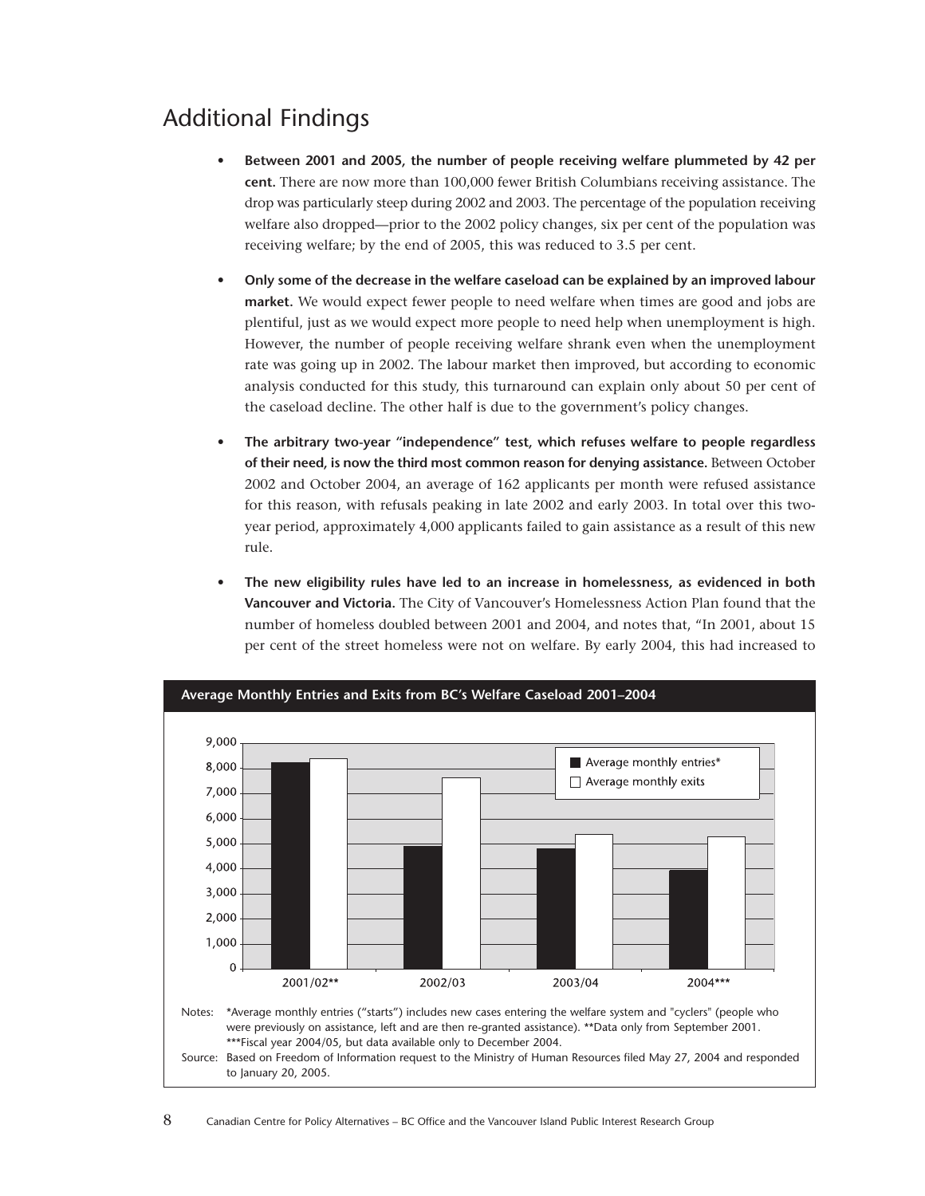## Additional Findings

- **Between 2001 and 2005, the number of people receiving welfare plummeted by 42 per cent.** There are now more than 100,000 fewer British Columbians receiving assistance. The drop was particularly steep during 2002 and 2003. The percentage of the population receiving welfare also dropped—prior to the 2002 policy changes, six per cent of the population was receiving welfare; by the end of 2005, this was reduced to 3.5 per cent.

- **Only some of the decrease in the welfare caseload can be explained by an improved labour market.** We would expect fewer people to need welfare when times are good and jobs are plentiful, just as we would expect more people to need help when unemployment is high. However, the number of people receiving welfare shrank even when the unemployment rate was going up in 2002. The labour market then improved, but according to economic analysis conducted for this study, this turnaround can explain only about 50 per cent of the caseload decline. The other half is due to the government's policy changes.

- **The arbitrary two-year "independence" test, which refuses welfare to people regardless of their need, is now the third most common reason for denying assistance.** Between October 2002 and October 2004, an average of 162 applicants per month were refused assistance for this reason, with refusals peaking in late 2002 and early 2003. In total over this two-year period, approximately 4,000 applicants failed to gain assistance as a result of this new rule.

- **The new eligibility rules have led to an increase in homelessness, as evidenced in both Vancouver and Victoria.** The City of Vancouver's Homelessness Action Plan found that the number of homeless doubled between 2001 and 2004, and notes that, "In 2001, about 15 per cent of the street homeless were not on welfare. By early 2004, this had increased to

**Average Monthly Entries and Exits from BC's Welfare Caseload 2001–2004**

| | Average monthly entries* | Average monthly exits |
|---|---|---|
| 2001/02** | ~8,200 | ~8,400 |
| 2002/03 | ~4,900 | ~7,600 |
| 2003/04 | ~4,800 | ~5,400 |
| 2004*** | ~3,900 | ~5,300 |

Notes: *Average monthly entries ("starts") includes new cases entering the welfare system and "cyclers" (people who were previously on assistance, left and are then re-granted assistance). **Data only from September 2001. ***Fiscal year 2004/05, but data available only to December 2004.

Source: Based on Freedom of Information request to the Ministry of Human Resources filed May 27, 2004 and responded to January 20, 2005.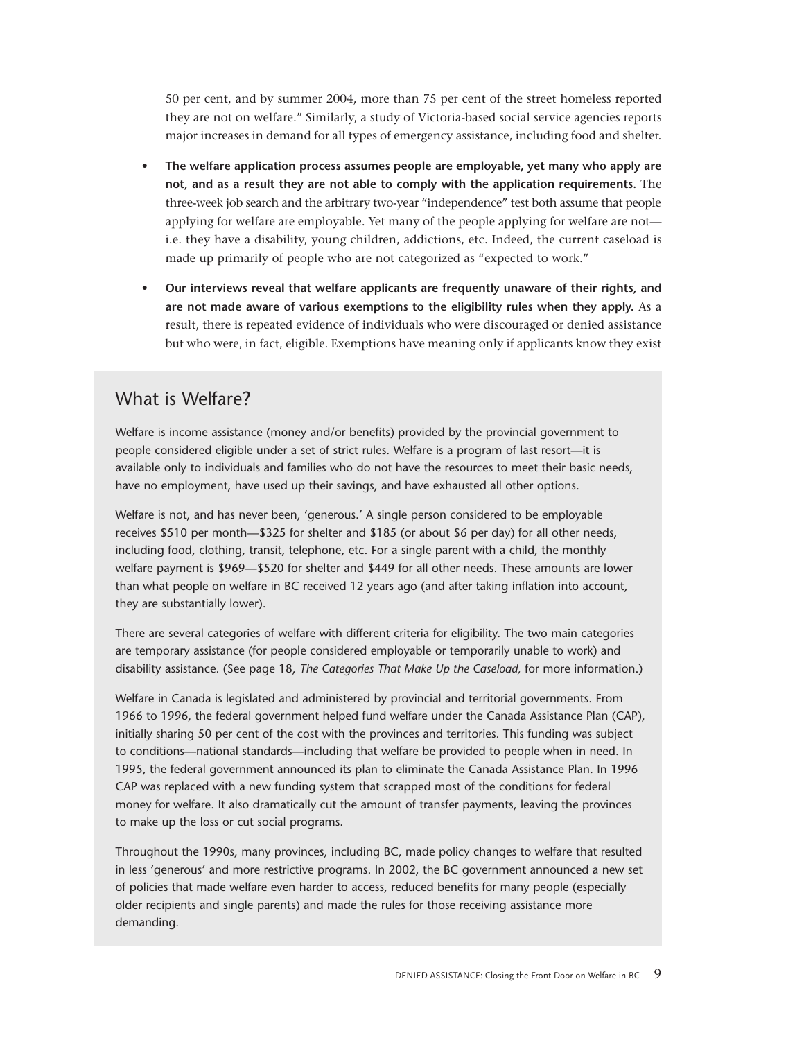50 per cent, and by summer 2004, more than 75 per cent of the street homeless reported they are not on welfare." Similarly, a study of Victoria-based social service agencies reports major increases in demand for all types of emergency assistance, including food and shelter.

- **The welfare application process assumes people are employable, yet many who apply are not, and as a result they are not able to comply with the application requirements.** The three-week job search and the arbitrary two-year "independence" test both assume that people applying for welfare are employable. Yet many of the people applying for welfare are not—i.e. they have a disability, young children, addictions, etc. Indeed, the current caseload is made up primarily of people who are not categorized as "expected to work."

- **Our interviews reveal that welfare applicants are frequently unaware of their rights, and are not made aware of various exemptions to the eligibility rules when they apply.** As a result, there is repeated evidence of individuals who were discouraged or denied assistance but who were, in fact, eligible. Exemptions have meaning only if applicants know they exist

## What is Welfare?

Welfare is income assistance (money and/or benefits) provided by the provincial government to people considered eligible under a set of strict rules. Welfare is a program of last resort—it is available only to individuals and families who do not have the resources to meet their basic needs, have no employment, have used up their savings, and have exhausted all other options.

Welfare is not, and has never been, 'generous.' A single person considered to be employable receives $510 per month—$325 for shelter and $185 (or about $6 per day) for all other needs, including food, clothing, transit, telephone, etc. For a single parent with a child, the monthly welfare payment is $969—$520 for shelter and $449 for all other needs. These amounts are lower than what people on welfare in BC received 12 years ago (and after taking inflation into account, they are substantially lower).

There are several categories of welfare with different criteria for eligibility. The two main categories are temporary assistance (for people considered employable or temporarily unable to work) and disability assistance. (See page 18, *The Categories That Make Up the Caseload,* for more information.)

Welfare in Canada is legislated and administered by provincial and territorial governments. From 1966 to 1996, the federal government helped fund welfare under the Canada Assistance Plan (CAP), initially sharing 50 per cent of the cost with the provinces and territories. This funding was subject to conditions—national standards—including that welfare be provided to people when in need. In 1995, the federal government announced its plan to eliminate the Canada Assistance Plan. In 1996 CAP was replaced with a new funding system that scrapped most of the conditions for federal money for welfare. It also dramatically cut the amount of transfer payments, leaving the provinces to make up the loss or cut social programs.

Throughout the 1990s, many provinces, including BC, made policy changes to welfare that resulted in less 'generous' and more restrictive programs. In 2002, the BC government announced a new set of policies that made welfare even harder to access, reduced benefits for many people (especially older recipients and single parents) and made the rules for those receiving assistance more demanding.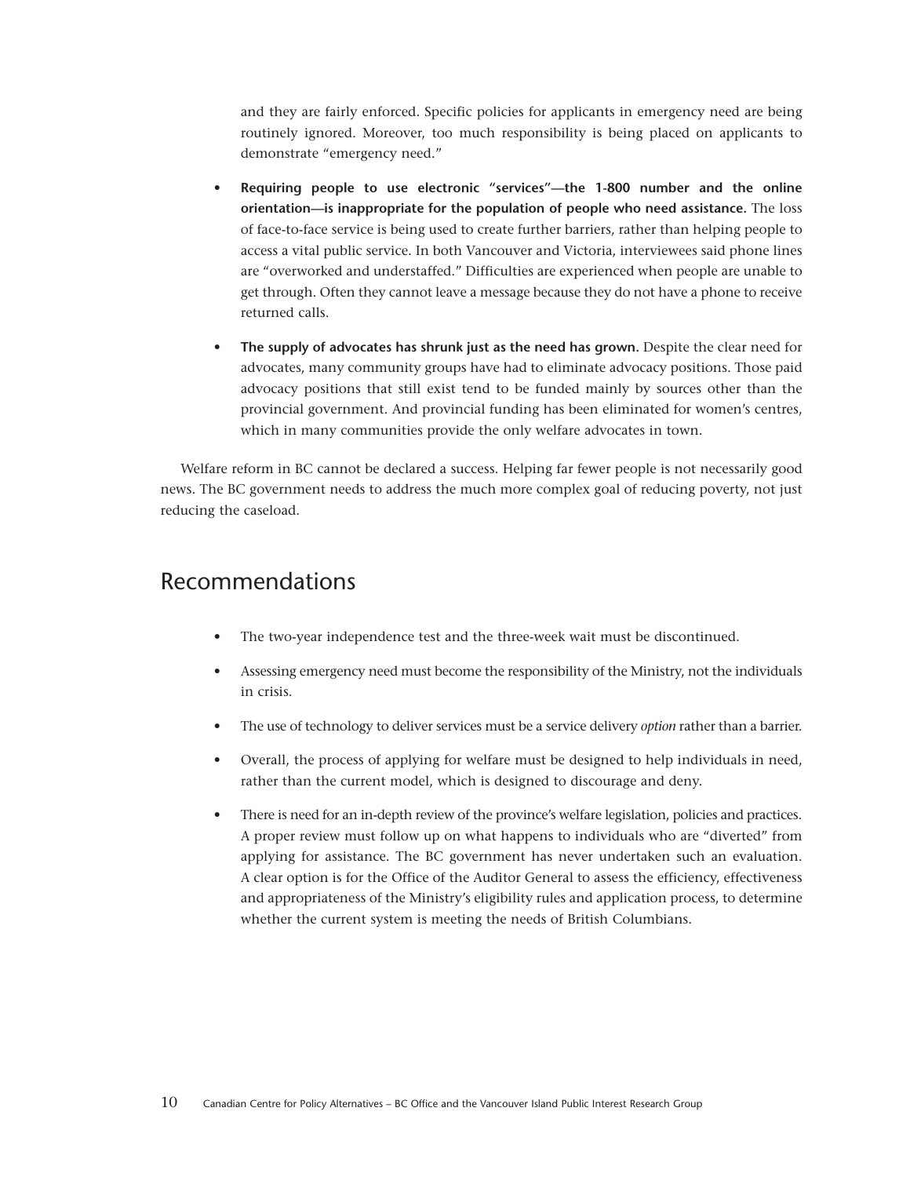and they are fairly enforced. Specific policies for applicants in emergency need are being routinely ignored. Moreover, too much responsibility is being placed on applicants to demonstrate "emergency need."

- **Requiring people to use electronic "services"—the 1-800 number and the online orientation—is inappropriate for the population of people who need assistance.** The loss of face-to-face service is being used to create further barriers, rather than helping people to access a vital public service. In both Vancouver and Victoria, interviewees said phone lines are "overworked and understaffed." Difficulties are experienced when people are unable to get through. Often they cannot leave a message because they do not have a phone to receive returned calls.

- **The supply of advocates has shrunk just as the need has grown.** Despite the clear need for advocates, many community groups have had to eliminate advocacy positions. Those paid advocacy positions that still exist tend to be funded mainly by sources other than the provincial government. And provincial funding has been eliminated for women's centres, which in many communities provide the only welfare advocates in town.

Welfare reform in BC cannot be declared a success. Helping far fewer people is not necessarily good news. The BC government needs to address the much more complex goal of reducing poverty, not just reducing the caseload.

## Recommendations

- The two-year independence test and the three-week wait must be discontinued.
- Assessing emergency need must become the responsibility of the Ministry, not the individuals in crisis.
- The use of technology to deliver services must be a service delivery *option* rather than a barrier.
- Overall, the process of applying for welfare must be designed to help individuals in need, rather than the current model, which is designed to discourage and deny.
- There is need for an in-depth review of the province's welfare legislation, policies and practices. A proper review must follow up on what happens to individuals who are "diverted" from applying for assistance. The BC government has never undertaken such an evaluation. A clear option is for the Office of the Auditor General to assess the efficiency, effectiveness and appropriateness of the Ministry's eligibility rules and application process, to determine whether the current system is meeting the needs of British Columbians.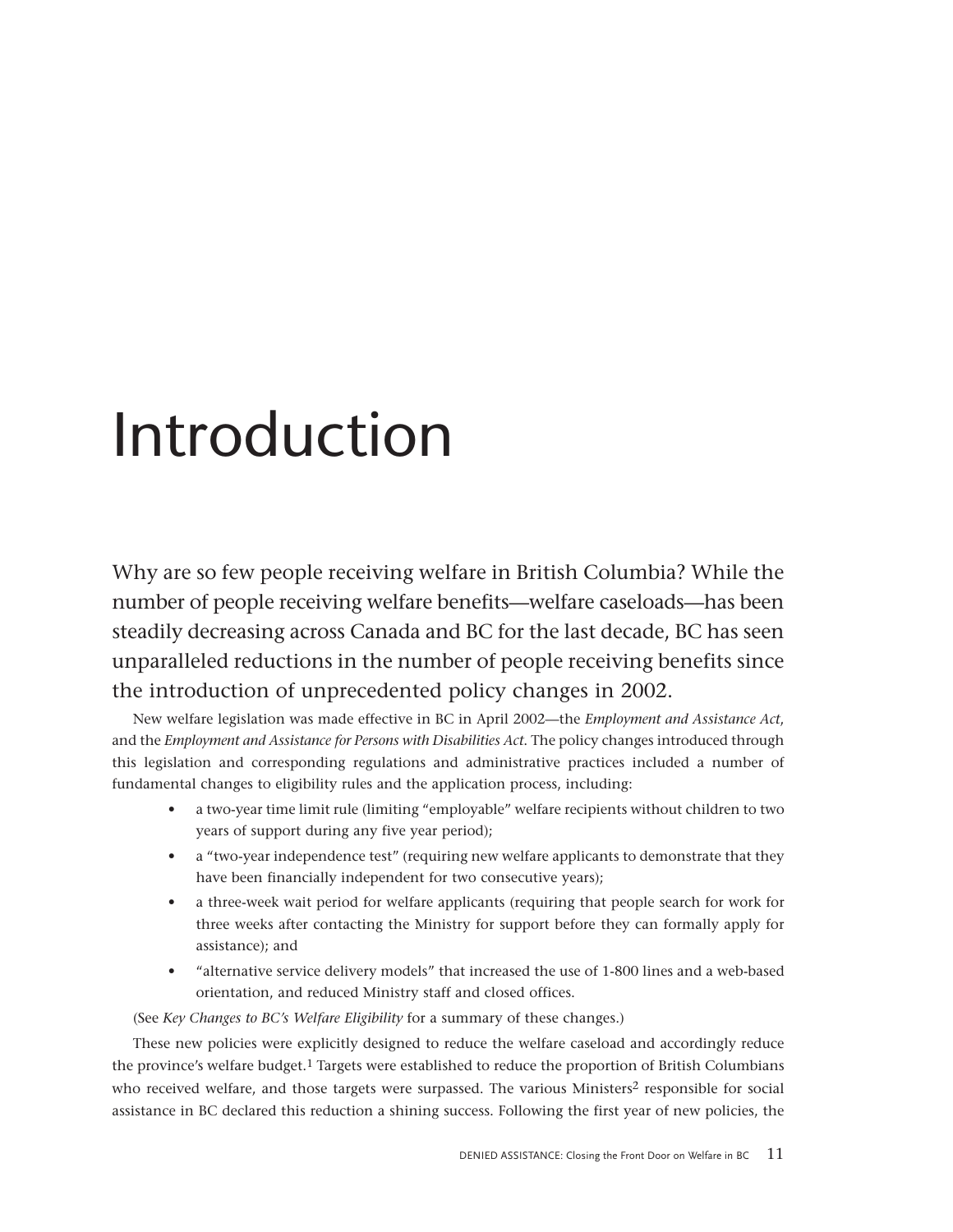# Introduction

Why are so few people receiving welfare in British Columbia? While the number of people receiving welfare benefits—welfare caseloads—has been steadily decreasing across Canada and BC for the last decade, BC has seen unparalleled reductions in the number of people receiving benefits since the introduction of unprecedented policy changes in 2002.

New welfare legislation was made effective in BC in April 2002—the *Employment and Assistance Act*, and the *Employment and Assistance for Persons with Disabilities Act.* The policy changes introduced through this legislation and corresponding regulations and administrative practices included a number of fundamental changes to eligibility rules and the application process, including:

- a two-year time limit rule (limiting "employable" welfare recipients without children to two years of support during any five year period);
- a "two-year independence test" (requiring new welfare applicants to demonstrate that they have been financially independent for two consecutive years);
- a three-week wait period for welfare applicants (requiring that people search for work for three weeks after contacting the Ministry for support before they can formally apply for assistance); and
- "alternative service delivery models" that increased the use of 1-800 lines and a web-based orientation, and reduced Ministry staff and closed offices.

(See *Key Changes to BC's Welfare Eligibility* for a summary of these changes.)

These new policies were explicitly designed to reduce the welfare caseload and accordingly reduce the province's welfare budget.[1] Targets were established to reduce the proportion of British Columbians who received welfare, and those targets were surpassed. The various Ministers[2] responsible for social assistance in BC declared this reduction a shining success. Following the first year of new policies, the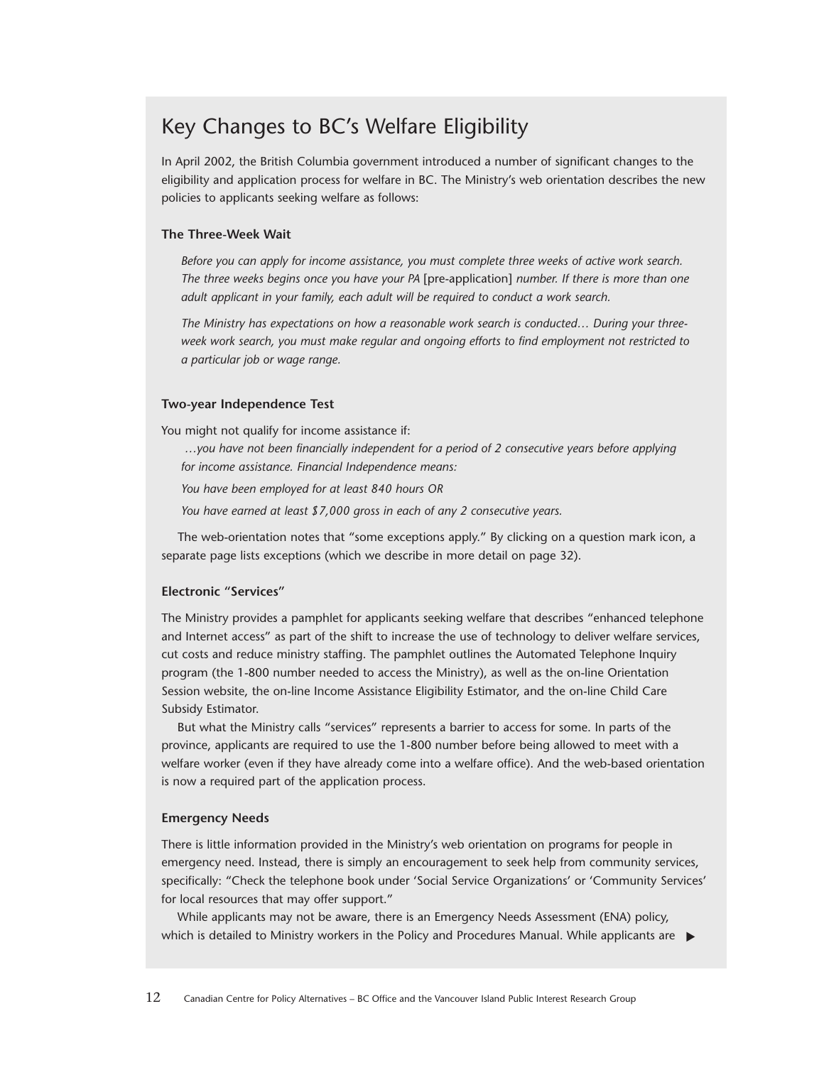## Key Changes to BC's Welfare Eligibility

In April 2002, the British Columbia government introduced a number of significant changes to the eligibility and application process for welfare in BC. The Ministry's web orientation describes the new policies to applicants seeking welfare as follows:

### The Three-Week Wait

> *Before you can apply for income assistance, you must complete three weeks of active work search. The three weeks begins once you have your PA* [pre-application] *number. If there is more than one adult applicant in your family, each adult will be required to conduct a work search.*
>
> *The Ministry has expectations on how a reasonable work search is conducted… During your three-week work search, you must make regular and ongoing efforts to find employment not restricted to a particular job or wage range.*

### Two-year Independence Test

You might not qualify for income assistance if:

> *…you have not been financially independent for a period of 2 consecutive years before applying for income assistance. Financial Independence means:*
>
> *You have been employed for at least 840 hours OR*
>
> *You have earned at least $7,000 gross in each of any 2 consecutive years.*

The web-orientation notes that "some exceptions apply." By clicking on a question mark icon, a separate page lists exceptions (which we describe in more detail on page 32).

### Electronic "Services"

The Ministry provides a pamphlet for applicants seeking welfare that describes "enhanced telephone and Internet access" as part of the shift to increase the use of technology to deliver welfare services, cut costs and reduce ministry staffing. The pamphlet outlines the Automated Telephone Inquiry program (the 1-800 number needed to access the Ministry), as well as the on-line Orientation Session website, the on-line Income Assistance Eligibility Estimator, and the on-line Child Care Subsidy Estimator.

But what the Ministry calls "services" represents a barrier to access for some. In parts of the province, applicants are required to use the 1-800 number before being allowed to meet with a welfare worker (even if they have already come into a welfare office). And the web-based orientation is now a required part of the application process.

### Emergency Needs

There is little information provided in the Ministry's web orientation on programs for people in emergency need. Instead, there is simply an encouragement to seek help from community services, specifically: "Check the telephone book under 'Social Service Organizations' or 'Community Services' for local resources that may offer support."

While applicants may not be aware, there is an Emergency Needs Assessment (ENA) policy, which is detailed to Ministry workers in the Policy and Procedures Manual. While applicants are ▶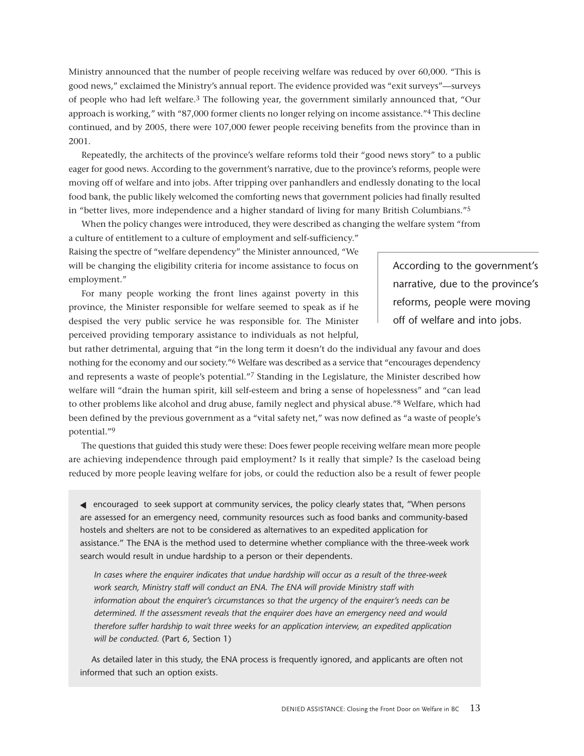Ministry announced that the number of people receiving welfare was reduced by over 60,000. "This is good news," exclaimed the Ministry's annual report. The evidence provided was "exit surveys"—surveys of people who had left welfare.[3] The following year, the government similarly announced that, "Our approach is working," with "87,000 former clients no longer relying on income assistance."[4] This decline continued, and by 2005, there were 107,000 fewer people receiving benefits from the province than in 2001.

Repeatedly, the architects of the province's welfare reforms told their "good news story" to a public eager for good news. According to the government's narrative, due to the province's reforms, people were moving off of welfare and into jobs. After tripping over panhandlers and endlessly donating to the local food bank, the public likely welcomed the comforting news that government policies had finally resulted in "better lives, more independence and a higher standard of living for many British Columbians."[5]

When the policy changes were introduced, they were described as changing the welfare system "from a culture of entitlement to a culture of employment and self-sufficiency." Raising the spectre of "welfare dependency" the Minister announced, "We will be changing the eligibility criteria for income assistance to focus on employment."

> According to the government's narrative, due to the province's reforms, people were moving off of welfare and into jobs.

For many people working the front lines against poverty in this province, the Minister responsible for welfare seemed to speak as if he despised the very public service he was responsible for. The Minister perceived providing temporary assistance to individuals as not helpful, but rather detrimental, arguing that "in the long term it doesn't do the individual any favour and does nothing for the economy and our society."[6] Welfare was described as a service that "encourages dependency and represents a waste of people's potential."[7] Standing in the Legislature, the Minister described how welfare will "drain the human spirit, kill self-esteem and bring a sense of hopelessness" and "can lead to other problems like alcohol and drug abuse, family neglect and physical abuse."[8] Welfare, which had been defined by the previous government as a "vital safety net," was now defined as "a waste of people's potential."[9]

The questions that guided this study were these: Does fewer people receiving welfare mean more people are achieving independence through paid employment? Is it really that simple? Is the caseload being reduced by more people leaving welfare for jobs, or could the reduction also be a result of fewer people

◀ encouraged to seek support at community services, the policy clearly states that, "When persons are assessed for an emergency need, community resources such as food banks and community-based hostels and shelters are not to be considered as alternatives to an expedited application for assistance." The ENA is the method used to determine whether compliance with the three-week work search would result in undue hardship to a person or their dependents.

*In cases where the enquirer indicates that undue hardship will occur as a result of the three-week work search, Ministry staff will conduct an ENA. The ENA will provide Ministry staff with information about the enquirer's circumstances so that the urgency of the enquirer's needs can be determined. If the assessment reveals that the enquirer does have an emergency need and would therefore suffer hardship to wait three weeks for an application interview, an expedited application will be conducted.* (Part 6, Section 1)

As detailed later in this study, the ENA process is frequently ignored, and applicants are often not informed that such an option exists.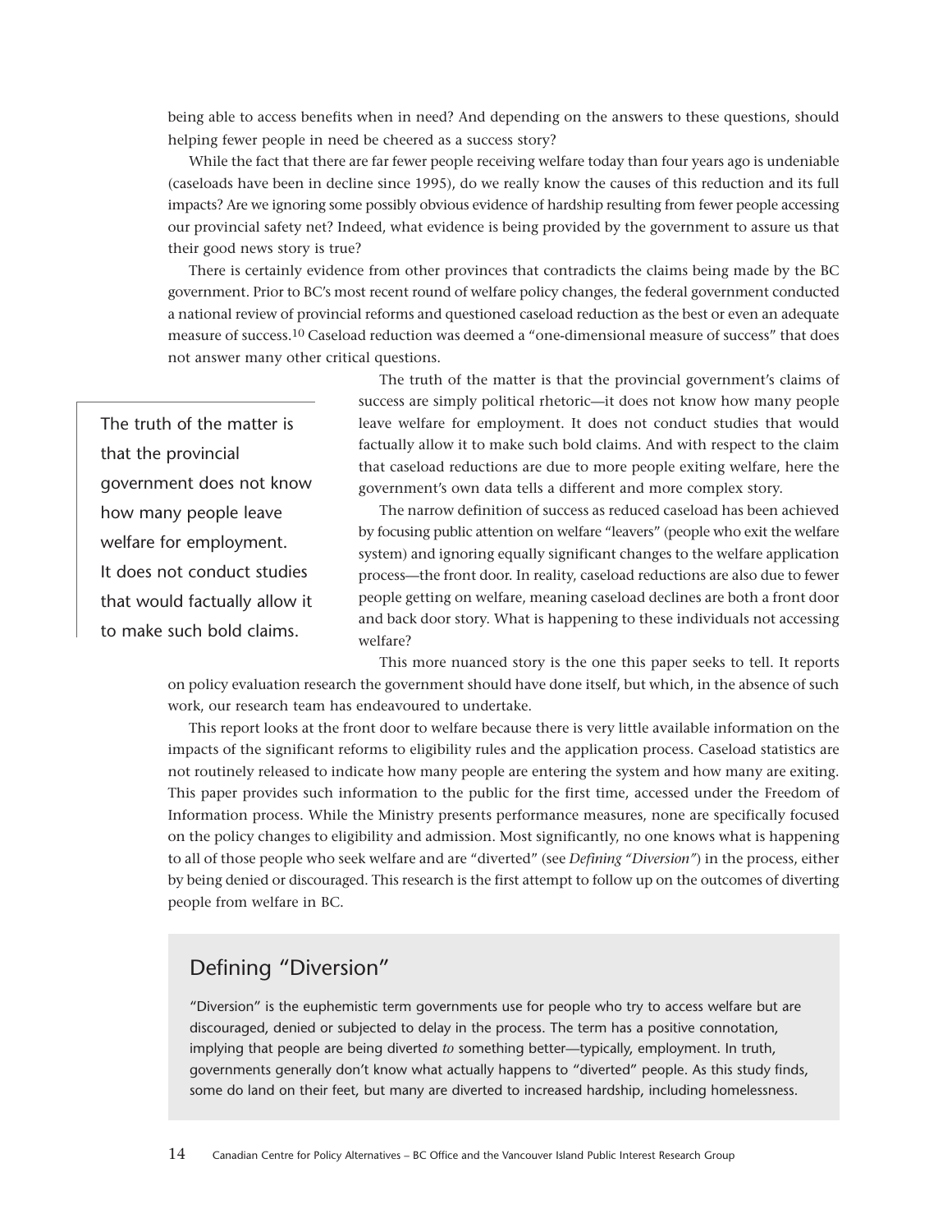being able to access benefits when in need? And depending on the answers to these questions, should helping fewer people in need be cheered as a success story?

While the fact that there are far fewer people receiving welfare today than four years ago is undeniable (caseloads have been in decline since 1995), do we really know the causes of this reduction and its full impacts? Are we ignoring some possibly obvious evidence of hardship resulting from fewer people accessing our provincial safety net? Indeed, what evidence is being provided by the government to assure us that their good news story is true?

There is certainly evidence from other provinces that contradicts the claims being made by the BC government. Prior to BC's most recent round of welfare policy changes, the federal government conducted a national review of provincial reforms and questioned caseload reduction as the best or even an adequate measure of success.[10] Caseload reduction was deemed a "one-dimensional measure of success" that does not answer many other critical questions.

> The truth of the matter is that the provincial government does not know how many people leave welfare for employment. It does not conduct studies that would factually allow it to make such bold claims.

The truth of the matter is that the provincial government's claims of success are simply political rhetoric—it does not know how many people leave welfare for employment. It does not conduct studies that would factually allow it to make such bold claims. And with respect to the claim that caseload reductions are due to more people exiting welfare, here the government's own data tells a different and more complex story.

The narrow definition of success as reduced caseload has been achieved by focusing public attention on welfare "leavers" (people who exit the welfare system) and ignoring equally significant changes to the welfare application process—the front door. In reality, caseload reductions are also due to fewer people getting on welfare, meaning caseload declines are both a front door and back door story. What is happening to these individuals not accessing welfare?

This more nuanced story is the one this paper seeks to tell. It reports on policy evaluation research the government should have done itself, but which, in the absence of such work, our research team has endeavoured to undertake.

This report looks at the front door to welfare because there is very little available information on the impacts of the significant reforms to eligibility rules and the application process. Caseload statistics are not routinely released to indicate how many people are entering the system and how many are exiting. This paper provides such information to the public for the first time, accessed under the Freedom of Information process. While the Ministry presents performance measures, none are specifically focused on the policy changes to eligibility and admission. Most significantly, no one knows what is happening to all of those people who seek welfare and are "diverted" (see *Defining "Diversion"*) in the process, either by being denied or discouraged. This research is the first attempt to follow up on the outcomes of diverting people from welfare in BC.

## Defining "Diversion"

"Diversion" is the euphemistic term governments use for people who try to access welfare but are discouraged, denied or subjected to delay in the process. The term has a positive connotation, implying that people are being diverted *to* something better—typically, employment. In truth, governments generally don't know what actually happens to "diverted" people. As this study finds, some do land on their feet, but many are diverted to increased hardship, including homelessness.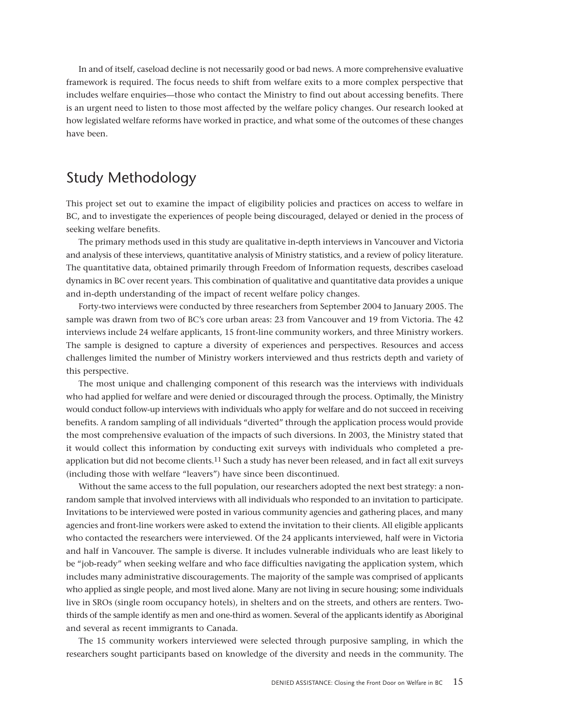In and of itself, caseload decline is not necessarily good or bad news. A more comprehensive evaluative framework is required. The focus needs to shift from welfare exits to a more complex perspective that includes welfare enquiries—those who contact the Ministry to find out about accessing benefits. There is an urgent need to listen to those most affected by the welfare policy changes. Our research looked at how legislated welfare reforms have worked in practice, and what some of the outcomes of these changes have been.

## Study Methodology

This project set out to examine the impact of eligibility policies and practices on access to welfare in BC, and to investigate the experiences of people being discouraged, delayed or denied in the process of seeking welfare benefits.

The primary methods used in this study are qualitative in-depth interviews in Vancouver and Victoria and analysis of these interviews, quantitative analysis of Ministry statistics, and a review of policy literature. The quantitative data, obtained primarily through Freedom of Information requests, describes caseload dynamics in BC over recent years. This combination of qualitative and quantitative data provides a unique and in-depth understanding of the impact of recent welfare policy changes.

Forty-two interviews were conducted by three researchers from September 2004 to January 2005. The sample was drawn from two of BC's core urban areas: 23 from Vancouver and 19 from Victoria. The 42 interviews include 24 welfare applicants, 15 front-line community workers, and three Ministry workers. The sample is designed to capture a diversity of experiences and perspectives. Resources and access challenges limited the number of Ministry workers interviewed and thus restricts depth and variety of this perspective.

The most unique and challenging component of this research was the interviews with individuals who had applied for welfare and were denied or discouraged through the process. Optimally, the Ministry would conduct follow-up interviews with individuals who apply for welfare and do not succeed in receiving benefits. A random sampling of all individuals "diverted" through the application process would provide the most comprehensive evaluation of the impacts of such diversions. In 2003, the Ministry stated that it would collect this information by conducting exit surveys with individuals who completed a pre-application but did not become clients.[11] Such a study has never been released, and in fact all exit surveys (including those with welfare "leavers") have since been discontinued.

Without the same access to the full population, our researchers adopted the next best strategy: a non-random sample that involved interviews with all individuals who responded to an invitation to participate. Invitations to be interviewed were posted in various community agencies and gathering places, and many agencies and front-line workers were asked to extend the invitation to their clients. All eligible applicants who contacted the researchers were interviewed. Of the 24 applicants interviewed, half were in Victoria and half in Vancouver. The sample is diverse. It includes vulnerable individuals who are least likely to be "job-ready" when seeking welfare and who face difficulties navigating the application system, which includes many administrative discouragements. The majority of the sample was comprised of applicants who applied as single people, and most lived alone. Many are not living in secure housing; some individuals live in SROs (single room occupancy hotels), in shelters and on the streets, and others are renters. Two-thirds of the sample identify as men and one-third as women. Several of the applicants identify as Aboriginal and several as recent immigrants to Canada.

The 15 community workers interviewed were selected through purposive sampling, in which the researchers sought participants based on knowledge of the diversity and needs in the community. The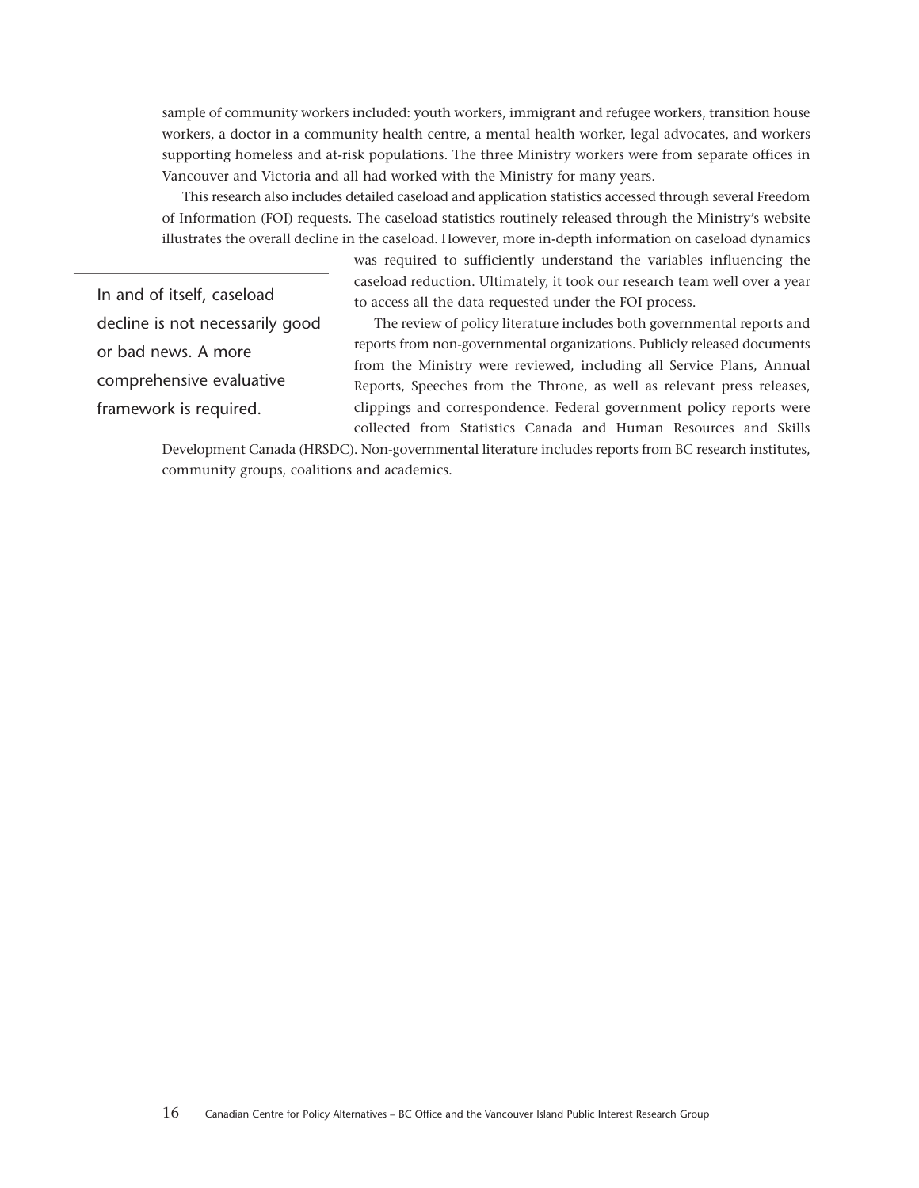sample of community workers included: youth workers, immigrant and refugee workers, transition house workers, a doctor in a community health centre, a mental health worker, legal advocates, and workers supporting homeless and at-risk populations. The three Ministry workers were from separate offices in Vancouver and Victoria and all had worked with the Ministry for many years.

This research also includes detailed caseload and application statistics accessed through several Freedom of Information (FOI) requests. The caseload statistics routinely released through the Ministry's website illustrates the overall decline in the caseload. However, more in-depth information on caseload dynamics was required to sufficiently understand the variables influencing the caseload reduction. Ultimately, it took our research team well over a year to access all the data requested under the FOI process.

> In and of itself, caseload decline is not necessarily good or bad news. A more comprehensive evaluative framework is required.

The review of policy literature includes both governmental reports and reports from non-governmental organizations. Publicly released documents from the Ministry were reviewed, including all Service Plans, Annual Reports, Speeches from the Throne, as well as relevant press releases, clippings and correspondence. Federal government policy reports were collected from Statistics Canada and Human Resources and Skills Development Canada (HRSDC). Non-governmental literature includes reports from BC research institutes, community groups, coalitions and academics.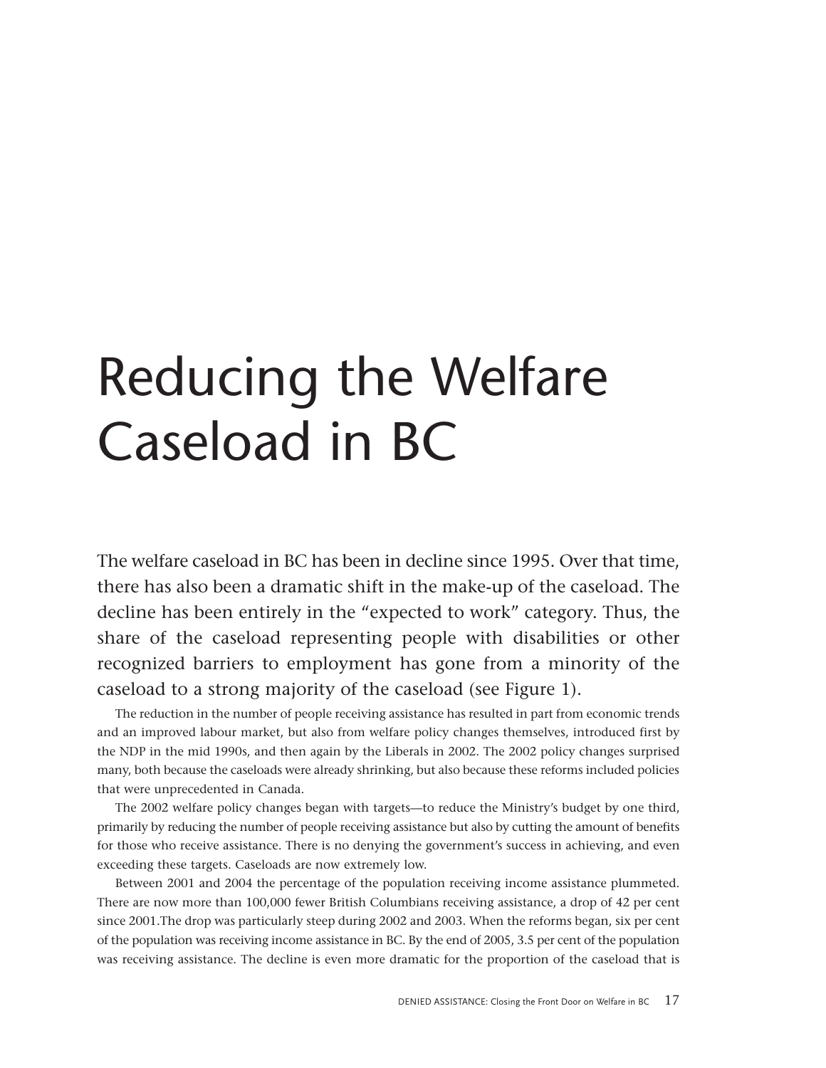# Reducing the Welfare Caseload in BC

The welfare caseload in BC has been in decline since 1995. Over that time, there has also been a dramatic shift in the make-up of the caseload. The decline has been entirely in the "expected to work" category. Thus, the share of the caseload representing people with disabilities or other recognized barriers to employment has gone from a minority of the caseload to a strong majority of the caseload (see Figure 1).

The reduction in the number of people receiving assistance has resulted in part from economic trends and an improved labour market, but also from welfare policy changes themselves, introduced first by the NDP in the mid 1990s, and then again by the Liberals in 2002. The 2002 policy changes surprised many, both because the caseloads were already shrinking, but also because these reforms included policies that were unprecedented in Canada.

The 2002 welfare policy changes began with targets—to reduce the Ministry's budget by one third, primarily by reducing the number of people receiving assistance but also by cutting the amount of benefits for those who receive assistance. There is no denying the government's success in achieving, and even exceeding these targets. Caseloads are now extremely low.

Between 2001 and 2004 the percentage of the population receiving income assistance plummeted. There are now more than 100,000 fewer British Columbians receiving assistance, a drop of 42 per cent since 2001.The drop was particularly steep during 2002 and 2003. When the reforms began, six per cent of the population was receiving income assistance in BC. By the end of 2005, 3.5 per cent of the population was receiving assistance. The decline is even more dramatic for the proportion of the caseload that is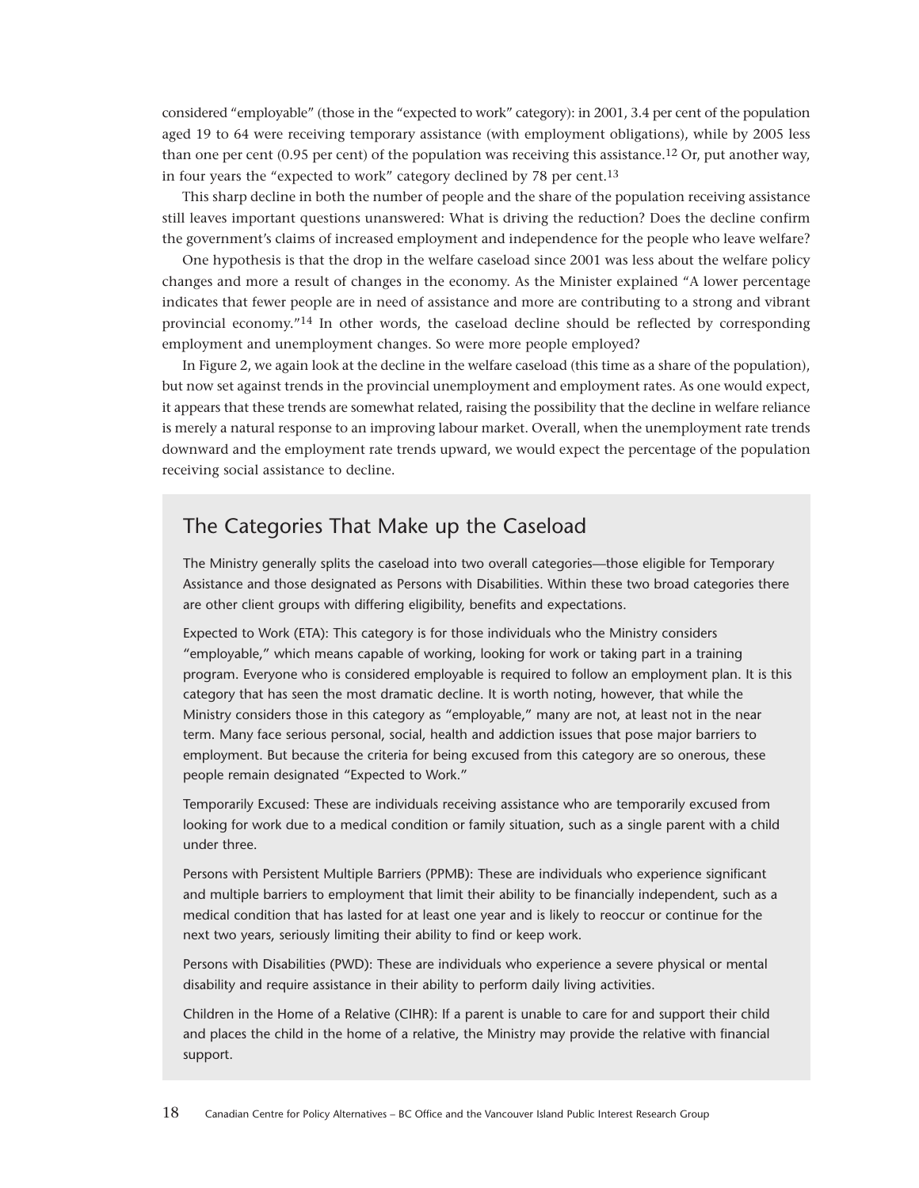considered "employable" (those in the "expected to work" category): in 2001, 3.4 per cent of the population aged 19 to 64 were receiving temporary assistance (with employment obligations), while by 2005 less than one per cent (0.95 per cent) of the population was receiving this assistance.[12] Or, put another way, in four years the "expected to work" category declined by 78 per cent.[13]

This sharp decline in both the number of people and the share of the population receiving assistance still leaves important questions unanswered: What is driving the reduction? Does the decline confirm the government's claims of increased employment and independence for the people who leave welfare?

One hypothesis is that the drop in the welfare caseload since 2001 was less about the welfare policy changes and more a result of changes in the economy. As the Minister explained "A lower percentage indicates that fewer people are in need of assistance and more are contributing to a strong and vibrant provincial economy."[14] In other words, the caseload decline should be reflected by corresponding employment and unemployment changes. So were more people employed?

In Figure 2, we again look at the decline in the welfare caseload (this time as a share of the population), but now set against trends in the provincial unemployment and employment rates. As one would expect, it appears that these trends are somewhat related, raising the possibility that the decline in welfare reliance is merely a natural response to an improving labour market. Overall, when the unemployment rate trends downward and the employment rate trends upward, we would expect the percentage of the population receiving social assistance to decline.

## The Categories That Make up the Caseload

The Ministry generally splits the caseload into two overall categories—those eligible for Temporary Assistance and those designated as Persons with Disabilities. Within these two broad categories there are other client groups with differing eligibility, benefits and expectations.

Expected to Work (ETA): This category is for those individuals who the Ministry considers "employable," which means capable of working, looking for work or taking part in a training program. Everyone who is considered employable is required to follow an employment plan. It is this category that has seen the most dramatic decline. It is worth noting, however, that while the Ministry considers those in this category as "employable," many are not, at least not in the near term. Many face serious personal, social, health and addiction issues that pose major barriers to employment. But because the criteria for being excused from this category are so onerous, these people remain designated "Expected to Work."

Temporarily Excused: These are individuals receiving assistance who are temporarily excused from looking for work due to a medical condition or family situation, such as a single parent with a child under three.

Persons with Persistent Multiple Barriers (PPMB): These are individuals who experience significant and multiple barriers to employment that limit their ability to be financially independent, such as a medical condition that has lasted for at least one year and is likely to reoccur or continue for the next two years, seriously limiting their ability to find or keep work.

Persons with Disabilities (PWD): These are individuals who experience a severe physical or mental disability and require assistance in their ability to perform daily living activities.

Children in the Home of a Relative (CIHR): If a parent is unable to care for and support their child and places the child in the home of a relative, the Ministry may provide the relative with financial support.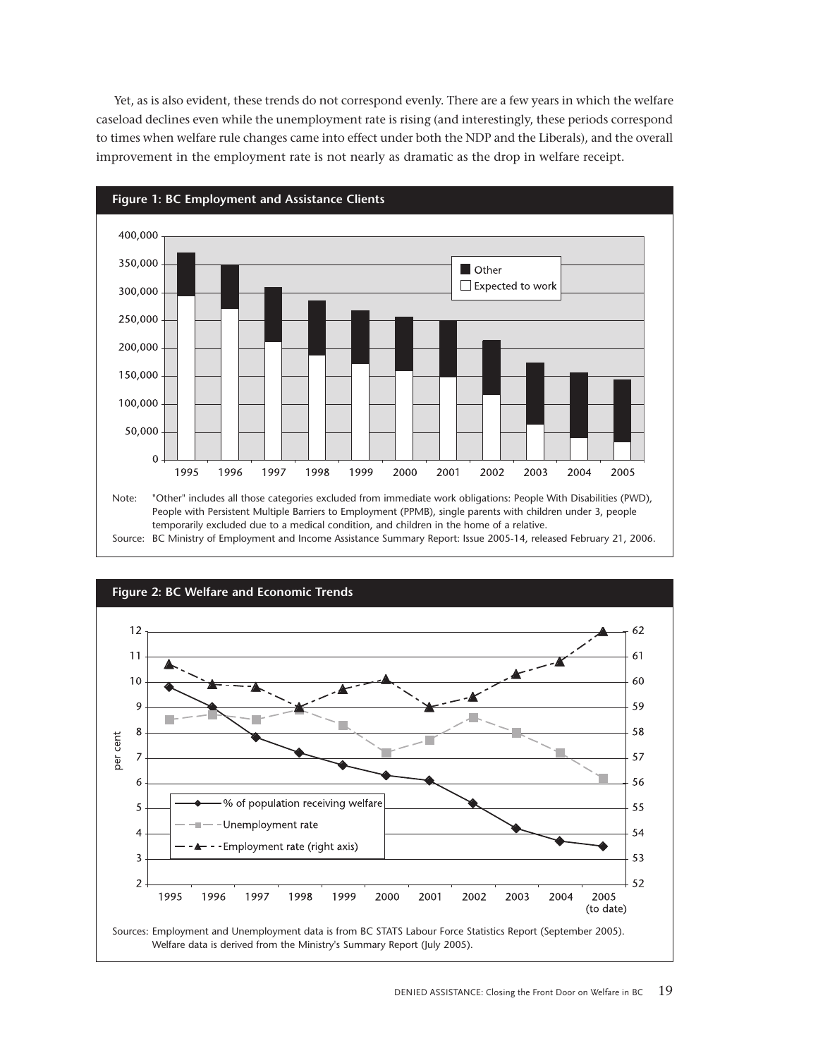Yet, as is also evident, these trends do not correspond evenly. There are a few years in which the welfare caseload declines even while the unemployment rate is rising (and interestingly, these periods correspond to times when welfare rule changes came into effect under both the NDP and the Liberals), and the overall improvement in the employment rate is not nearly as dramatic as the drop in welfare receipt.

**Figure 1: BC Employment and Assistance Clients**

Note: "Other" includes all those categories excluded from immediate work obligations: People With Disabilities (PWD), People with Persistent Multiple Barriers to Employment (PPMB), single parents with children under 3, people temporarily excluded due to a medical condition, and children in the home of a relative.

Source: BC Ministry of Employment and Income Assistance Summary Report: Issue 2005-14, released February 21, 2006.

**Figure 2: BC Welfare and Economic Trends**

Sources: Employment and Unemployment data is from BC STATS Labour Force Statistics Report (September 2005). Welfare data is derived from the Ministry's Summary Report (July 2005).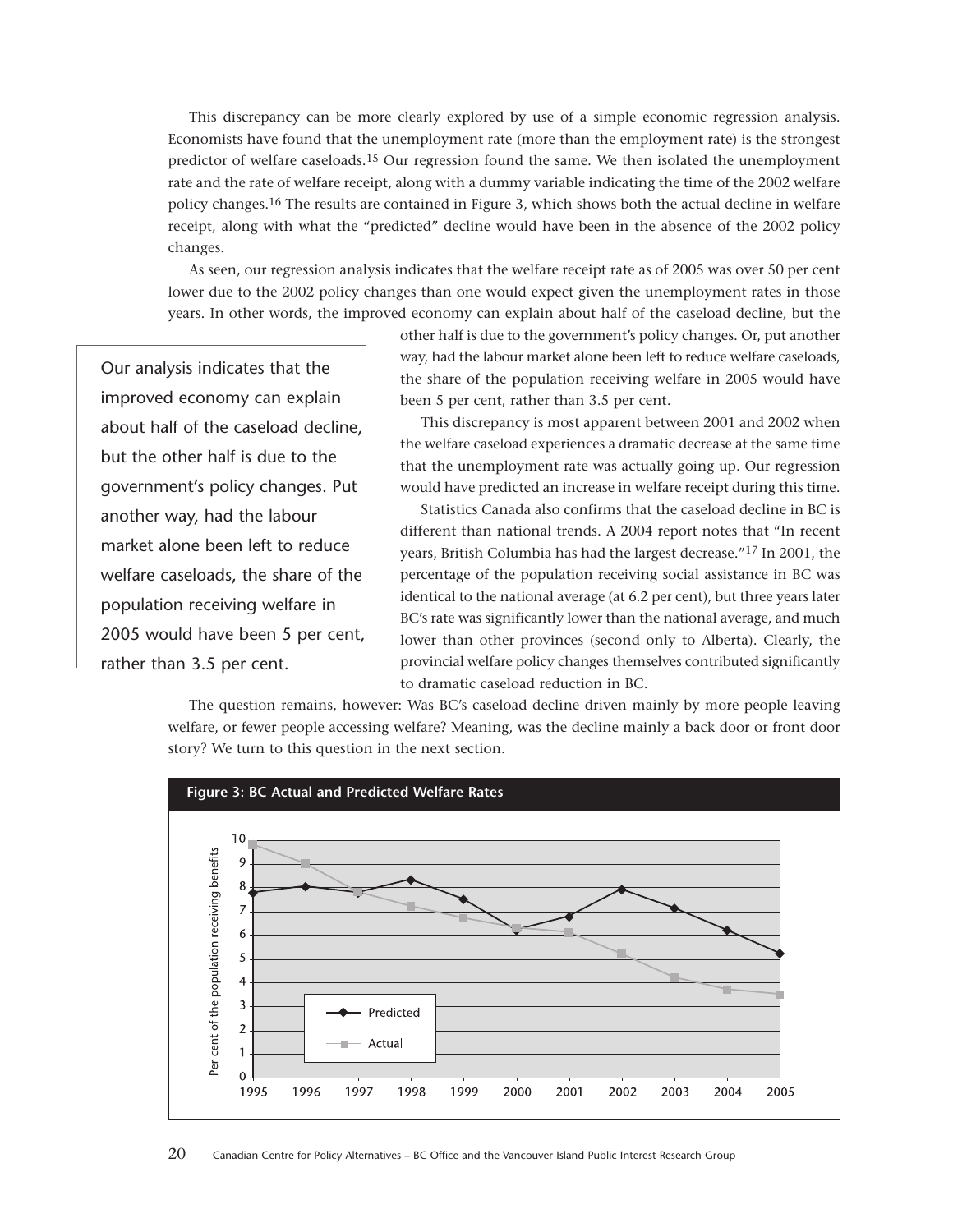This discrepancy can be more clearly explored by use of a simple economic regression analysis. Economists have found that the unemployment rate (more than the employment rate) is the strongest predictor of welfare caseloads.[15] Our regression found the same. We then isolated the unemployment rate and the rate of welfare receipt, along with a dummy variable indicating the time of the 2002 welfare policy changes.[16] The results are contained in Figure 3, which shows both the actual decline in welfare receipt, along with what the "predicted" decline would have been in the absence of the 2002 policy changes.

As seen, our regression analysis indicates that the welfare receipt rate as of 2005 was over 50 per cent lower due to the 2002 policy changes than one would expect given the unemployment rates in those years. In other words, the improved economy can explain about half of the caseload decline, but the other half is due to the government's policy changes. Or, put another way, had the labour market alone been left to reduce welfare caseloads, the share of the population receiving welfare in 2005 would have been 5 per cent, rather than 3.5 per cent.

> Our analysis indicates that the improved economy can explain about half of the caseload decline, but the other half is due to the government's policy changes. Put another way, had the labour market alone been left to reduce welfare caseloads, the share of the population receiving welfare in 2005 would have been 5 per cent, rather than 3.5 per cent.

This discrepancy is most apparent between 2001 and 2002 when the welfare caseload experiences a dramatic decrease at the same time that the unemployment rate was actually going up. Our regression would have predicted an increase in welfare receipt during this time.

Statistics Canada also confirms that the caseload decline in BC is different than national trends. A 2004 report notes that "In recent years, British Columbia has had the largest decrease."[17] In 2001, the percentage of the population receiving social assistance in BC was identical to the national average (at 6.2 per cent), but three years later BC's rate was significantly lower than the national average, and much lower than other provinces (second only to Alberta). Clearly, the provincial welfare policy changes themselves contributed significantly to dramatic caseload reduction in BC.

The question remains, however: Was BC's caseload decline driven mainly by more people leaving welfare, or fewer people accessing welfare? Meaning, was the decline mainly a back door or front door story? We turn to this question in the next section.

**Figure 3: BC Actual and Predicted Welfare Rates**

Per cent of the population receiving benefits

| Year | Predicted | Actual |
|---|---|---|
| 1995 | 7.8 | 9.8 |
| 1996 | 8.0 | 9.0 |
| 1997 | 7.8 | 7.8 |
| 1998 | 8.3 | 7.2 |
| 1999 | 7.5 | 6.7 |
| 2000 | 6.2 | 6.3 |
| 2001 | 6.8 | 6.1 |
| 2002 | 7.9 | 5.2 |
| 2003 | 7.1 | 4.2 |
| 2004 | 6.2 | 3.7 |
| 2005 | 5.2 | 3.5 |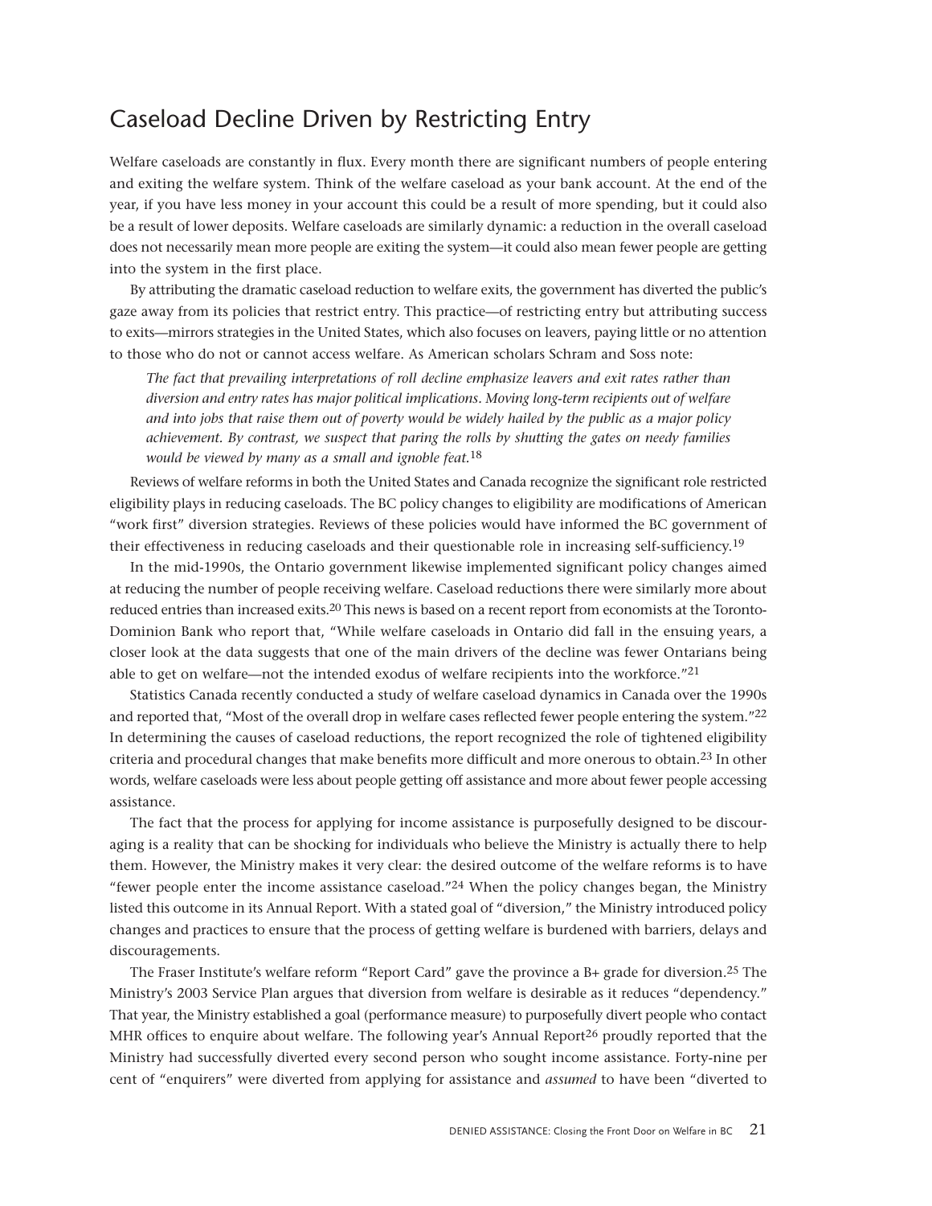## Caseload Decline Driven by Restricting Entry

Welfare caseloads are constantly in flux. Every month there are significant numbers of people entering and exiting the welfare system. Think of the welfare caseload as your bank account. At the end of the year, if you have less money in your account this could be a result of more spending, but it could also be a result of lower deposits. Welfare caseloads are similarly dynamic: a reduction in the overall caseload does not necessarily mean more people are exiting the system—it could also mean fewer people are getting into the system in the first place.

By attributing the dramatic caseload reduction to welfare exits, the government has diverted the public's gaze away from its policies that restrict entry. This practice—of restricting entry but attributing success to exits—mirrors strategies in the United States, which also focuses on leavers, paying little or no attention to those who do not or cannot access welfare. As American scholars Schram and Soss note:

> *The fact that prevailing interpretations of roll decline emphasize leavers and exit rates rather than diversion and entry rates has major political implications. Moving long-term recipients out of welfare and into jobs that raise them out of poverty would be widely hailed by the public as a major policy achievement. By contrast, we suspect that paring the rolls by shutting the gates on needy families would be viewed by many as a small and ignoble feat.*[18]

Reviews of welfare reforms in both the United States and Canada recognize the significant role restricted eligibility plays in reducing caseloads. The BC policy changes to eligibility are modifications of American "work first" diversion strategies. Reviews of these policies would have informed the BC government of their effectiveness in reducing caseloads and their questionable role in increasing self-sufficiency.[19]

In the mid-1990s, the Ontario government likewise implemented significant policy changes aimed at reducing the number of people receiving welfare. Caseload reductions there were similarly more about reduced entries than increased exits.[20] This news is based on a recent report from economists at the Toronto-Dominion Bank who report that, "While welfare caseloads in Ontario did fall in the ensuing years, a closer look at the data suggests that one of the main drivers of the decline was fewer Ontarians being able to get on welfare—not the intended exodus of welfare recipients into the workforce."[21]

Statistics Canada recently conducted a study of welfare caseload dynamics in Canada over the 1990s and reported that, "Most of the overall drop in welfare cases reflected fewer people entering the system."[22] In determining the causes of caseload reductions, the report recognized the role of tightened eligibility criteria and procedural changes that make benefits more difficult and more onerous to obtain.[23] In other words, welfare caseloads were less about people getting off assistance and more about fewer people accessing assistance.

The fact that the process for applying for income assistance is purposefully designed to be discouraging is a reality that can be shocking for individuals who believe the Ministry is actually there to help them. However, the Ministry makes it very clear: the desired outcome of the welfare reforms is to have "fewer people enter the income assistance caseload."[24] When the policy changes began, the Ministry listed this outcome in its Annual Report. With a stated goal of "diversion," the Ministry introduced policy changes and practices to ensure that the process of getting welfare is burdened with barriers, delays and discouragements.

The Fraser Institute's welfare reform "Report Card" gave the province a B+ grade for diversion.[25] The Ministry's 2003 Service Plan argues that diversion from welfare is desirable as it reduces "dependency." That year, the Ministry established a goal (performance measure) to purposefully divert people who contact MHR offices to enquire about welfare. The following year's Annual Report[26] proudly reported that the Ministry had successfully diverted every second person who sought income assistance. Forty-nine per cent of "enquirers" were diverted from applying for assistance and *assumed* to have been "diverted to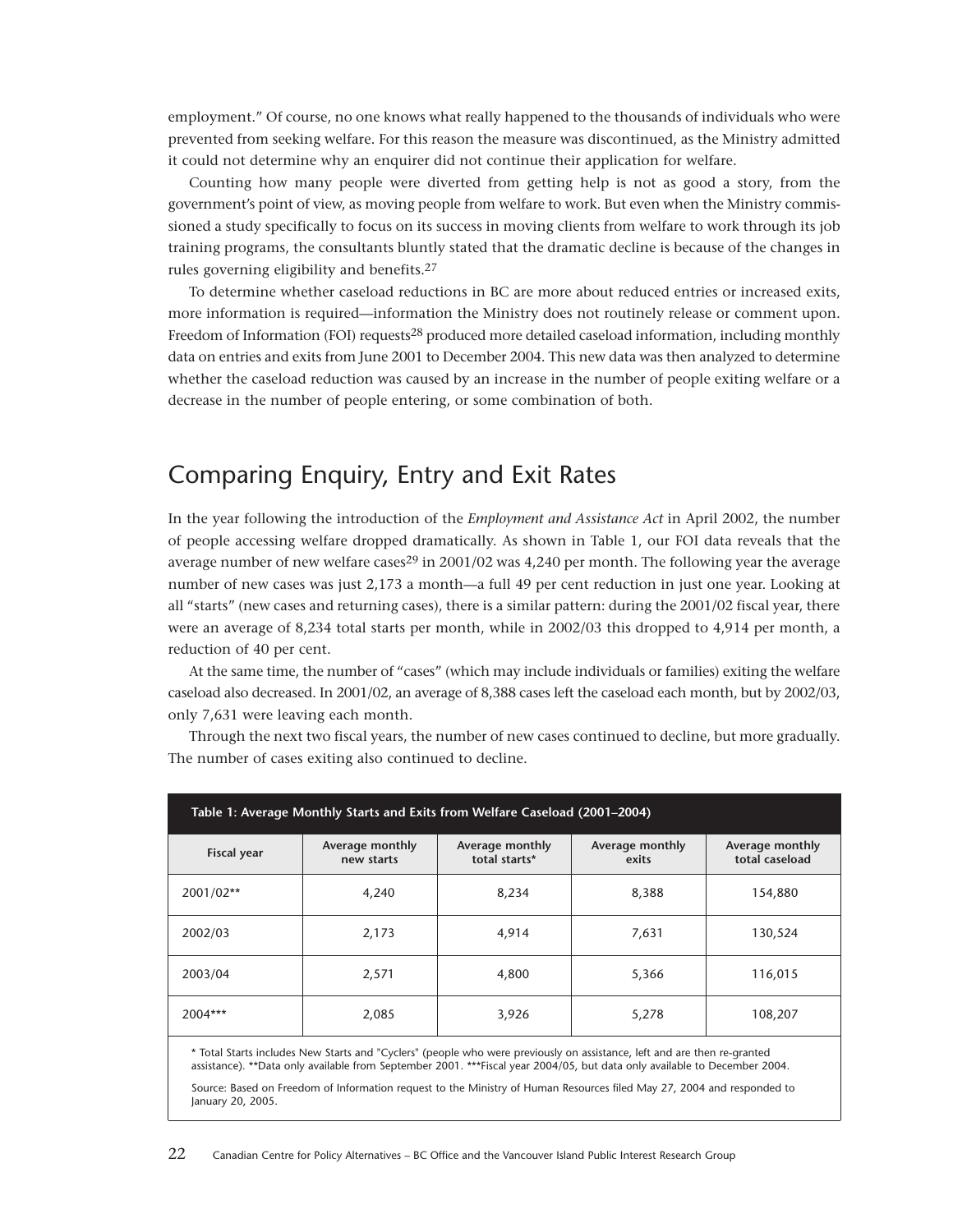employment." Of course, no one knows what really happened to the thousands of individuals who were prevented from seeking welfare. For this reason the measure was discontinued, as the Ministry admitted it could not determine why an enquirer did not continue their application for welfare.

Counting how many people were diverted from getting help is not as good a story, from the government's point of view, as moving people from welfare to work. But even when the Ministry commissioned a study specifically to focus on its success in moving clients from welfare to work through its job training programs, the consultants bluntly stated that the dramatic decline is because of the changes in rules governing eligibility and benefits.[27]

To determine whether caseload reductions in BC are more about reduced entries or increased exits, more information is required—information the Ministry does not routinely release or comment upon. Freedom of Information (FOI) requests[28] produced more detailed caseload information, including monthly data on entries and exits from June 2001 to December 2004. This new data was then analyzed to determine whether the caseload reduction was caused by an increase in the number of people exiting welfare or a decrease in the number of people entering, or some combination of both.

## Comparing Enquiry, Entry and Exit Rates

In the year following the introduction of the *Employment and Assistance Act* in April 2002, the number of people accessing welfare dropped dramatically. As shown in Table 1, our FOI data reveals that the average number of new welfare cases[29] in 2001/02 was 4,240 per month. The following year the average number of new cases was just 2,173 a month—a full 49 per cent reduction in just one year. Looking at all "starts" (new cases and returning cases), there is a similar pattern: during the 2001/02 fiscal year, there were an average of 8,234 total starts per month, while in 2002/03 this dropped to 4,914 per month, a reduction of 40 per cent.

At the same time, the number of "cases" (which may include individuals or families) exiting the welfare caseload also decreased. In 2001/02, an average of 8,388 cases left the caseload each month, but by 2002/03, only 7,631 were leaving each month.

Through the next two fiscal years, the number of new cases continued to decline, but more gradually. The number of cases exiting also continued to decline.

**Table 1: Average Monthly Starts and Exits from Welfare Caseload (2001–2004)**

| Fiscal year | Average monthly new starts | Average monthly total starts* | Average monthly exits | Average monthly total caseload |
|---|---|---|---|---|
| 2001/02** | 4,240 | 8,234 | 8,388 | 154,880 |
| 2002/03 | 2,173 | 4,914 | 7,631 | 130,524 |
| 2003/04 | 2,571 | 4,800 | 5,366 | 116,015 |
| 2004*** | 2,085 | 3,926 | 5,278 | 108,207 |

\* Total Starts includes New Starts and "Cyclers" (people who were previously on assistance, left and are then re-granted assistance). **Data only available from September 2001. ***Fiscal year 2004/05, but data only available to December 2004.

Source: Based on Freedom of Information request to the Ministry of Human Resources filed May 27, 2004 and responded to January 20, 2005.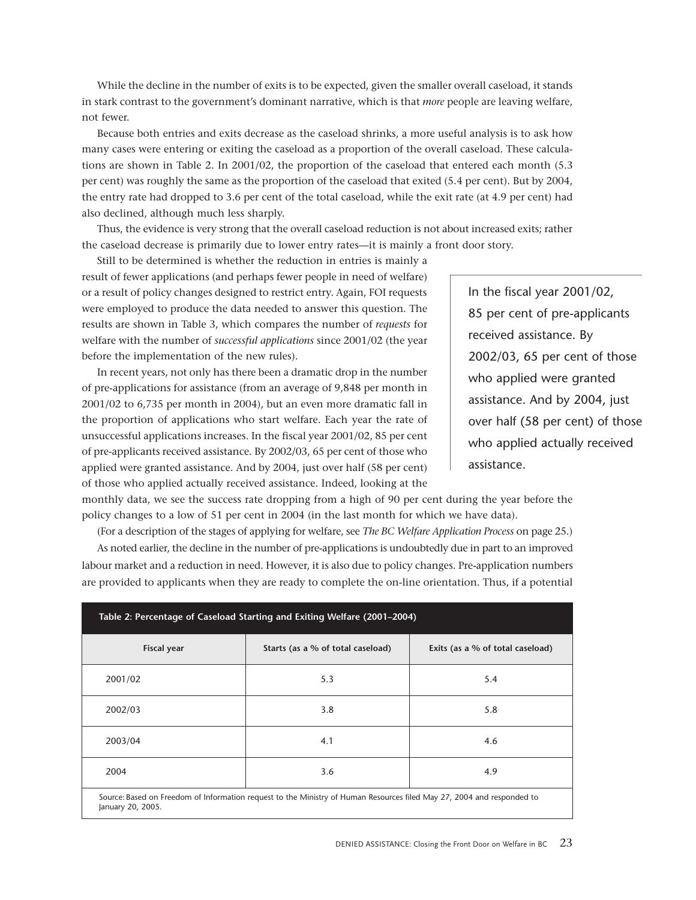While the decline in the number of exits is to be expected, given the smaller overall caseload, it stands in stark contrast to the government's dominant narrative, which is that *more* people are leaving welfare, not fewer.

Because both entries and exits decrease as the caseload shrinks, a more useful analysis is to ask how many cases were entering or exiting the caseload as a proportion of the overall caseload. These calculations are shown in Table 2. In 2001/02, the proportion of the caseload that entered each month (5.3 per cent) was roughly the same as the proportion of the caseload that exited (5.4 per cent). But by 2004, the entry rate had dropped to 3.6 per cent of the total caseload, while the exit rate (at 4.9 per cent) had also declined, although much less sharply.

Thus, the evidence is very strong that the overall caseload reduction is not about increased exits; rather the caseload decrease is primarily due to lower entry rates—it is mainly a front door story.

Still to be determined is whether the reduction in entries is mainly a result of fewer applications (and perhaps fewer people in need of welfare) or a result of policy changes designed to restrict entry. Again, FOI requests were employed to produce the data needed to answer this question. The results are shown in Table 3, which compares the number of *requests* for welfare with the number of *successful applications* since 2001/02 (the year before the implementation of the new rules).

In recent years, not only has there been a dramatic drop in the number of pre-applications for assistance (from an average of 9,848 per month in 2001/02 to 6,735 per month in 2004), but an even more dramatic fall in the proportion of applications who start welfare. Each year the rate of unsuccessful applications increases. In the fiscal year 2001/02, 85 per cent of pre-applicants received assistance. By 2002/03, 65 per cent of those who applied were granted assistance. And by 2004, just over half (58 per cent) of those who applied actually received assistance. Indeed, looking at the monthly data, we see the success rate dropping from a high of 90 per cent during the year before the policy changes to a low of 51 per cent in 2004 (in the last month for which we have data).

> In the fiscal year 2001/02, 85 per cent of pre-applicants received assistance. By 2002/03, 65 per cent of those who applied were granted assistance. And by 2004, just over half (58 per cent) of those who applied actually received assistance.

(For a description of the stages of applying for welfare, see *The BC Welfare Application Process* on page 25.)

As noted earlier, the decline in the number of pre-applications is undoubtedly due in part to an improved labour market and a reduction in need. However, it is also due to policy changes. Pre-application numbers are provided to applicants when they are ready to complete the on-line orientation. Thus, if a potential

**Table 2: Percentage of Caseload Starting and Exiting Welfare (2001–2004)**

| Fiscal year | Starts (as a % of total caseload) | Exits (as a % of total caseload) |
|---|---|---|
| 2001/02 | 5.3 | 5.4 |
| 2002/03 | 3.8 | 5.8 |
| 2003/04 | 4.1 | 4.6 |
| 2004 | 3.6 | 4.9 |

Source: Based on Freedom of Information request to the Ministry of Human Resources filed May 27, 2004 and responded to January 20, 2005.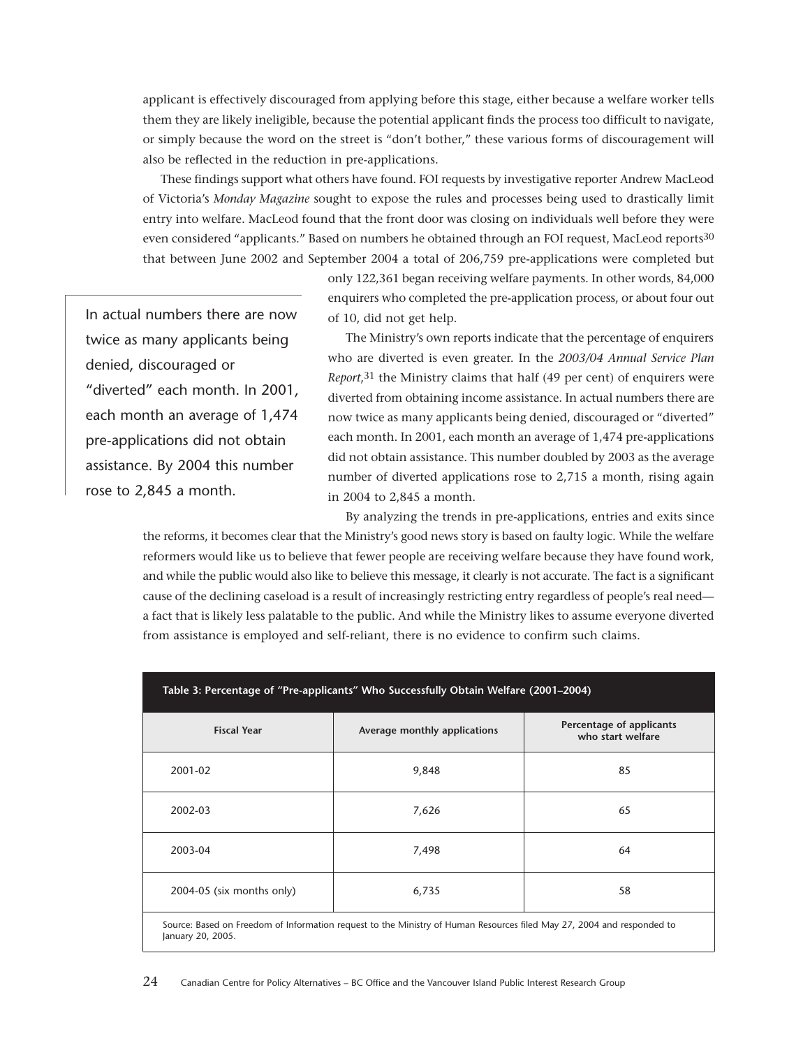applicant is effectively discouraged from applying before this stage, either because a welfare worker tells them they are likely ineligible, because the potential applicant finds the process too difficult to navigate, or simply because the word on the street is "don't bother," these various forms of discouragement will also be reflected in the reduction in pre-applications.

These findings support what others have found. FOI requests by investigative reporter Andrew MacLeod of Victoria's *Monday Magazine* sought to expose the rules and processes being used to drastically limit entry into welfare. MacLeod found that the front door was closing on individuals well before they were even considered "applicants." Based on numbers he obtained through an FOI request, MacLeod reports[30] that between June 2002 and September 2004 a total of 206,759 pre-applications were completed but only 122,361 began receiving welfare payments. In other words, 84,000 enquirers who completed the pre-application process, or about four out of 10, did not get help.

> In actual numbers there are now twice as many applicants being denied, discouraged or "diverted" each month. In 2001, each month an average of 1,474 pre-applications did not obtain assistance. By 2004 this number rose to 2,845 a month.

The Ministry's own reports indicate that the percentage of enquirers who are diverted is even greater. In the *2003/04 Annual Service Plan Report*,[31] the Ministry claims that half (49 per cent) of enquirers were diverted from obtaining income assistance. In actual numbers there are now twice as many applicants being denied, discouraged or "diverted" each month. In 2001, each month an average of 1,474 pre-applications did not obtain assistance. This number doubled by 2003 as the average number of diverted applications rose to 2,715 a month, rising again in 2004 to 2,845 a month.

By analyzing the trends in pre-applications, entries and exits since the reforms, it becomes clear that the Ministry's good news story is based on faulty logic. While the welfare reformers would like us to believe that fewer people are receiving welfare because they have found work, and while the public would also like to believe this message, it clearly is not accurate. The fact is a significant cause of the declining caseload is a result of increasingly restricting entry regardless of people's real need—a fact that is likely less palatable to the public. And while the Ministry likes to assume everyone diverted from assistance is employed and self-reliant, there is no evidence to confirm such claims.

**Table 3: Percentage of "Pre-applicants" Who Successfully Obtain Welfare (2001–2004)**

| Fiscal Year | Average monthly applications | Percentage of applicants who start welfare |
|---|---|---|
| 2001-02 | 9,848 | 85 |
| 2002-03 | 7,626 | 65 |
| 2003-04 | 7,498 | 64 |
| 2004-05 (six months only) | 6,735 | 58 |

Source: Based on Freedom of Information request to the Ministry of Human Resources filed May 27, 2004 and responded to January 20, 2005.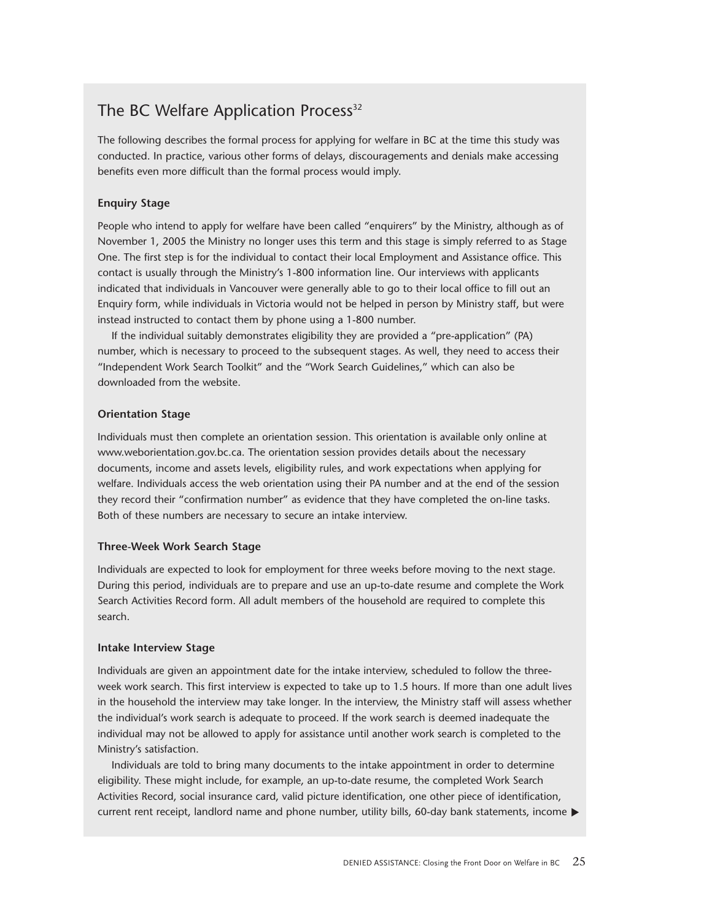## The BC Welfare Application Process[32]

The following describes the formal process for applying for welfare in BC at the time this study was conducted. In practice, various other forms of delays, discouragements and denials make accessing benefits even more difficult than the formal process would imply.

### Enquiry Stage

People who intend to apply for welfare have been called "enquirers" by the Ministry, although as of November 1, 2005 the Ministry no longer uses this term and this stage is simply referred to as Stage One. The first step is for the individual to contact their local Employment and Assistance office. This contact is usually through the Ministry's 1-800 information line. Our interviews with applicants indicated that individuals in Vancouver were generally able to go to their local office to fill out an Enquiry form, while individuals in Victoria would not be helped in person by Ministry staff, but were instead instructed to contact them by phone using a 1-800 number.

If the individual suitably demonstrates eligibility they are provided a "pre-application" (PA) number, which is necessary to proceed to the subsequent stages. As well, they need to access their "Independent Work Search Toolkit" and the "Work Search Guidelines," which can also be downloaded from the website.

### Orientation Stage

Individuals must then complete an orientation session. This orientation is available only online at www.weborientation.gov.bc.ca. The orientation session provides details about the necessary documents, income and assets levels, eligibility rules, and work expectations when applying for welfare. Individuals access the web orientation using their PA number and at the end of the session they record their "confirmation number" as evidence that they have completed the on-line tasks. Both of these numbers are necessary to secure an intake interview.

### Three-Week Work Search Stage

Individuals are expected to look for employment for three weeks before moving to the next stage. During this period, individuals are to prepare and use an up-to-date resume and complete the Work Search Activities Record form. All adult members of the household are required to complete this search.

### Intake Interview Stage

Individuals are given an appointment date for the intake interview, scheduled to follow the three-week work search. This first interview is expected to take up to 1.5 hours. If more than one adult lives in the household the interview may take longer. In the interview, the Ministry staff will assess whether the individual's work search is adequate to proceed. If the work search is deemed inadequate the individual may not be allowed to apply for assistance until another work search is completed to the Ministry's satisfaction.

Individuals are told to bring many documents to the intake appointment in order to determine eligibility. These might include, for example, an up-to-date resume, the completed Work Search Activities Record, social insurance card, valid picture identification, one other piece of identification, current rent receipt, landlord name and phone number, utility bills, 60-day bank statements, income ▶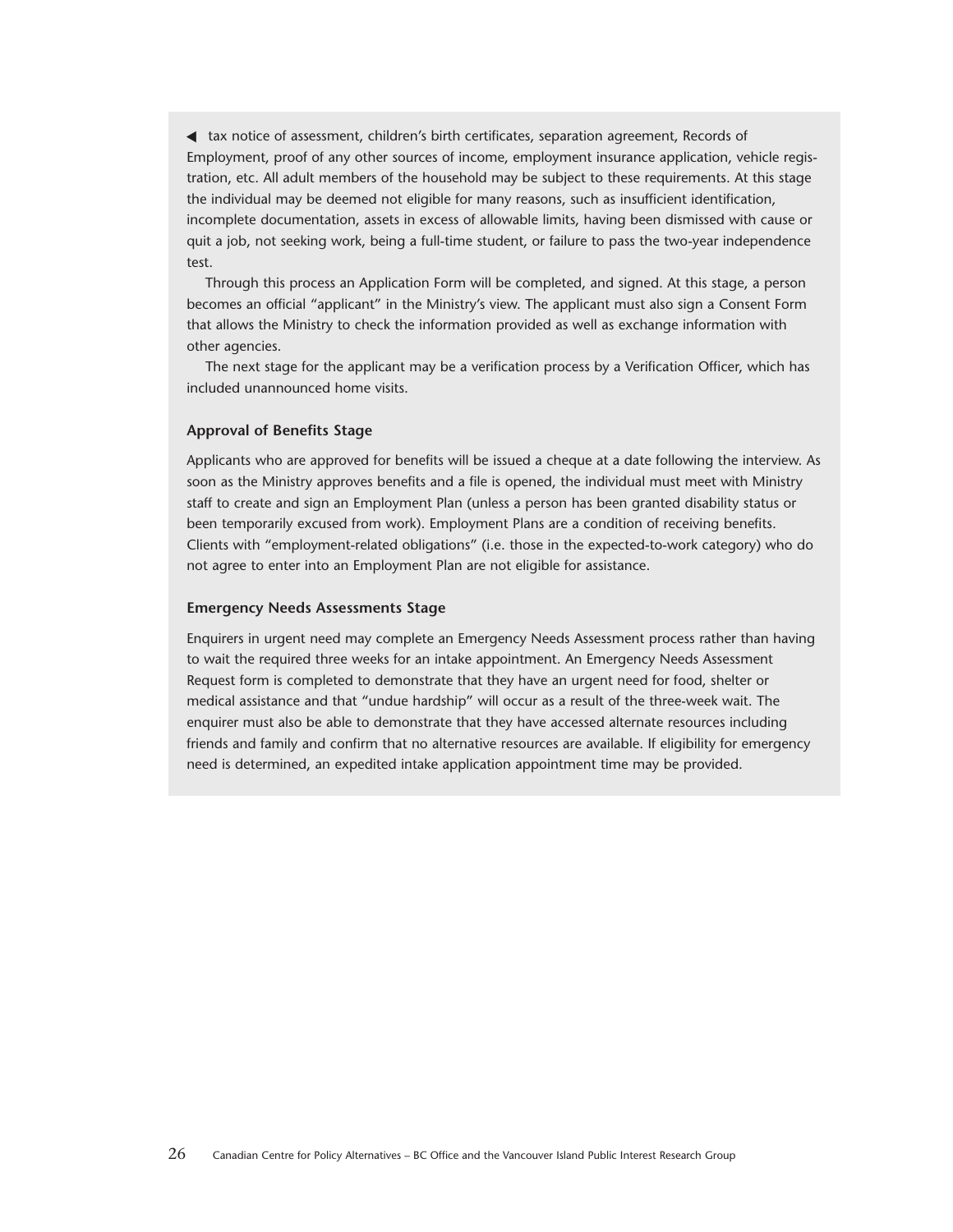tax notice of assessment, children's birth certificates, separation agreement, Records of Employment, proof of any other sources of income, employment insurance application, vehicle registration, etc. All adult members of the household may be subject to these requirements. At this stage the individual may be deemed not eligible for many reasons, such as insufficient identification, incomplete documentation, assets in excess of allowable limits, having been dismissed with cause or quit a job, not seeking work, being a full-time student, or failure to pass the two-year independence test.

Through this process an Application Form will be completed, and signed. At this stage, a person becomes an official "applicant" in the Ministry's view. The applicant must also sign a Consent Form that allows the Ministry to check the information provided as well as exchange information with other agencies.

The next stage for the applicant may be a verification process by a Verification Officer, which has included unannounced home visits.

#### Approval of Benefits Stage

Applicants who are approved for benefits will be issued a cheque at a date following the interview. As soon as the Ministry approves benefits and a file is opened, the individual must meet with Ministry staff to create and sign an Employment Plan (unless a person has been granted disability status or been temporarily excused from work). Employment Plans are a condition of receiving benefits. Clients with "employment-related obligations" (i.e. those in the expected-to-work category) who do not agree to enter into an Employment Plan are not eligible for assistance.

#### Emergency Needs Assessments Stage

Enquirers in urgent need may complete an Emergency Needs Assessment process rather than having to wait the required three weeks for an intake appointment. An Emergency Needs Assessment Request form is completed to demonstrate that they have an urgent need for food, shelter or medical assistance and that "undue hardship" will occur as a result of the three-week wait. The enquirer must also be able to demonstrate that they have accessed alternate resources including friends and family and confirm that no alternative resources are available. If eligibility for emergency need is determined, an expedited intake application appointment time may be provided.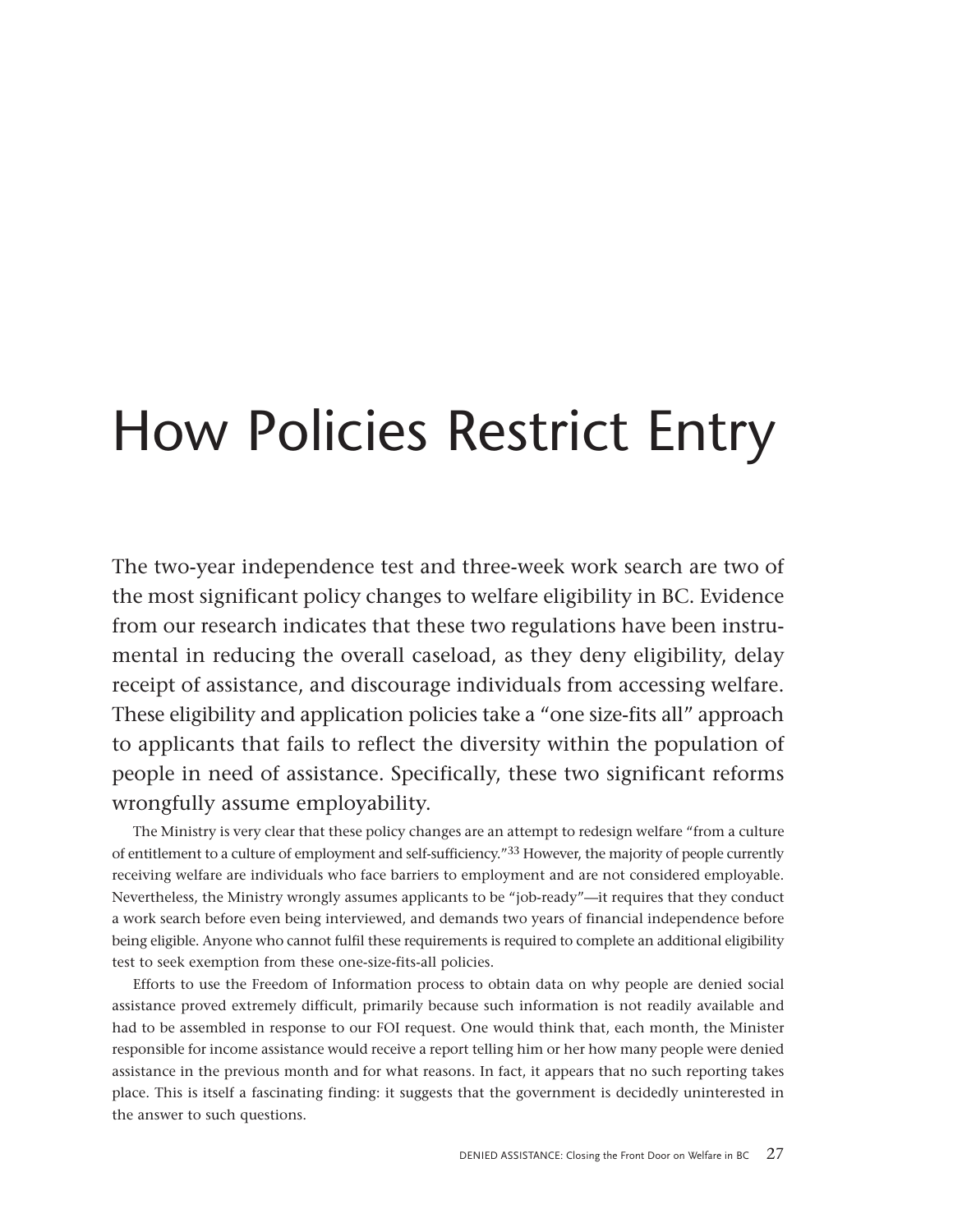# How Policies Restrict Entry

The two-year independence test and three-week work search are two of the most significant policy changes to welfare eligibility in BC. Evidence from our research indicates that these two regulations have been instrumental in reducing the overall caseload, as they deny eligibility, delay receipt of assistance, and discourage individuals from accessing welfare. These eligibility and application policies take a "one size-fits all" approach to applicants that fails to reflect the diversity within the population of people in need of assistance. Specifically, these two significant reforms wrongfully assume employability.

The Ministry is very clear that these policy changes are an attempt to redesign welfare "from a culture of entitlement to a culture of employment and self-sufficiency."[33] However, the majority of people currently receiving welfare are individuals who face barriers to employment and are not considered employable. Nevertheless, the Ministry wrongly assumes applicants to be "job-ready"—it requires that they conduct a work search before even being interviewed, and demands two years of financial independence before being eligible. Anyone who cannot fulfil these requirements is required to complete an additional eligibility test to seek exemption from these one-size-fits-all policies.

Efforts to use the Freedom of Information process to obtain data on why people are denied social assistance proved extremely difficult, primarily because such information is not readily available and had to be assembled in response to our FOI request. One would think that, each month, the Minister responsible for income assistance would receive a report telling him or her how many people were denied assistance in the previous month and for what reasons. In fact, it appears that no such reporting takes place. This is itself a fascinating finding: it suggests that the government is decidedly uninterested in the answer to such questions.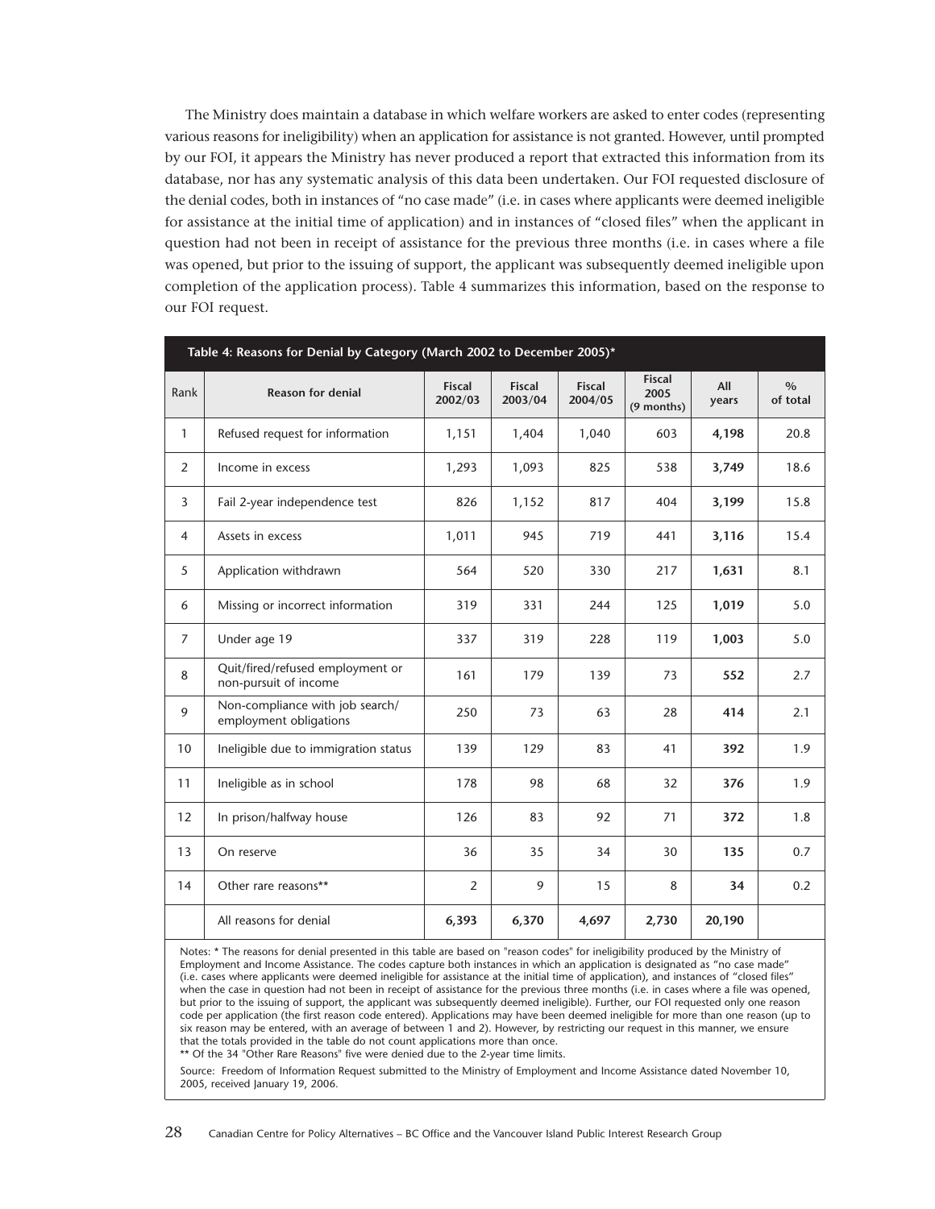The Ministry does maintain a database in which welfare workers are asked to enter codes (representing various reasons for ineligibility) when an application for assistance is not granted. However, until prompted by our FOI, it appears the Ministry has never produced a report that extracted this information from its database, nor has any systematic analysis of this data been undertaken. Our FOI requested disclosure of the denial codes, both in instances of "no case made" (i.e. in cases where applicants were deemed ineligible for assistance at the initial time of application) and in instances of "closed files" when the applicant in question had not been in receipt of assistance for the previous three months (i.e. in cases where a file was opened, but prior to the issuing of support, the applicant was subsequently deemed ineligible upon completion of the application process). Table 4 summarizes this information, based on the response to our FOI request.

**Table 4: Reasons for Denial by Category (March 2002 to December 2005)***

| Rank | Reason for denial | Fiscal 2002/03 | Fiscal 2003/04 | Fiscal 2004/05 | Fiscal 2005 (9 months) | All years | % of total |
|---|---|---|---|---|---|---|---|
| 1 | Refused request for information | 1,151 | 1,404 | 1,040 | 603 | **4,198** | 20.8 |
| 2 | Income in excess | 1,293 | 1,093 | 825 | 538 | **3,749** | 18.6 |
| 3 | Fail 2-year independence test | 826 | 1,152 | 817 | 404 | **3,199** | 15.8 |
| 4 | Assets in excess | 1,011 | 945 | 719 | 441 | **3,116** | 15.4 |
| 5 | Application withdrawn | 564 | 520 | 330 | 217 | **1,631** | 8.1 |
| 6 | Missing or incorrect information | 319 | 331 | 244 | 125 | **1,019** | 5.0 |
| 7 | Under age 19 | 337 | 319 | 228 | 119 | **1,003** | 5.0 |
| 8 | Quit/fired/refused employment or non-pursuit of income | 161 | 179 | 139 | 73 | **552** | 2.7 |
| 9 | Non-compliance with job search/ employment obligations | 250 | 73 | 63 | 28 | **414** | 2.1 |
| 10 | Ineligible due to immigration status | 139 | 129 | 83 | 41 | **392** | 1.9 |
| 11 | Ineligible as in school | 178 | 98 | 68 | 32 | **376** | 1.9 |
| 12 | In prison/halfway house | 126 | 83 | 92 | 71 | **372** | 1.8 |
| 13 | On reserve | 36 | 35 | 34 | 30 | **135** | 0.7 |
| 14 | Other rare reasons** | 2 | 9 | 15 | 8 | **34** | 0.2 |
| | All reasons for denial | **6,393** | **6,370** | **4,697** | **2,730** | **20,190** | |

Notes: * The reasons for denial presented in this table are based on "reason codes" for ineligibility produced by the Ministry of Employment and Income Assistance. The codes capture both instances in which an application is designated as "no case made" (i.e. cases where applicants were deemed ineligible for assistance at the initial time of application), and instances of "closed files" when the case in question had not been in receipt of assistance for the previous three months (i.e. in cases where a file was opened, but prior to the issuing of support, the applicant was subsequently deemed ineligible). Further, our FOI requested only one reason code per application (the first reason code entered). Applications may have been deemed ineligible for more than one reason (up to six reason may be entered, with an average of between 1 and 2). However, by restricting our request in this manner, we ensure that the totals provided in the table do not count applications more than once.

** Of the 34 "Other Rare Reasons" five were denied due to the 2-year time limits.

Source: Freedom of Information Request submitted to the Ministry of Employment and Income Assistance dated November 10, 2005, received January 19, 2006.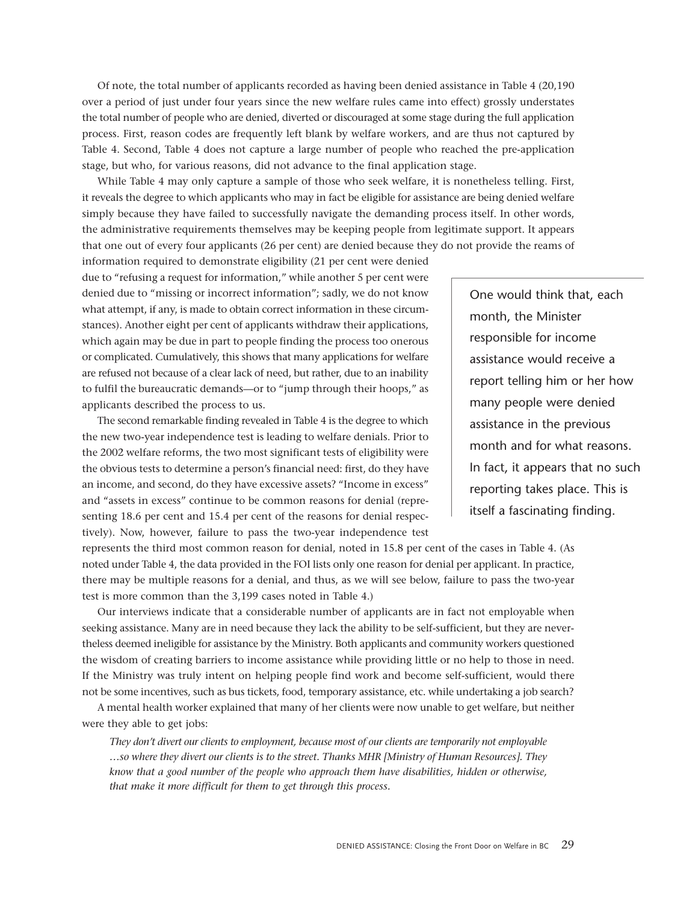Of note, the total number of applicants recorded as having been denied assistance in Table 4 (20,190 over a period of just under four years since the new welfare rules came into effect) grossly understates the total number of people who are denied, diverted or discouraged at some stage during the full application process. First, reason codes are frequently left blank by welfare workers, and are thus not captured by Table 4. Second, Table 4 does not capture a large number of people who reached the pre-application stage, but who, for various reasons, did not advance to the final application stage.

While Table 4 may only capture a sample of those who seek welfare, it is nonetheless telling. First, it reveals the degree to which applicants who may in fact be eligible for assistance are being denied welfare simply because they have failed to successfully navigate the demanding process itself. In other words, the administrative requirements themselves may be keeping people from legitimate support. It appears that one out of every four applicants (26 per cent) are denied because they do not provide the reams of information required to demonstrate eligibility (21 per cent were denied due to "refusing a request for information," while another 5 per cent were denied due to "missing or incorrect information"; sadly, we do not know what attempt, if any, is made to obtain correct information in these circumstances). Another eight per cent of applicants withdraw their applications, which again may be due in part to people finding the process too onerous or complicated. Cumulatively, this shows that many applications for welfare are refused not because of a clear lack of need, but rather, due to an inability to fulfil the bureaucratic demands—or to "jump through their hoops," as applicants described the process to us.

> One would think that, each month, the Minister responsible for income assistance would receive a report telling him or her how many people were denied assistance in the previous month and for what reasons. In fact, it appears that no such reporting takes place. This is itself a fascinating finding.

The second remarkable finding revealed in Table 4 is the degree to which the new two-year independence test is leading to welfare denials. Prior to the 2002 welfare reforms, the two most significant tests of eligibility were the obvious tests to determine a person's financial need: first, do they have an income, and second, do they have excessive assets? "Income in excess" and "assets in excess" continue to be common reasons for denial (representing 18.6 per cent and 15.4 per cent of the reasons for denial respectively). Now, however, failure to pass the two-year independence test represents the third most common reason for denial, noted in 15.8 per cent of the cases in Table 4. (As noted under Table 4, the data provided in the FOI lists only one reason for denial per applicant. In practice, there may be multiple reasons for a denial, and thus, as we will see below, failure to pass the two-year test is more common than the 3,199 cases noted in Table 4.)

Our interviews indicate that a considerable number of applicants are in fact not employable when seeking assistance. Many are in need because they lack the ability to be self-sufficient, but they are nevertheless deemed ineligible for assistance by the Ministry. Both applicants and community workers questioned the wisdom of creating barriers to income assistance while providing little or no help to those in need. If the Ministry was truly intent on helping people find work and become self-sufficient, would there not be some incentives, such as bus tickets, food, temporary assistance, etc. while undertaking a job search?

A mental health worker explained that many of her clients were now unable to get welfare, but neither were they able to get jobs:

> *They don't divert our clients to employment, because most of our clients are temporarily not employable …so where they divert our clients is to the street. Thanks MHR [Ministry of Human Resources]. They know that a good number of the people who approach them have disabilities, hidden or otherwise, that make it more difficult for them to get through this process.*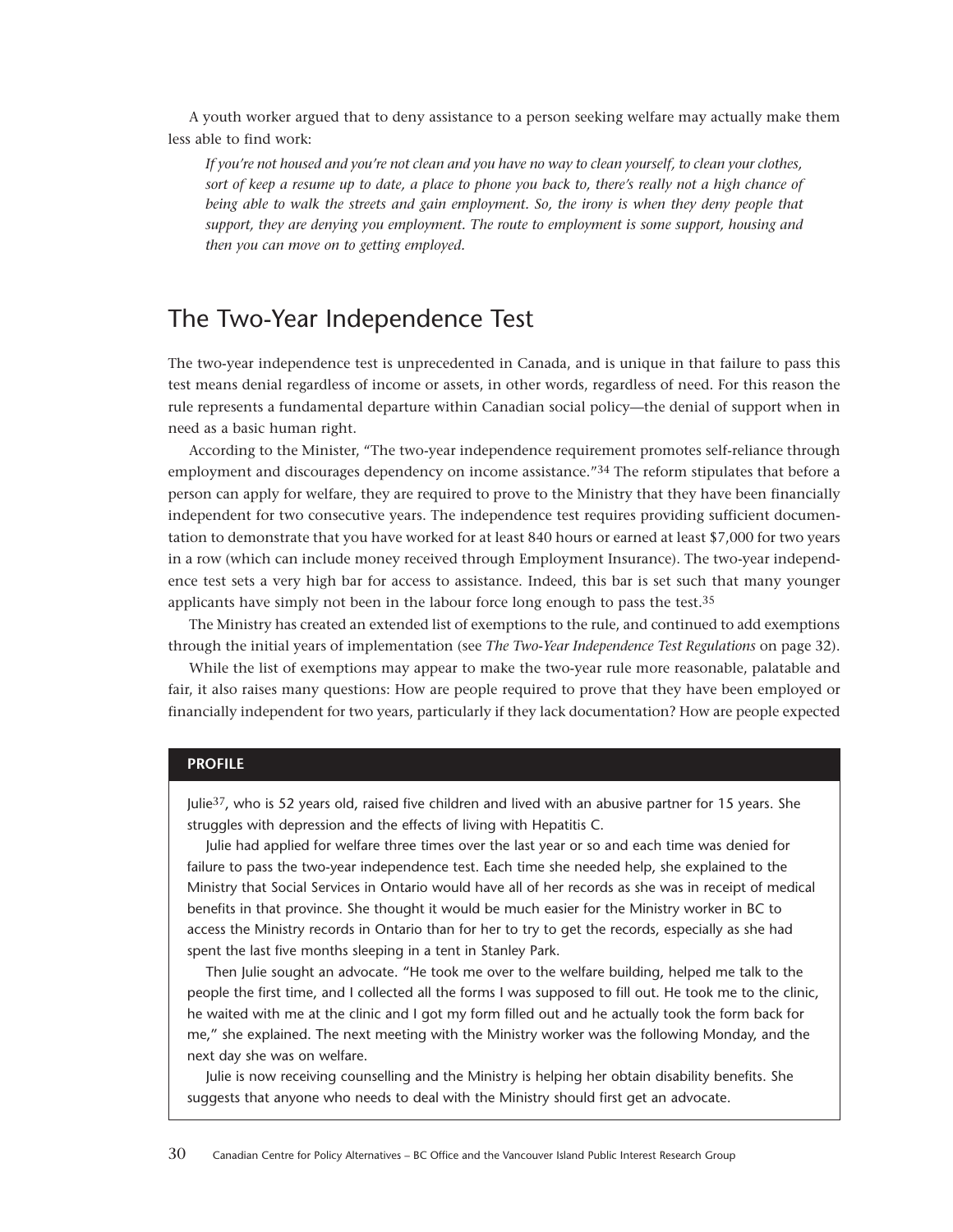A youth worker argued that to deny assistance to a person seeking welfare may actually make them less able to find work:

> *If you're not housed and you're not clean and you have no way to clean yourself, to clean your clothes, sort of keep a resume up to date, a place to phone you back to, there's really not a high chance of being able to walk the streets and gain employment. So, the irony is when they deny people that support, they are denying you employment. The route to employment is some support, housing and then you can move on to getting employed.*

## The Two-Year Independence Test

The two-year independence test is unprecedented in Canada, and is unique in that failure to pass this test means denial regardless of income or assets, in other words, regardless of need. For this reason the rule represents a fundamental departure within Canadian social policy—the denial of support when in need as a basic human right.

According to the Minister, "The two-year independence requirement promotes self-reliance through employment and discourages dependency on income assistance."[34] The reform stipulates that before a person can apply for welfare, they are required to prove to the Ministry that they have been financially independent for two consecutive years. The independence test requires providing sufficient documentation to demonstrate that you have worked for at least 840 hours or earned at least $7,000 for two years in a row (which can include money received through Employment Insurance). The two-year independence test sets a very high bar for access to assistance. Indeed, this bar is set such that many younger applicants have simply not been in the labour force long enough to pass the test.[35]

The Ministry has created an extended list of exemptions to the rule, and continued to add exemptions through the initial years of implementation (see *The Two-Year Independence Test Regulations* on page 32).

While the list of exemptions may appear to make the two-year rule more reasonable, palatable and fair, it also raises many questions: How are people required to prove that they have been employed or financially independent for two years, particularly if they lack documentation? How are people expected

**PROFILE**

Julie[37], who is 52 years old, raised five children and lived with an abusive partner for 15 years. She struggles with depression and the effects of living with Hepatitis C.

Julie had applied for welfare three times over the last year or so and each time was denied for failure to pass the two-year independence test. Each time she needed help, she explained to the Ministry that Social Services in Ontario would have all of her records as she was in receipt of medical benefits in that province. She thought it would be much easier for the Ministry worker in BC to access the Ministry records in Ontario than for her to try to get the records, especially as she had spent the last five months sleeping in a tent in Stanley Park.

Then Julie sought an advocate. "He took me over to the welfare building, helped me talk to the people the first time, and I collected all the forms I was supposed to fill out. He took me to the clinic, he waited with me at the clinic and I got my form filled out and he actually took the form back for me," she explained. The next meeting with the Ministry worker was the following Monday, and the next day she was on welfare.

Julie is now receiving counselling and the Ministry is helping her obtain disability benefits. She suggests that anyone who needs to deal with the Ministry should first get an advocate.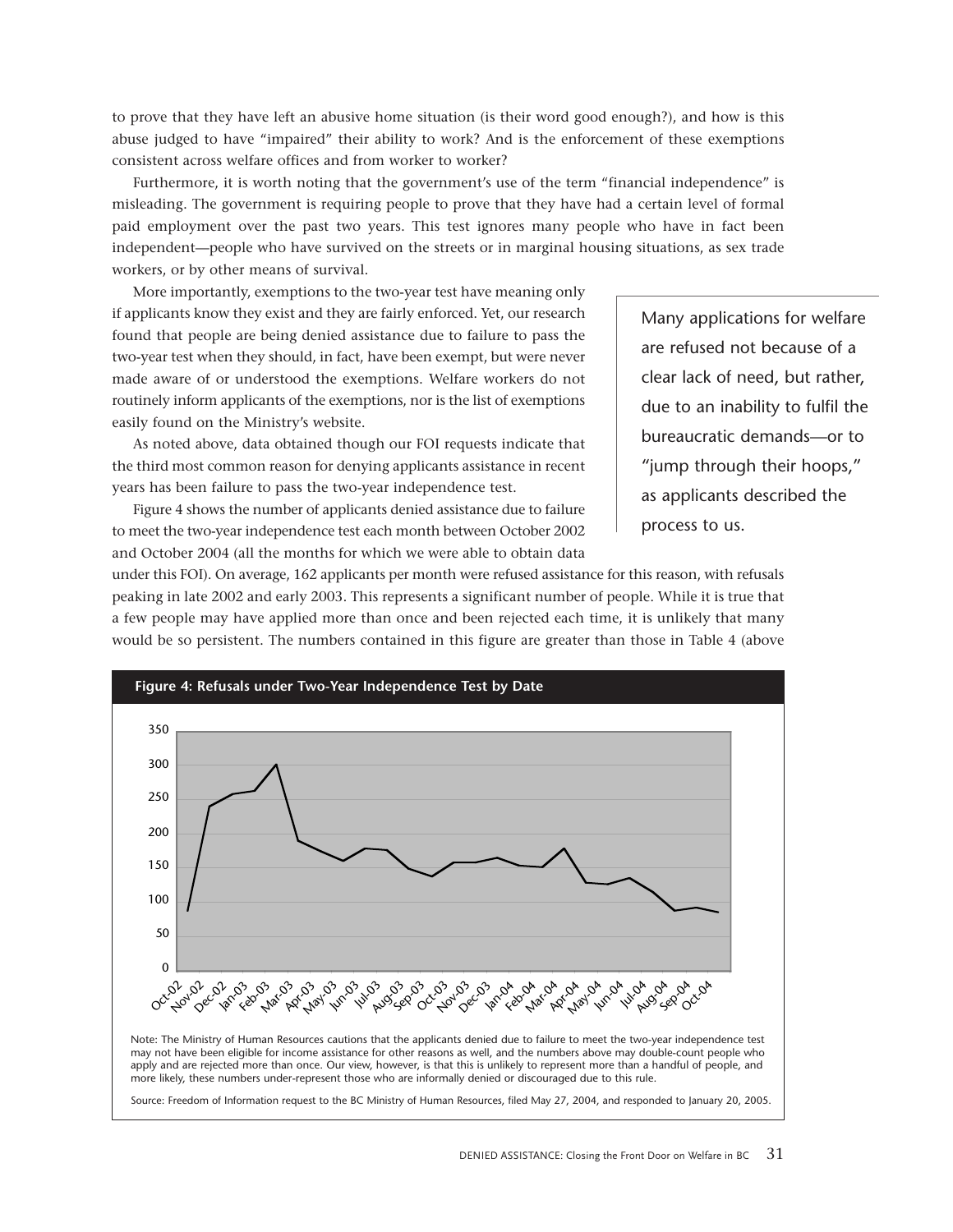to prove that they have left an abusive home situation (is their word good enough?), and how is this abuse judged to have "impaired" their ability to work? And is the enforcement of these exemptions consistent across welfare offices and from worker to worker?

Furthermore, it is worth noting that the government's use of the term "financial independence" is misleading. The government is requiring people to prove that they have had a certain level of formal paid employment over the past two years. This test ignores many people who have in fact been independent—people who have survived on the streets or in marginal housing situations, as sex trade workers, or by other means of survival.

More importantly, exemptions to the two-year test have meaning only if applicants know they exist and they are fairly enforced. Yet, our research found that people are being denied assistance due to failure to pass the two-year test when they should, in fact, have been exempt, but were never made aware of or understood the exemptions. Welfare workers do not routinely inform applicants of the exemptions, nor is the list of exemptions easily found on the Ministry's website.

> Many applications for welfare are refused not because of a clear lack of need, but rather, due to an inability to fulfil the bureaucratic demands—or to "jump through their hoops," as applicants described the process to us.

As noted above, data obtained though our FOI requests indicate that the third most common reason for denying applicants assistance in recent years has been failure to pass the two-year independence test.

Figure 4 shows the number of applicants denied assistance due to failure to meet the two-year independence test each month between October 2002 and October 2004 (all the months for which we were able to obtain data under this FOI). On average, 162 applicants per month were refused assistance for this reason, with refusals peaking in late 2002 and early 2003. This represents a significant number of people. While it is true that a few people may have applied more than once and been rejected each time, it is unlikely that many would be so persistent. The numbers contained in this figure are greater than those in Table 4 (above

**Figure 4: Refusals under Two-Year Independence Test by Date**

Note: The Ministry of Human Resources cautions that the applicants denied due to failure to meet the two-year independence test may not have been eligible for income assistance for other reasons as well, and the numbers above may double-count people who apply and are rejected more than once. Our view, however, is that this is unlikely to represent more than a handful of people, and more likely, these numbers under-represent those who are informally denied or discouraged due to this rule.

Source: Freedom of Information request to the BC Ministry of Human Resources, filed May 27, 2004, and responded to January 20, 2005.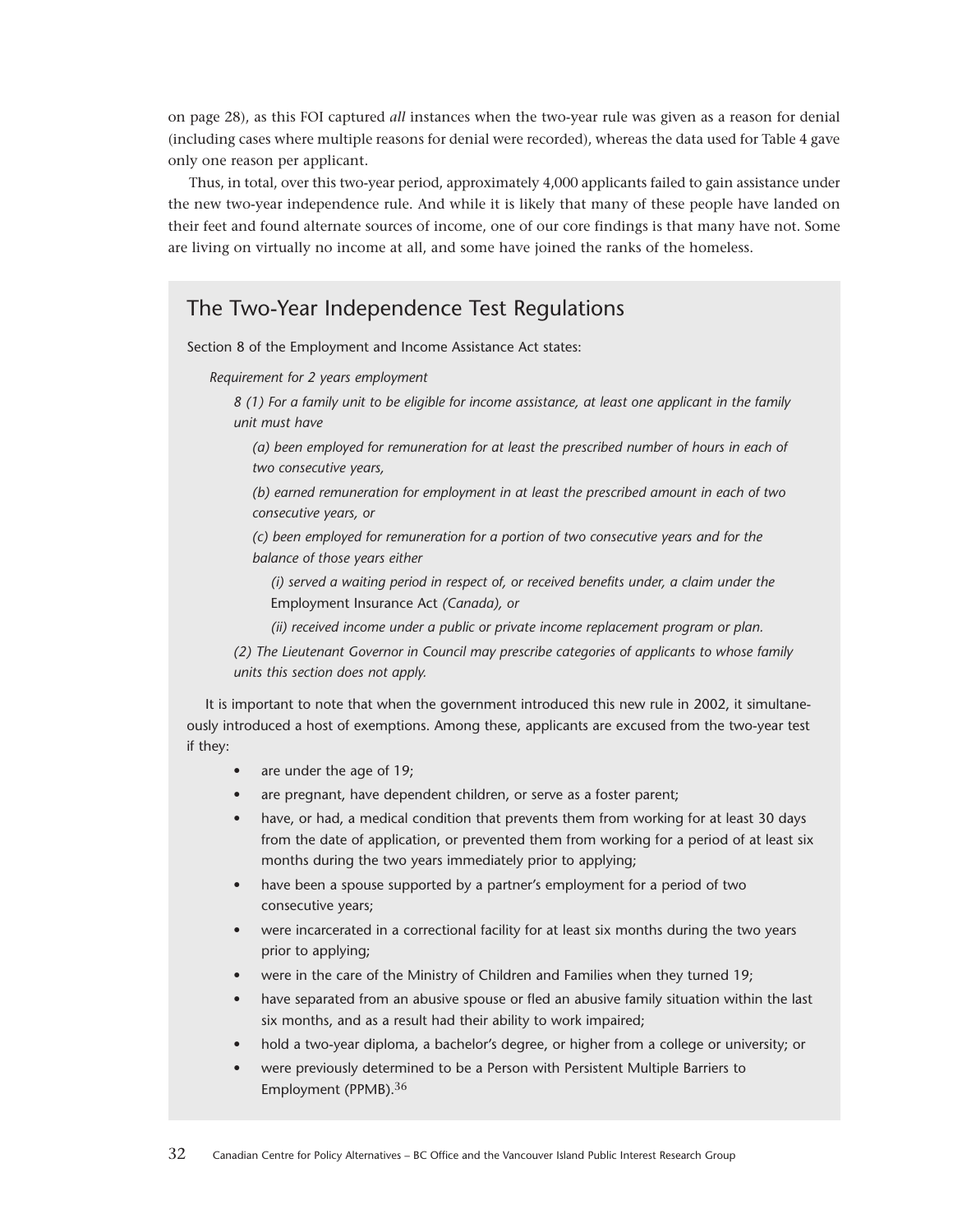on page 28), as this FOI captured *all* instances when the two-year rule was given as a reason for denial (including cases where multiple reasons for denial were recorded), whereas the data used for Table 4 gave only one reason per applicant.

Thus, in total, over this two-year period, approximately 4,000 applicants failed to gain assistance under the new two-year independence rule. And while it is likely that many of these people have landed on their feet and found alternate sources of income, one of our core findings is that many have not. Some are living on virtually no income at all, and some have joined the ranks of the homeless.

## The Two-Year Independence Test Regulations

Section 8 of the Employment and Income Assistance Act states:

*Requirement for 2 years employment*

*8 (1) For a family unit to be eligible for income assistance, at least one applicant in the family unit must have*

*(a) been employed for remuneration for at least the prescribed number of hours in each of two consecutive years,*

*(b) earned remuneration for employment in at least the prescribed amount in each of two consecutive years, or*

*(c) been employed for remuneration for a portion of two consecutive years and for the balance of those years either*

*(i) served a waiting period in respect of, or received benefits under, a claim under the* Employment Insurance Act *(Canada), or*

*(ii) received income under a public or private income replacement program or plan.*

*(2) The Lieutenant Governor in Council may prescribe categories of applicants to whose family units this section does not apply.*

It is important to note that when the government introduced this new rule in 2002, it simultaneously introduced a host of exemptions. Among these, applicants are excused from the two-year test if they:

- are under the age of 19;
- are pregnant, have dependent children, or serve as a foster parent;
- have, or had, a medical condition that prevents them from working for at least 30 days from the date of application, or prevented them from working for a period of at least six months during the two years immediately prior to applying;
- have been a spouse supported by a partner's employment for a period of two consecutive years;
- were incarcerated in a correctional facility for at least six months during the two years prior to applying;
- were in the care of the Ministry of Children and Families when they turned 19;
- have separated from an abusive spouse or fled an abusive family situation within the last six months, and as a result had their ability to work impaired;
- hold a two-year diploma, a bachelor's degree, or higher from a college or university; or
- were previously determined to be a Person with Persistent Multiple Barriers to Employment (PPMB).[36]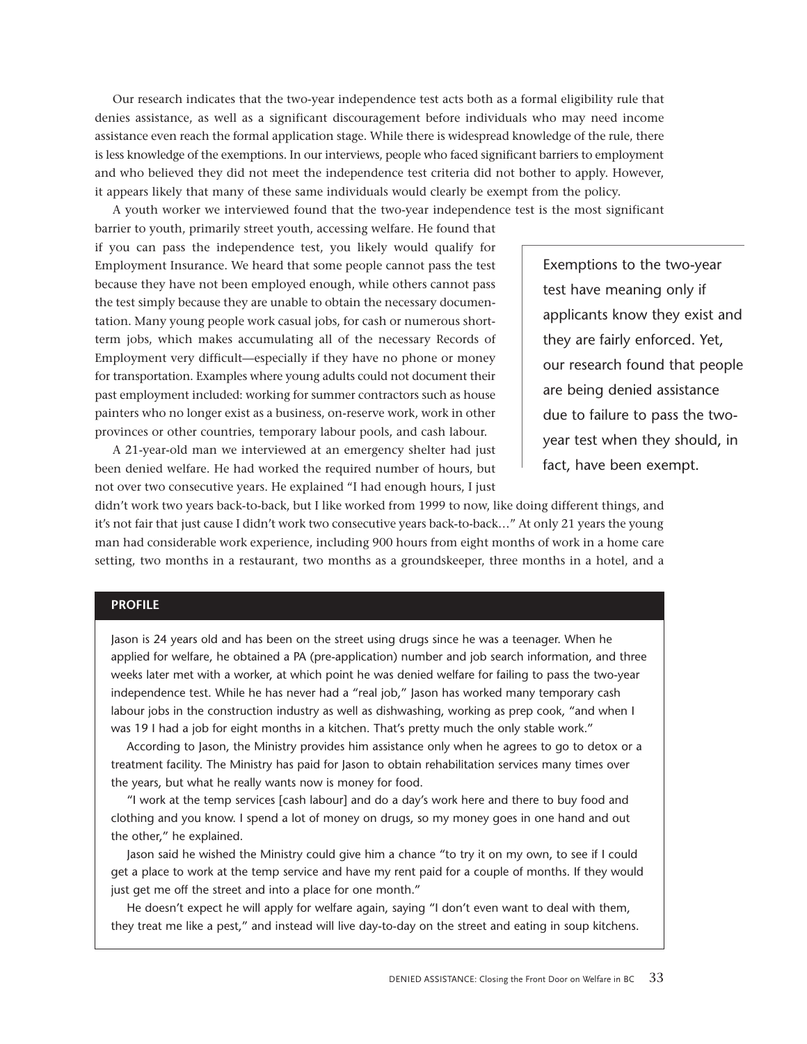Our research indicates that the two-year independence test acts both as a formal eligibility rule that denies assistance, as well as a significant discouragement before individuals who may need income assistance even reach the formal application stage. While there is widespread knowledge of the rule, there is less knowledge of the exemptions. In our interviews, people who faced significant barriers to employment and who believed they did not meet the independence test criteria did not bother to apply. However, it appears likely that many of these same individuals would clearly be exempt from the policy.

A youth worker we interviewed found that the two-year independence test is the most significant barrier to youth, primarily street youth, accessing welfare. He found that if you can pass the independence test, you likely would qualify for Employment Insurance. We heard that some people cannot pass the test because they have not been employed enough, while others cannot pass the test simply because they are unable to obtain the necessary documentation. Many young people work casual jobs, for cash or numerous short-term jobs, which makes accumulating all of the necessary Records of Employment very difficult—especially if they have no phone or money for transportation. Examples where young adults could not document their past employment included: working for summer contractors such as house painters who no longer exist as a business, on-reserve work, work in other provinces or other countries, temporary labour pools, and cash labour.

> Exemptions to the two-year test have meaning only if applicants know they exist and they are fairly enforced. Yet, our research found that people are being denied assistance due to failure to pass the two-year test when they should, in fact, have been exempt.

A 21-year-old man we interviewed at an emergency shelter had just been denied welfare. He had worked the required number of hours, but not over two consecutive years. He explained "I had enough hours, I just didn't work two years back-to-back, but I like worked from 1999 to now, like doing different things, and it's not fair that just cause I didn't work two consecutive years back-to-back…" At only 21 years the young man had considerable work experience, including 900 hours from eight months of work in a home care setting, two months in a restaurant, two months as a groundskeeper, three months in a hotel, and a

**PROFILE**

Jason is 24 years old and has been on the street using drugs since he was a teenager. When he applied for welfare, he obtained a PA (pre-application) number and job search information, and three weeks later met with a worker, at which point he was denied welfare for failing to pass the two-year independence test. While he has never had a "real job," Jason has worked many temporary cash labour jobs in the construction industry as well as dishwashing, working as prep cook, "and when I was 19 I had a job for eight months in a kitchen. That's pretty much the only stable work."

According to Jason, the Ministry provides him assistance only when he agrees to go to detox or a treatment facility. The Ministry has paid for Jason to obtain rehabilitation services many times over the years, but what he really wants now is money for food.

"I work at the temp services [cash labour] and do a day's work here and there to buy food and clothing and you know. I spend a lot of money on drugs, so my money goes in one hand and out the other," he explained.

Jason said he wished the Ministry could give him a chance "to try it on my own, to see if I could get a place to work at the temp service and have my rent paid for a couple of months. If they would just get me off the street and into a place for one month."

He doesn't expect he will apply for welfare again, saying "I don't even want to deal with them, they treat me like a pest," and instead will live day-to-day on the street and eating in soup kitchens.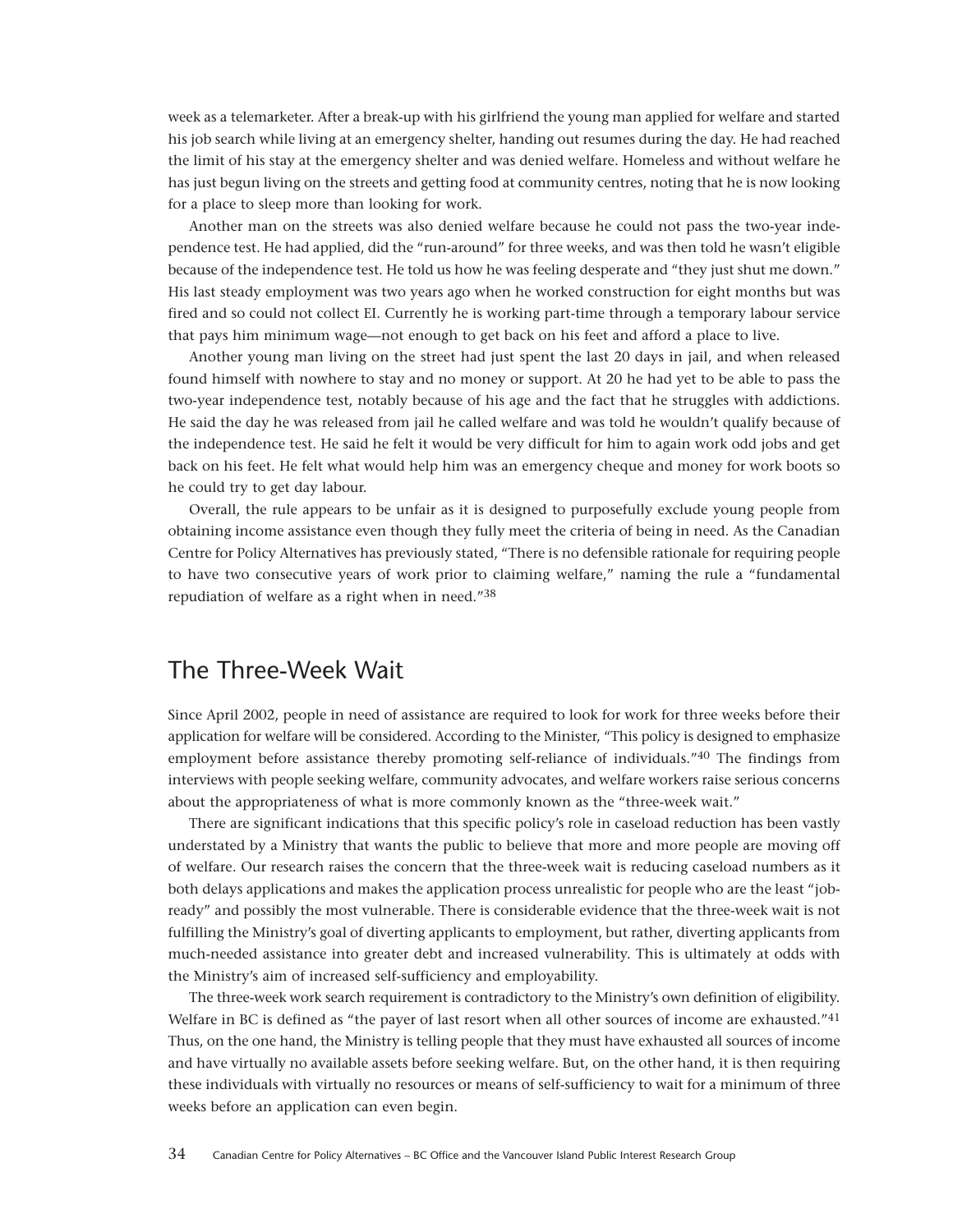week as a telemarketer. After a break-up with his girlfriend the young man applied for welfare and started his job search while living at an emergency shelter, handing out resumes during the day. He had reached the limit of his stay at the emergency shelter and was denied welfare. Homeless and without welfare he has just begun living on the streets and getting food at community centres, noting that he is now looking for a place to sleep more than looking for work.

Another man on the streets was also denied welfare because he could not pass the two-year independence test. He had applied, did the "run-around" for three weeks, and was then told he wasn't eligible because of the independence test. He told us how he was feeling desperate and "they just shut me down." His last steady employment was two years ago when he worked construction for eight months but was fired and so could not collect EI. Currently he is working part-time through a temporary labour service that pays him minimum wage—not enough to get back on his feet and afford a place to live.

Another young man living on the street had just spent the last 20 days in jail, and when released found himself with nowhere to stay and no money or support. At 20 he had yet to be able to pass the two-year independence test, notably because of his age and the fact that he struggles with addictions. He said the day he was released from jail he called welfare and was told he wouldn't qualify because of the independence test. He said he felt it would be very difficult for him to again work odd jobs and get back on his feet. He felt what would help him was an emergency cheque and money for work boots so he could try to get day labour.

Overall, the rule appears to be unfair as it is designed to purposefully exclude young people from obtaining income assistance even though they fully meet the criteria of being in need. As the Canadian Centre for Policy Alternatives has previously stated, "There is no defensible rationale for requiring people to have two consecutive years of work prior to claiming welfare," naming the rule a "fundamental repudiation of welfare as a right when in need."[38]

## The Three-Week Wait

Since April 2002, people in need of assistance are required to look for work for three weeks before their application for welfare will be considered. According to the Minister, "This policy is designed to emphasize employment before assistance thereby promoting self-reliance of individuals."[40] The findings from interviews with people seeking welfare, community advocates, and welfare workers raise serious concerns about the appropriateness of what is more commonly known as the "three-week wait."

There are significant indications that this specific policy's role in caseload reduction has been vastly understated by a Ministry that wants the public to believe that more and more people are moving off of welfare. Our research raises the concern that the three-week wait is reducing caseload numbers as it both delays applications and makes the application process unrealistic for people who are the least "job-ready" and possibly the most vulnerable. There is considerable evidence that the three-week wait is not fulfilling the Ministry's goal of diverting applicants to employment, but rather, diverting applicants from much-needed assistance into greater debt and increased vulnerability. This is ultimately at odds with the Ministry's aim of increased self-sufficiency and employability.

The three-week work search requirement is contradictory to the Ministry's own definition of eligibility. Welfare in BC is defined as "the payer of last resort when all other sources of income are exhausted."[41] Thus, on the one hand, the Ministry is telling people that they must have exhausted all sources of income and have virtually no available assets before seeking welfare. But, on the other hand, it is then requiring these individuals with virtually no resources or means of self-sufficiency to wait for a minimum of three weeks before an application can even begin.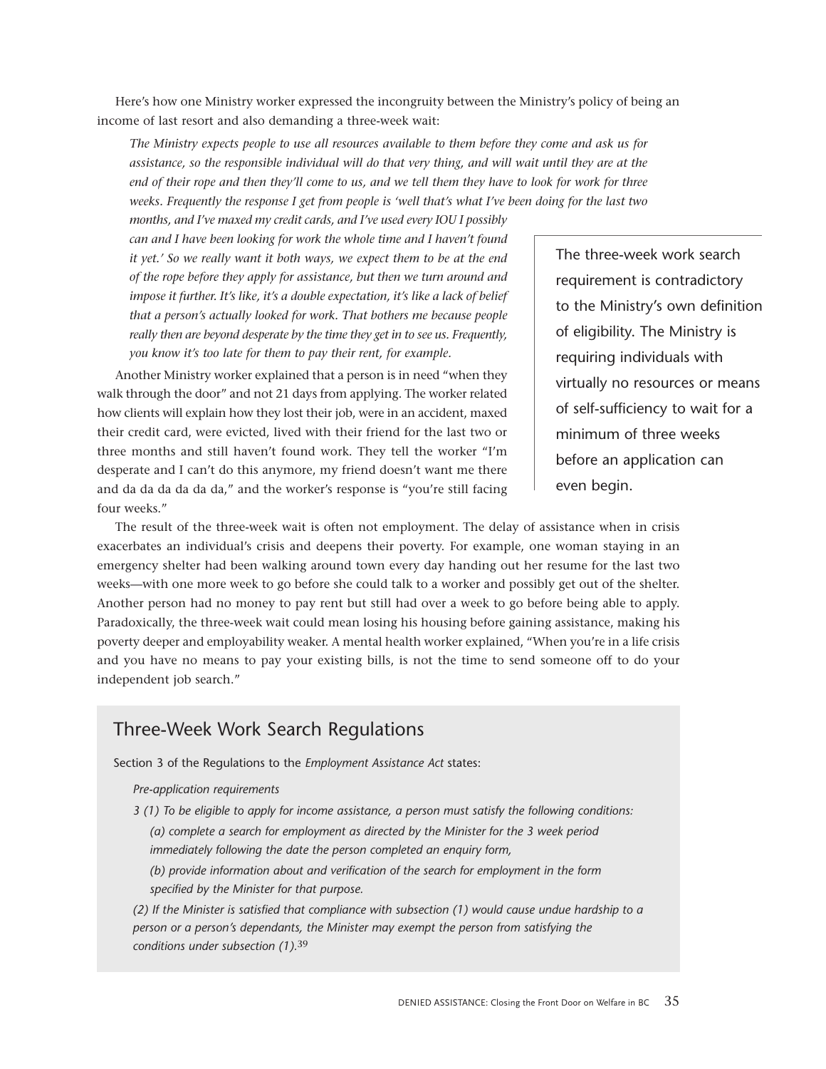Here's how one Ministry worker expressed the incongruity between the Ministry's policy of being an income of last resort and also demanding a three-week wait:

> *The Ministry expects people to use all resources available to them before they come and ask us for assistance, so the responsible individual will do that very thing, and will wait until they are at the end of their rope and then they'll come to us, and we tell them they have to look for work for three weeks. Frequently the response I get from people is 'well that's what I've been doing for the last two months, and I've maxed my credit cards, and I've used every IOU I possibly can and I have been looking for work the whole time and I haven't found it yet.' So we really want it both ways, we expect them to be at the end of the rope before they apply for assistance, but then we turn around and impose it further. It's like, it's a double expectation, it's like a lack of belief that a person's actually looked for work. That bothers me because people really then are beyond desperate by the time they get in to see us. Frequently, you know it's too late for them to pay their rent, for example.*

Another Ministry worker explained that a person is in need "when they walk through the door" and not 21 days from applying. The worker related how clients will explain how they lost their job, were in an accident, maxed their credit card, were evicted, lived with their friend for the last two or three months and still haven't found work. They tell the worker "I'm desperate and I can't do this anymore, my friend doesn't want me there and da da da da da da," and the worker's response is "you're still facing four weeks."

> The three-week work search requirement is contradictory to the Ministry's own definition of eligibility. The Ministry is requiring individuals with virtually no resources or means of self-sufficiency to wait for a minimum of three weeks before an application can even begin.

The result of the three-week wait is often not employment. The delay of assistance when in crisis exacerbates an individual's crisis and deepens their poverty. For example, one woman staying in an emergency shelter had been walking around town every day handing out her resume for the last two weeks—with one more week to go before she could talk to a worker and possibly get out of the shelter. Another person had no money to pay rent but still had over a week to go before being able to apply. Paradoxically, the three-week wait could mean losing his housing before gaining assistance, making his poverty deeper and employability weaker. A mental health worker explained, "When you're in a life crisis and you have no means to pay your existing bills, is not the time to send someone off to do your independent job search."

## Three-Week Work Search Regulations

Section 3 of the Regulations to the *Employment Assistance Act* states:

*Pre-application requirements*

*3 (1) To be eligible to apply for income assistance, a person must satisfy the following conditions:*

*(a) complete a search for employment as directed by the Minister for the 3 week period immediately following the date the person completed an enquiry form,*

*(b) provide information about and verification of the search for employment in the form specified by the Minister for that purpose.*

*(2) If the Minister is satisfied that compliance with subsection (1) would cause undue hardship to a person or a person's dependants, the Minister may exempt the person from satisfying the conditions under subsection (1).*[39]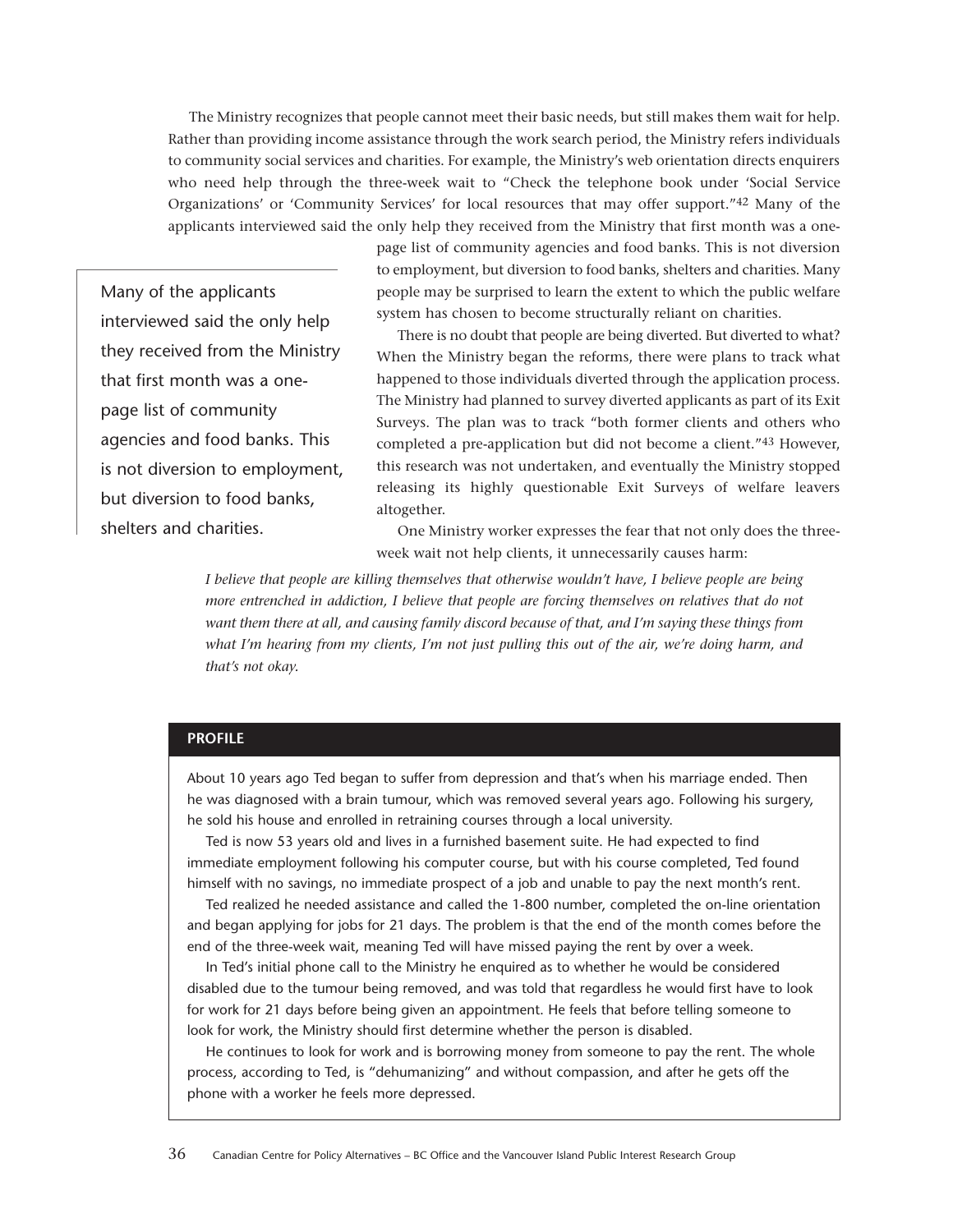The Ministry recognizes that people cannot meet their basic needs, but still makes them wait for help. Rather than providing income assistance through the work search period, the Ministry refers individuals to community social services and charities. For example, the Ministry's web orientation directs enquirers who need help through the three-week wait to "Check the telephone book under 'Social Service Organizations' or 'Community Services' for local resources that may offer support."[42] Many of the applicants interviewed said the only help they received from the Ministry that first month was a one-page list of community agencies and food banks. This is not diversion to employment, but diversion to food banks, shelters and charities. Many people may be surprised to learn the extent to which the public welfare system has chosen to become structurally reliant on charities.

> Many of the applicants interviewed said the only help they received from the Ministry that first month was a one-page list of community agencies and food banks. This is not diversion to employment, but diversion to food banks, shelters and charities.

There is no doubt that people are being diverted. But diverted to what? When the Ministry began the reforms, there were plans to track what happened to those individuals diverted through the application process. The Ministry had planned to survey diverted applicants as part of its Exit Surveys. The plan was to track "both former clients and others who completed a pre-application but did not become a client."[43] However, this research was not undertaken, and eventually the Ministry stopped releasing its highly questionable Exit Surveys of welfare leavers altogether.

One Ministry worker expresses the fear that not only does the three-week wait not help clients, it unnecessarily causes harm:

> *I believe that people are killing themselves that otherwise wouldn't have, I believe people are being more entrenched in addiction, I believe that people are forcing themselves on relatives that do not want them there at all, and causing family discord because of that, and I'm saying these things from what I'm hearing from my clients, I'm not just pulling this out of the air, we're doing harm, and that's not okay.*

**PROFILE**

About 10 years ago Ted began to suffer from depression and that's when his marriage ended. Then he was diagnosed with a brain tumour, which was removed several years ago. Following his surgery, he sold his house and enrolled in retraining courses through a local university.

Ted is now 53 years old and lives in a furnished basement suite. He had expected to find immediate employment following his computer course, but with his course completed, Ted found himself with no savings, no immediate prospect of a job and unable to pay the next month's rent.

Ted realized he needed assistance and called the 1-800 number, completed the on-line orientation and began applying for jobs for 21 days. The problem is that the end of the month comes before the end of the three-week wait, meaning Ted will have missed paying the rent by over a week.

In Ted's initial phone call to the Ministry he enquired as to whether he would be considered disabled due to the tumour being removed, and was told that regardless he would first have to look for work for 21 days before being given an appointment. He feels that before telling someone to look for work, the Ministry should first determine whether the person is disabled.

He continues to look for work and is borrowing money from someone to pay the rent. The whole process, according to Ted, is "dehumanizing" and without compassion, and after he gets off the phone with a worker he feels more depressed.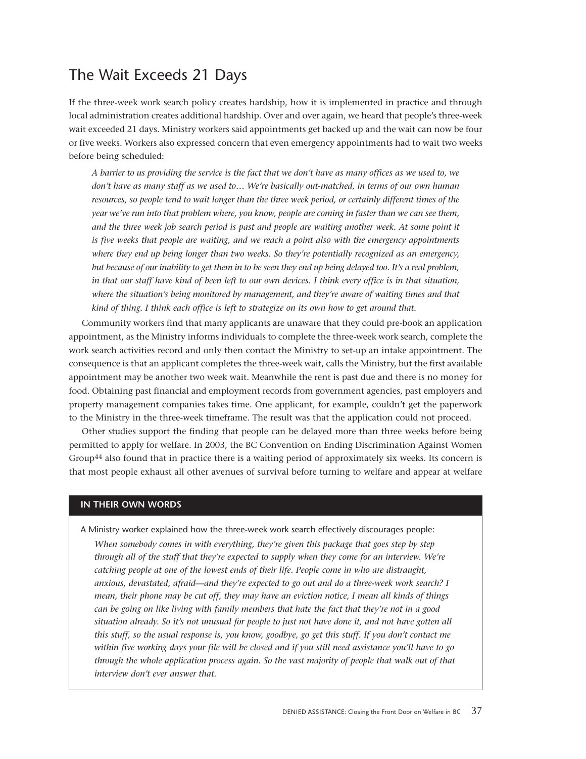## The Wait Exceeds 21 Days

If the three-week work search policy creates hardship, how it is implemented in practice and through local administration creates additional hardship. Over and over again, we heard that people's three-week wait exceeded 21 days. Ministry workers said appointments get backed up and the wait can now be four or five weeks. Workers also expressed concern that even emergency appointments had to wait two weeks before being scheduled:

> *A barrier to us providing the service is the fact that we don't have as many offices as we used to, we don't have as many staff as we used to… We're basically out-matched, in terms of our own human resources, so people tend to wait longer than the three week period, or certainly different times of the year we've run into that problem where, you know, people are coming in faster than we can see them, and the three week job search period is past and people are waiting another week. At some point it is five weeks that people are waiting, and we reach a point also with the emergency appointments where they end up being longer than two weeks. So they're potentially recognized as an emergency, but because of our inability to get them in to be seen they end up being delayed too. It's a real problem, in that our staff have kind of been left to our own devices. I think every office is in that situation, where the situation's being monitored by management, and they're aware of waiting times and that kind of thing. I think each office is left to strategize on its own how to get around that.*

Community workers find that many applicants are unaware that they could pre-book an application appointment, as the Ministry informs individuals to complete the three-week work search, complete the work search activities record and only then contact the Ministry to set-up an intake appointment. The consequence is that an applicant completes the three-week wait, calls the Ministry, but the first available appointment may be another two week wait. Meanwhile the rent is past due and there is no money for food. Obtaining past financial and employment records from government agencies, past employers and property management companies takes time. One applicant, for example, couldn't get the paperwork to the Ministry in the three-week timeframe. The result was that the application could not proceed.

Other studies support the finding that people can be delayed more than three weeks before being permitted to apply for welfare. In 2003, the BC Convention on Ending Discrimination Against Women Group[44] also found that in practice there is a waiting period of approximately six weeks. Its concern is that most people exhaust all other avenues of survival before turning to welfare and appear at welfare

**IN THEIR OWN WORDS**

A Ministry worker explained how the three-week work search effectively discourages people:

> *When somebody comes in with everything, they're given this package that goes step by step through all of the stuff that they're expected to supply when they come for an interview. We're catching people at one of the lowest ends of their life. People come in who are distraught, anxious, devastated, afraid—and they're expected to go out and do a three-week work search? I mean, their phone may be cut off, they may have an eviction notice, I mean all kinds of things can be going on like living with family members that hate the fact that they're not in a good situation already. So it's not unusual for people to just not have done it, and not have gotten all this stuff, so the usual response is, you know, goodbye, go get this stuff. If you don't contact me within five working days your file will be closed and if you still need assistance you'll have to go through the whole application process again. So the vast majority of people that walk out of that interview don't ever answer that.*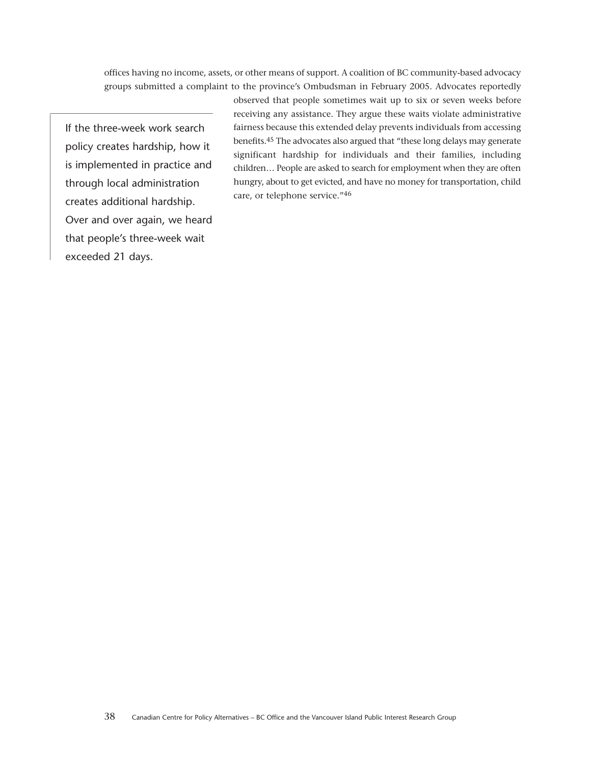offices having no income, assets, or other means of support. A coalition of BC community-based advocacy groups submitted a complaint to the province's Ombudsman in February 2005. Advocates reportedly observed that people sometimes wait up to six or seven weeks before receiving any assistance. They argue these waits violate administrative fairness because this extended delay prevents individuals from accessing benefits.[45] The advocates also argued that "these long delays may generate significant hardship for individuals and their families, including children… People are asked to search for employment when they are often hungry, about to get evicted, and have no money for transportation, child care, or telephone service."[46]

> If the three-week work search policy creates hardship, how it is implemented in practice and through local administration creates additional hardship. Over and over again, we heard that people's three-week wait exceeded 21 days.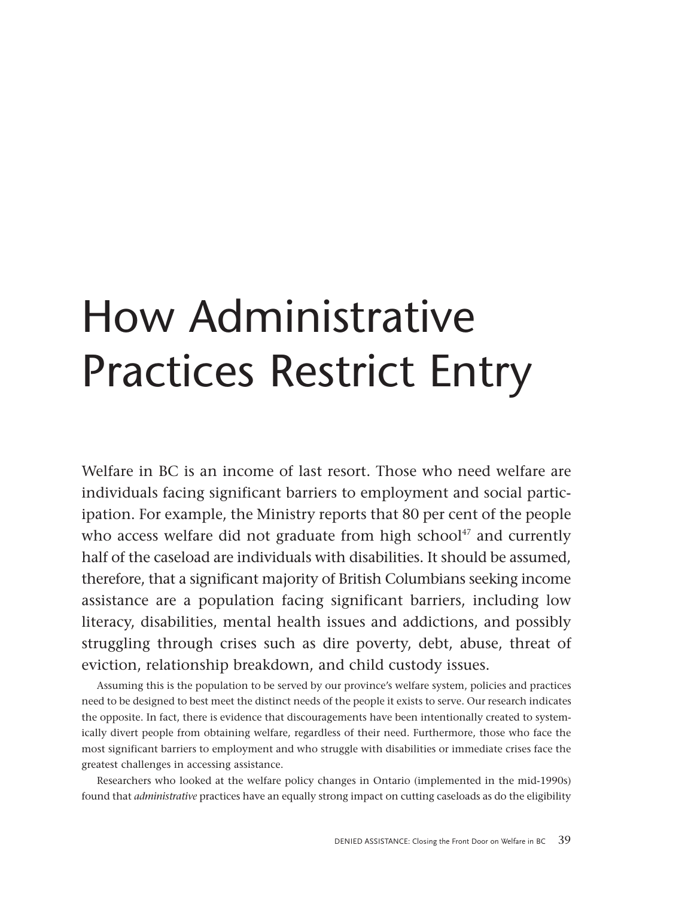# How Administrative Practices Restrict Entry

Welfare in BC is an income of last resort. Those who need welfare are individuals facing significant barriers to employment and social participation. For example, the Ministry reports that 80 per cent of the people who access welfare did not graduate from high school[47] and currently half of the caseload are individuals with disabilities. It should be assumed, therefore, that a significant majority of British Columbians seeking income assistance are a population facing significant barriers, including low literacy, disabilities, mental health issues and addictions, and possibly struggling through crises such as dire poverty, debt, abuse, threat of eviction, relationship breakdown, and child custody issues.

Assuming this is the population to be served by our province's welfare system, policies and practices need to be designed to best meet the distinct needs of the people it exists to serve. Our research indicates the opposite. In fact, there is evidence that discouragements have been intentionally created to systemically divert people from obtaining welfare, regardless of their need. Furthermore, those who face the most significant barriers to employment and who struggle with disabilities or immediate crises face the greatest challenges in accessing assistance.

Researchers who looked at the welfare policy changes in Ontario (implemented in the mid-1990s) found that *administrative* practices have an equally strong impact on cutting caseloads as do the eligibility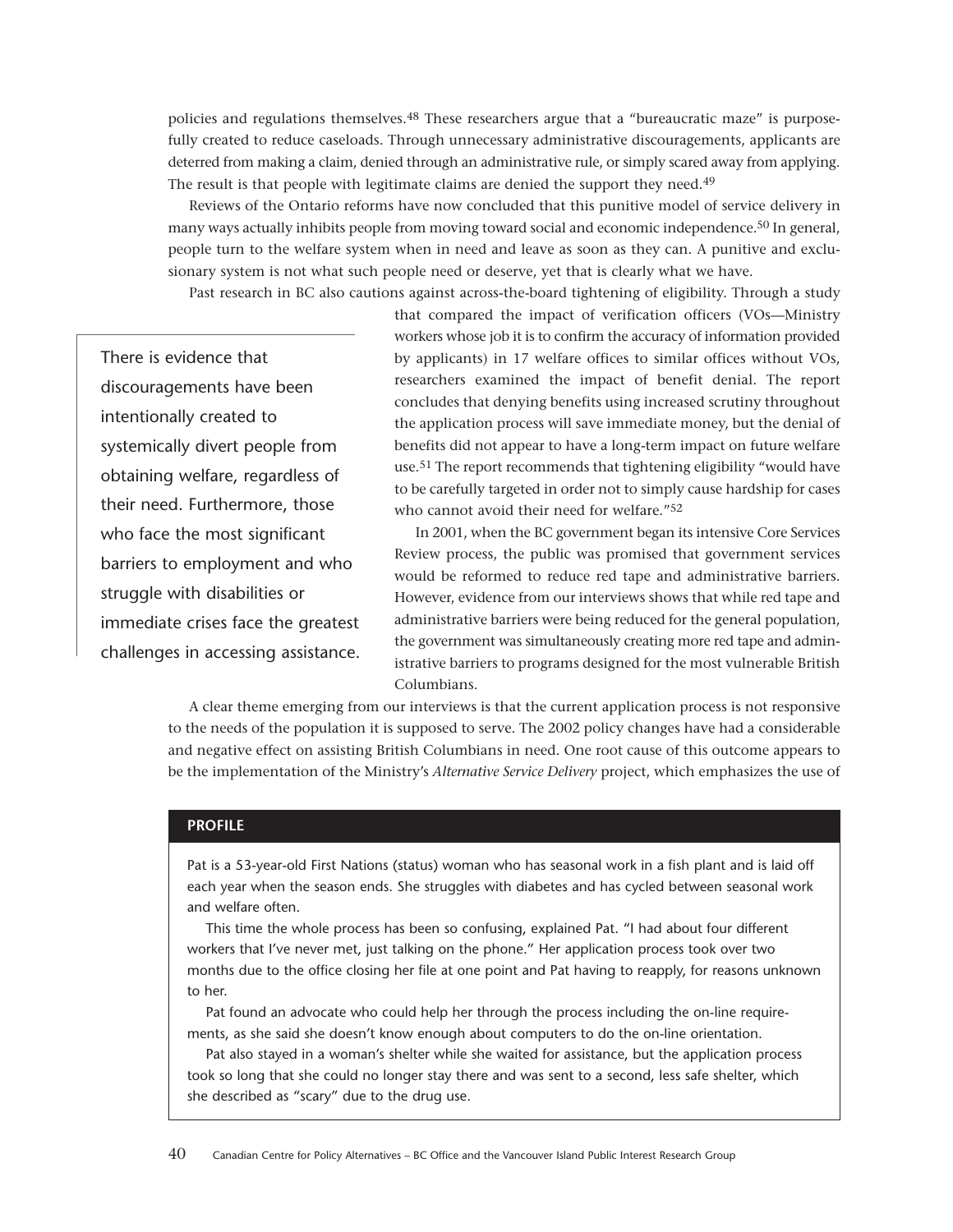policies and regulations themselves.[48] These researchers argue that a "bureaucratic maze" is purposefully created to reduce caseloads. Through unnecessary administrative discouragements, applicants are deterred from making a claim, denied through an administrative rule, or simply scared away from applying. The result is that people with legitimate claims are denied the support they need.[49]

Reviews of the Ontario reforms have now concluded that this punitive model of service delivery in many ways actually inhibits people from moving toward social and economic independence.[50] In general, people turn to the welfare system when in need and leave as soon as they can. A punitive and exclusionary system is not what such people need or deserve, yet that is clearly what we have.

Past research in BC also cautions against across-the-board tightening of eligibility. Through a study that compared the impact of verification officers (VOs—Ministry workers whose job it is to confirm the accuracy of information provided by applicants) in 17 welfare offices to similar offices without VOs, researchers examined the impact of benefit denial. The report concludes that denying benefits using increased scrutiny throughout the application process will save immediate money, but the denial of benefits did not appear to have a long-term impact on future welfare use.[51] The report recommends that tightening eligibility "would have to be carefully targeted in order not to simply cause hardship for cases who cannot avoid their need for welfare."[52]

> There is evidence that discouragements have been intentionally created to systemically divert people from obtaining welfare, regardless of their need. Furthermore, those who face the most significant barriers to employment and who struggle with disabilities or immediate crises face the greatest challenges in accessing assistance.

In 2001, when the BC government began its intensive Core Services Review process, the public was promised that government services would be reformed to reduce red tape and administrative barriers. However, evidence from our interviews shows that while red tape and administrative barriers were being reduced for the general population, the government was simultaneously creating more red tape and administrative barriers to programs designed for the most vulnerable British Columbians.

A clear theme emerging from our interviews is that the current application process is not responsive to the needs of the population it is supposed to serve. The 2002 policy changes have had a considerable and negative effect on assisting British Columbians in need. One root cause of this outcome appears to be the implementation of the Ministry's *Alternative Service Delivery* project, which emphasizes the use of

**PROFILE**

Pat is a 53-year-old First Nations (status) woman who has seasonal work in a fish plant and is laid off each year when the season ends. She struggles with diabetes and has cycled between seasonal work and welfare often.

This time the whole process has been so confusing, explained Pat. "I had about four different workers that I've never met, just talking on the phone." Her application process took over two months due to the office closing her file at one point and Pat having to reapply, for reasons unknown to her.

Pat found an advocate who could help her through the process including the on-line requirements, as she said she doesn't know enough about computers to do the on-line orientation.

Pat also stayed in a woman's shelter while she waited for assistance, but the application process took so long that she could no longer stay there and was sent to a second, less safe shelter, which she described as "scary" due to the drug use.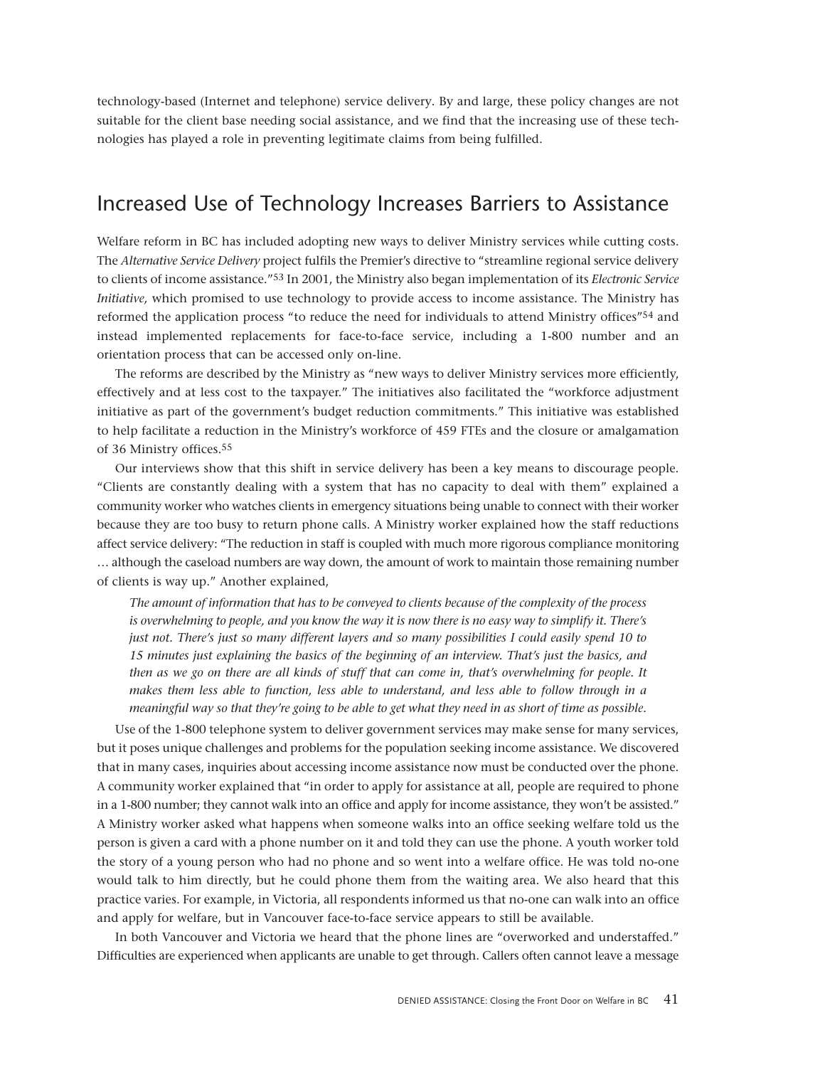technology-based (Internet and telephone) service delivery. By and large, these policy changes are not suitable for the client base needing social assistance, and we find that the increasing use of these technologies has played a role in preventing legitimate claims from being fulfilled.

## Increased Use of Technology Increases Barriers to Assistance

Welfare reform in BC has included adopting new ways to deliver Ministry services while cutting costs. The *Alternative Service Delivery* project fulfils the Premier's directive to "streamline regional service delivery to clients of income assistance."[53] In 2001, the Ministry also began implementation of its *Electronic Service Initiative,* which promised to use technology to provide access to income assistance. The Ministry has reformed the application process "to reduce the need for individuals to attend Ministry offices"[54] and instead implemented replacements for face-to-face service, including a 1-800 number and an orientation process that can be accessed only on-line.

The reforms are described by the Ministry as "new ways to deliver Ministry services more efficiently, effectively and at less cost to the taxpayer." The initiatives also facilitated the "workforce adjustment initiative as part of the government's budget reduction commitments." This initiative was established to help facilitate a reduction in the Ministry's workforce of 459 FTEs and the closure or amalgamation of 36 Ministry offices.[55]

Our interviews show that this shift in service delivery has been a key means to discourage people. "Clients are constantly dealing with a system that has no capacity to deal with them" explained a community worker who watches clients in emergency situations being unable to connect with their worker because they are too busy to return phone calls. A Ministry worker explained how the staff reductions affect service delivery: "The reduction in staff is coupled with much more rigorous compliance monitoring … although the caseload numbers are way down, the amount of work to maintain those remaining number of clients is way up." Another explained,

> *The amount of information that has to be conveyed to clients because of the complexity of the process is overwhelming to people, and you know the way it is now there is no easy way to simplify it. There's just not. There's just so many different layers and so many possibilities I could easily spend 10 to 15 minutes just explaining the basics of the beginning of an interview. That's just the basics, and then as we go on there are all kinds of stuff that can come in, that's overwhelming for people. It makes them less able to function, less able to understand, and less able to follow through in a meaningful way so that they're going to be able to get what they need in as short of time as possible.*

Use of the 1-800 telephone system to deliver government services may make sense for many services, but it poses unique challenges and problems for the population seeking income assistance. We discovered that in many cases, inquiries about accessing income assistance now must be conducted over the phone. A community worker explained that "in order to apply for assistance at all, people are required to phone in a 1-800 number; they cannot walk into an office and apply for income assistance, they won't be assisted." A Ministry worker asked what happens when someone walks into an office seeking welfare told us the person is given a card with a phone number on it and told they can use the phone. A youth worker told the story of a young person who had no phone and so went into a welfare office. He was told no-one would talk to him directly, but he could phone them from the waiting area. We also heard that this practice varies. For example, in Victoria, all respondents informed us that no-one can walk into an office and apply for welfare, but in Vancouver face-to-face service appears to still be available.

In both Vancouver and Victoria we heard that the phone lines are "overworked and understaffed." Difficulties are experienced when applicants are unable to get through. Callers often cannot leave a message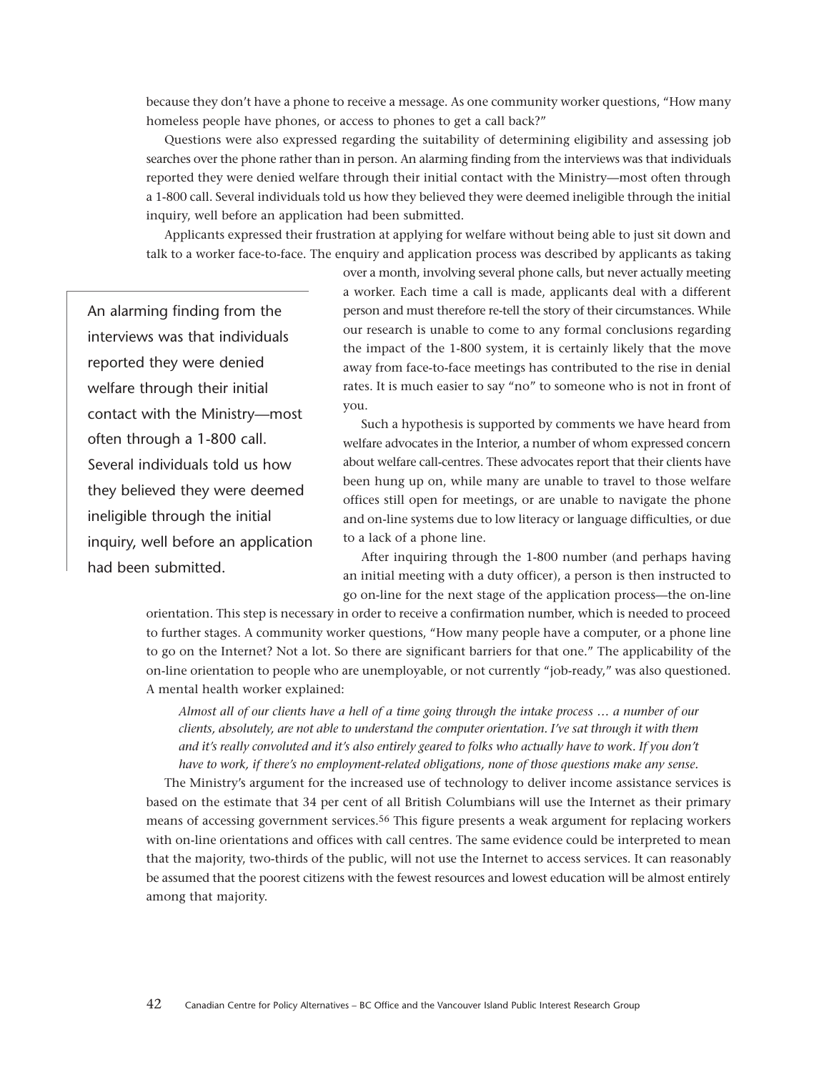because they don't have a phone to receive a message. As one community worker questions, "How many homeless people have phones, or access to phones to get a call back?"

Questions were also expressed regarding the suitability of determining eligibility and assessing job searches over the phone rather than in person. An alarming finding from the interviews was that individuals reported they were denied welfare through their initial contact with the Ministry—most often through a 1-800 call. Several individuals told us how they believed they were deemed ineligible through the initial inquiry, well before an application had been submitted.

Applicants expressed their frustration at applying for welfare without being able to just sit down and talk to a worker face-to-face. The enquiry and application process was described by applicants as taking over a month, involving several phone calls, but never actually meeting a worker. Each time a call is made, applicants deal with a different person and must therefore re-tell the story of their circumstances. While our research is unable to come to any formal conclusions regarding the impact of the 1-800 system, it is certainly likely that the move away from face-to-face meetings has contributed to the rise in denial rates. It is much easier to say "no" to someone who is not in front of you.

> An alarming finding from the interviews was that individuals reported they were denied welfare through their initial contact with the Ministry—most often through a 1-800 call. Several individuals told us how they believed they were deemed ineligible through the initial inquiry, well before an application had been submitted.

Such a hypothesis is supported by comments we have heard from welfare advocates in the Interior, a number of whom expressed concern about welfare call-centres. These advocates report that their clients have been hung up on, while many are unable to travel to those welfare offices still open for meetings, or are unable to navigate the phone and on-line systems due to low literacy or language difficulties, or due to a lack of a phone line.

After inquiring through the 1-800 number (and perhaps having an initial meeting with a duty officer), a person is then instructed to go on-line for the next stage of the application process—the on-line orientation. This step is necessary in order to receive a confirmation number, which is needed to proceed to further stages. A community worker questions, "How many people have a computer, or a phone line to go on the Internet? Not a lot. So there are significant barriers for that one." The applicability of the on-line orientation to people who are unemployable, or not currently "job-ready," was also questioned. A mental health worker explained:

> *Almost all of our clients have a hell of a time going through the intake process … a number of our clients, absolutely, are not able to understand the computer orientation. I've sat through it with them and it's really convoluted and it's also entirely geared to folks who actually have to work. If you don't have to work, if there's no employment-related obligations, none of those questions make any sense.*

The Ministry's argument for the increased use of technology to deliver income assistance services is based on the estimate that 34 per cent of all British Columbians will use the Internet as their primary means of accessing government services.[56] This figure presents a weak argument for replacing workers with on-line orientations and offices with call centres. The same evidence could be interpreted to mean that the majority, two-thirds of the public, will not use the Internet to access services. It can reasonably be assumed that the poorest citizens with the fewest resources and lowest education will be almost entirely among that majority.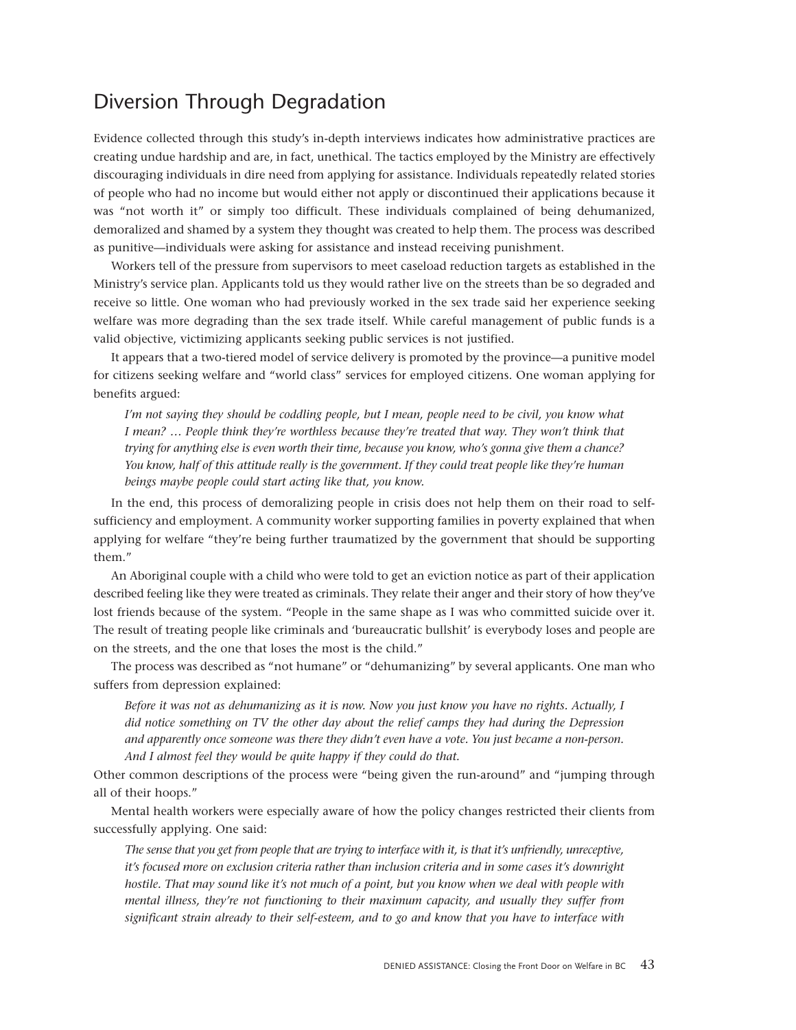## Diversion Through Degradation

Evidence collected through this study's in-depth interviews indicates how administrative practices are creating undue hardship and are, in fact, unethical. The tactics employed by the Ministry are effectively discouraging individuals in dire need from applying for assistance. Individuals repeatedly related stories of people who had no income but would either not apply or discontinued their applications because it was "not worth it" or simply too difficult. These individuals complained of being dehumanized, demoralized and shamed by a system they thought was created to help them. The process was described as punitive—individuals were asking for assistance and instead receiving punishment.

Workers tell of the pressure from supervisors to meet caseload reduction targets as established in the Ministry's service plan. Applicants told us they would rather live on the streets than be so degraded and receive so little. One woman who had previously worked in the sex trade said her experience seeking welfare was more degrading than the sex trade itself. While careful management of public funds is a valid objective, victimizing applicants seeking public services is not justified.

It appears that a two-tiered model of service delivery is promoted by the province—a punitive model for citizens seeking welfare and "world class" services for employed citizens. One woman applying for benefits argued:

> *I'm not saying they should be coddling people, but I mean, people need to be civil, you know what I mean? … People think they're worthless because they're treated that way. They won't think that trying for anything else is even worth their time, because you know, who's gonna give them a chance? You know, half of this attitude really is the government. If they could treat people like they're human beings maybe people could start acting like that, you know.*

In the end, this process of demoralizing people in crisis does not help them on their road to self-sufficiency and employment. A community worker supporting families in poverty explained that when applying for welfare "they're being further traumatized by the government that should be supporting them."

An Aboriginal couple with a child who were told to get an eviction notice as part of their application described feeling like they were treated as criminals. They relate their anger and their story of how they've lost friends because of the system. "People in the same shape as I was who committed suicide over it. The result of treating people like criminals and 'bureaucratic bullshit' is everybody loses and people are on the streets, and the one that loses the most is the child."

The process was described as "not humane" or "dehumanizing" by several applicants. One man who suffers from depression explained:

> *Before it was not as dehumanizing as it is now. Now you just know you have no rights. Actually, I did notice something on TV the other day about the relief camps they had during the Depression and apparently once someone was there they didn't even have a vote. You just became a non-person. And I almost feel they would be quite happy if they could do that.*

Other common descriptions of the process were "being given the run-around" and "jumping through all of their hoops."

Mental health workers were especially aware of how the policy changes restricted their clients from successfully applying. One said:

> *The sense that you get from people that are trying to interface with it, is that it's unfriendly, unreceptive, it's focused more on exclusion criteria rather than inclusion criteria and in some cases it's downright hostile. That may sound like it's not much of a point, but you know when we deal with people with mental illness, they're not functioning to their maximum capacity, and usually they suffer from significant strain already to their self-esteem, and to go and know that you have to interface with*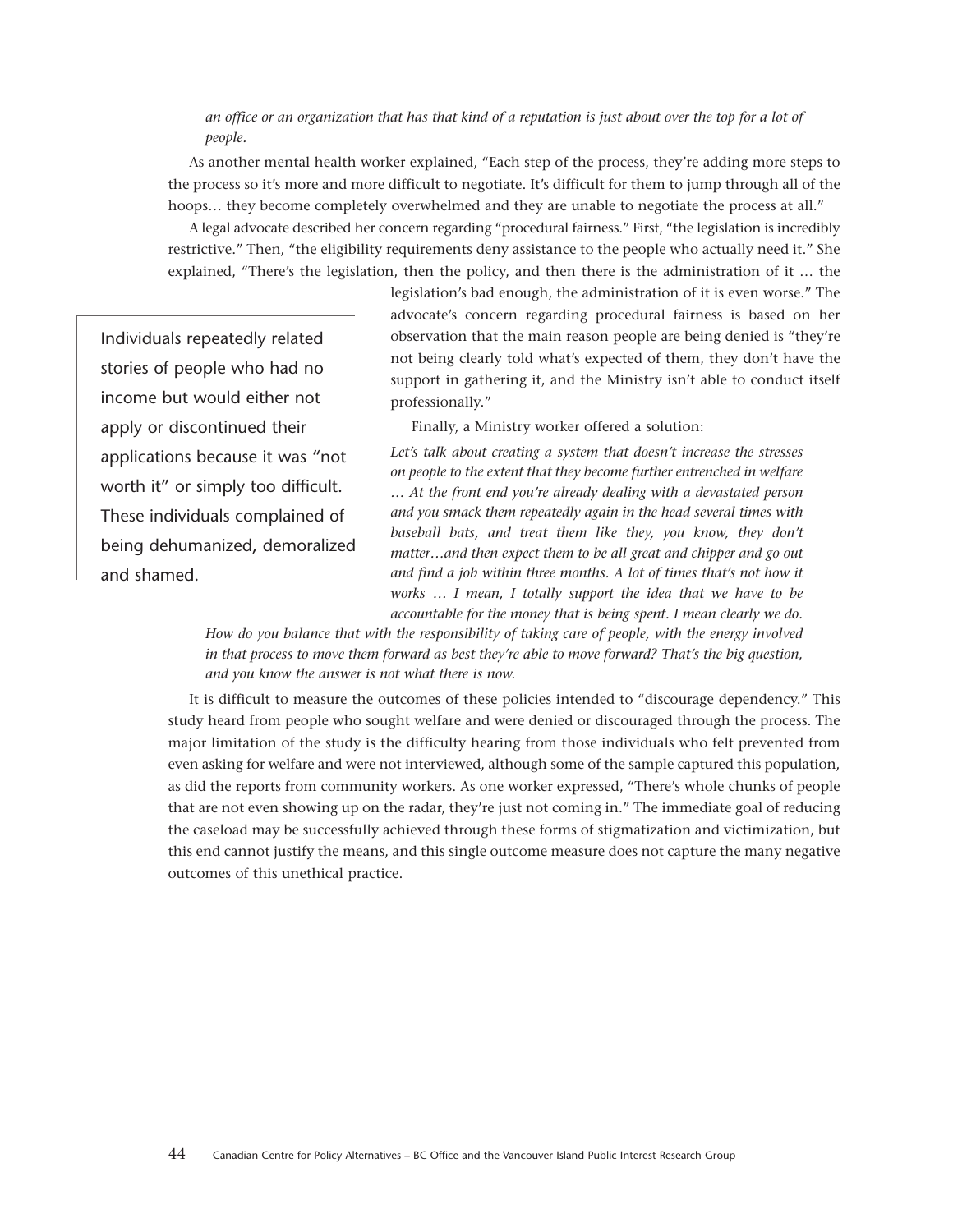*an office or an organization that has that kind of a reputation is just about over the top for a lot of people.*

As another mental health worker explained, "Each step of the process, they're adding more steps to the process so it's more and more difficult to negotiate. It's difficult for them to jump through all of the hoops… they become completely overwhelmed and they are unable to negotiate the process at all."

A legal advocate described her concern regarding "procedural fairness." First, "the legislation is incredibly restrictive." Then, "the eligibility requirements deny assistance to the people who actually need it." She explained, "There's the legislation, then the policy, and then there is the administration of it … the legislation's bad enough, the administration of it is even worse." The advocate's concern regarding procedural fairness is based on her observation that the main reason people are being denied is "they're not being clearly told what's expected of them, they don't have the support in gathering it, and the Ministry isn't able to conduct itself professionally."

> Individuals repeatedly related stories of people who had no income but would either not apply or discontinued their applications because it was "not worth it" or simply too difficult. These individuals complained of being dehumanized, demoralized and shamed.

Finally, a Ministry worker offered a solution:

*Let's talk about creating a system that doesn't increase the stresses on people to the extent that they become further entrenched in welfare … At the front end you're already dealing with a devastated person and you smack them repeatedly again in the head several times with baseball bats, and treat them like they, you know, they don't matter…and then expect them to be all great and chipper and go out and find a job within three months. A lot of times that's not how it works … I mean, I totally support the idea that we have to be accountable for the money that is being spent. I mean clearly we do. How do you balance that with the responsibility of taking care of people, with the energy involved in that process to move them forward as best they're able to move forward? That's the big question, and you know the answer is not what there is now.*

It is difficult to measure the outcomes of these policies intended to "discourage dependency." This study heard from people who sought welfare and were denied or discouraged through the process. The major limitation of the study is the difficulty hearing from those individuals who felt prevented from even asking for welfare and were not interviewed, although some of the sample captured this population, as did the reports from community workers. As one worker expressed, "There's whole chunks of people that are not even showing up on the radar, they're just not coming in." The immediate goal of reducing the caseload may be successfully achieved through these forms of stigmatization and victimization, but this end cannot justify the means, and this single outcome measure does not capture the many negative outcomes of this unethical practice.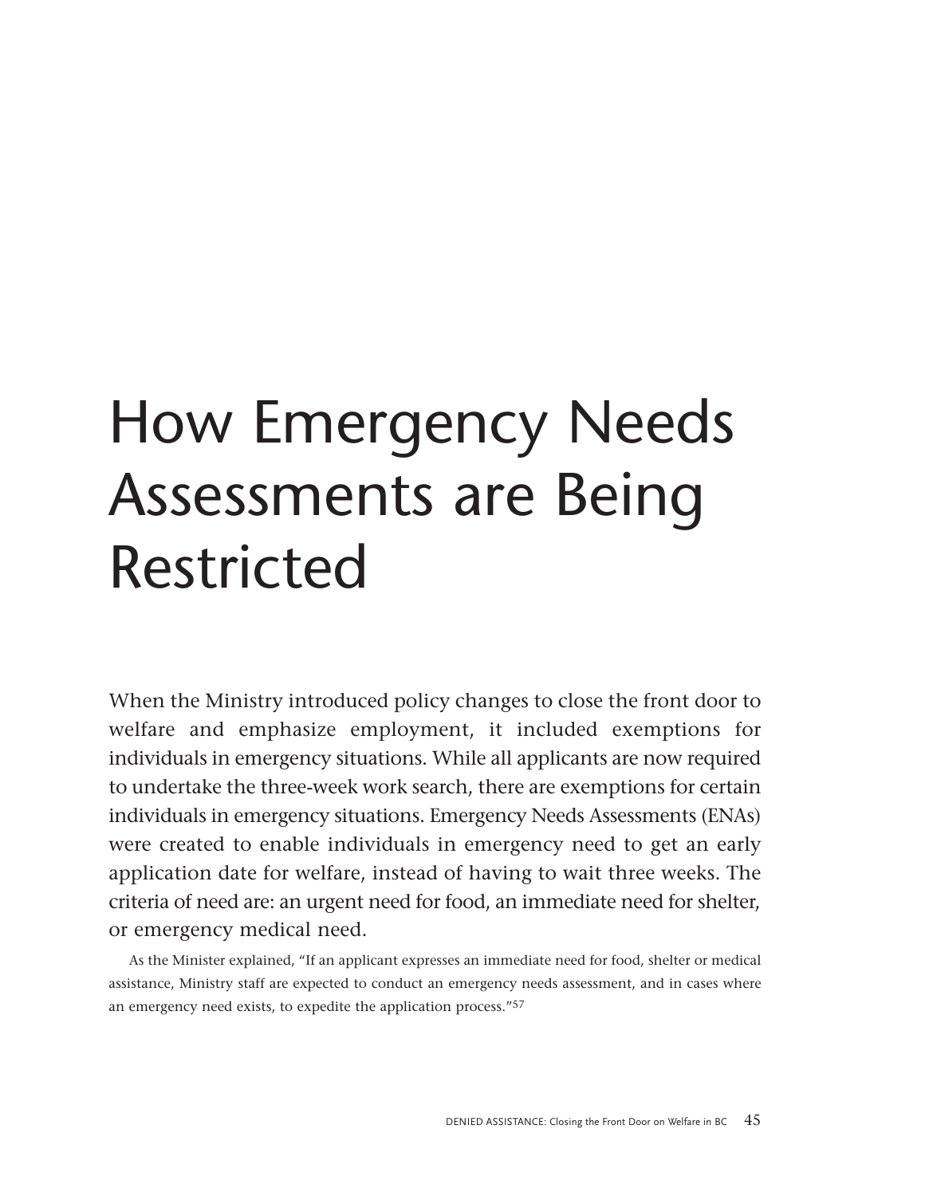# How Emergency Needs Assessments are Being Restricted

When the Ministry introduced policy changes to close the front door to welfare and emphasize employment, it included exemptions for individuals in emergency situations. While all applicants are now required to undertake the three-week work search, there are exemptions for certain individuals in emergency situations. Emergency Needs Assessments (ENAs) were created to enable individuals in emergency need to get an early application date for welfare, instead of having to wait three weeks. The criteria of need are: an urgent need for food, an immediate need for shelter, or emergency medical need.

As the Minister explained, "If an applicant expresses an immediate need for food, shelter or medical assistance, Ministry staff are expected to conduct an emergency needs assessment, and in cases where an emergency need exists, to expedite the application process."[57]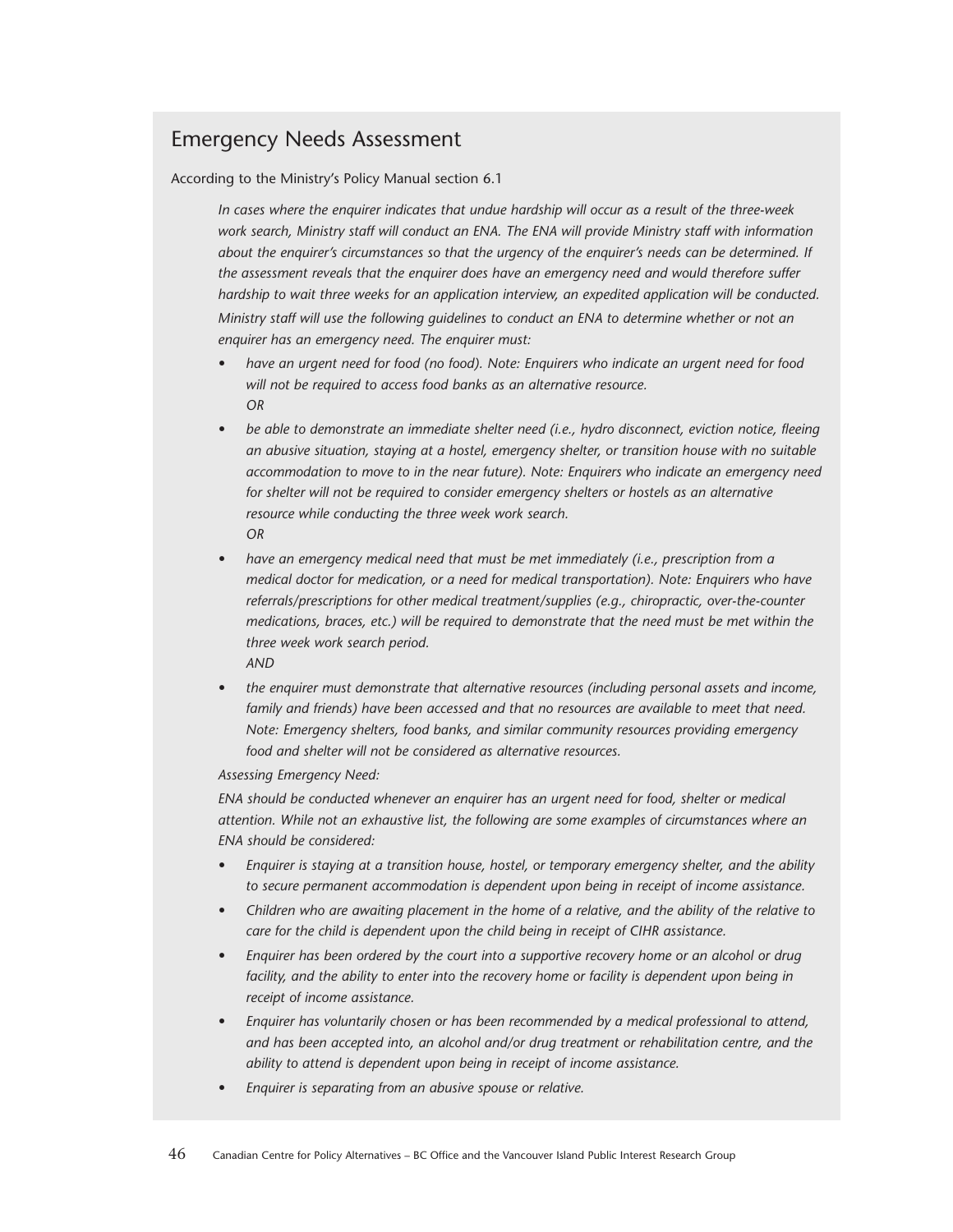## Emergency Needs Assessment

According to the Ministry's Policy Manual section 6.1

> *In cases where the enquirer indicates that undue hardship will occur as a result of the three-week work search, Ministry staff will conduct an ENA. The ENA will provide Ministry staff with information about the enquirer's circumstances so that the urgency of the enquirer's needs can be determined. If the assessment reveals that the enquirer does have an emergency need and would therefore suffer hardship to wait three weeks for an application interview, an expedited application will be conducted.*
>
> *Ministry staff will use the following guidelines to conduct an ENA to determine whether or not an enquirer has an emergency need. The enquirer must:*
>
> - *have an urgent need for food (no food). Note: Enquirers who indicate an urgent need for food will not be required to access food banks as an alternative resource.*
>   *OR*
> - *be able to demonstrate an immediate shelter need (i.e., hydro disconnect, eviction notice, fleeing an abusive situation, staying at a hostel, emergency shelter, or transition house with no suitable accommodation to move to in the near future). Note: Enquirers who indicate an emergency need for shelter will not be required to consider emergency shelters or hostels as an alternative resource while conducting the three week work search.*
>   *OR*
> - *have an emergency medical need that must be met immediately (i.e., prescription from a medical doctor for medication, or a need for medical transportation). Note: Enquirers who have referrals/prescriptions for other medical treatment/supplies (e.g., chiropractic, over-the-counter medications, braces, etc.) will be required to demonstrate that the need must be met within the three week work search period.*
>   *AND*
> - *the enquirer must demonstrate that alternative resources (including personal assets and income, family and friends) have been accessed and that no resources are available to meet that need. Note: Emergency shelters, food banks, and similar community resources providing emergency food and shelter will not be considered as alternative resources.*
>
> *Assessing Emergency Need:*
>
> *ENA should be conducted whenever an enquirer has an urgent need for food, shelter or medical attention. While not an exhaustive list, the following are some examples of circumstances where an ENA should be considered:*
>
> - *Enquirer is staying at a transition house, hostel, or temporary emergency shelter, and the ability to secure permanent accommodation is dependent upon being in receipt of income assistance.*
> - *Children who are awaiting placement in the home of a relative, and the ability of the relative to care for the child is dependent upon the child being in receipt of CIHR assistance.*
> - *Enquirer has been ordered by the court into a supportive recovery home or an alcohol or drug facility, and the ability to enter into the recovery home or facility is dependent upon being in receipt of income assistance.*
> - *Enquirer has voluntarily chosen or has been recommended by a medical professional to attend, and has been accepted into, an alcohol and/or drug treatment or rehabilitation centre, and the ability to attend is dependent upon being in receipt of income assistance.*
> - *Enquirer is separating from an abusive spouse or relative.*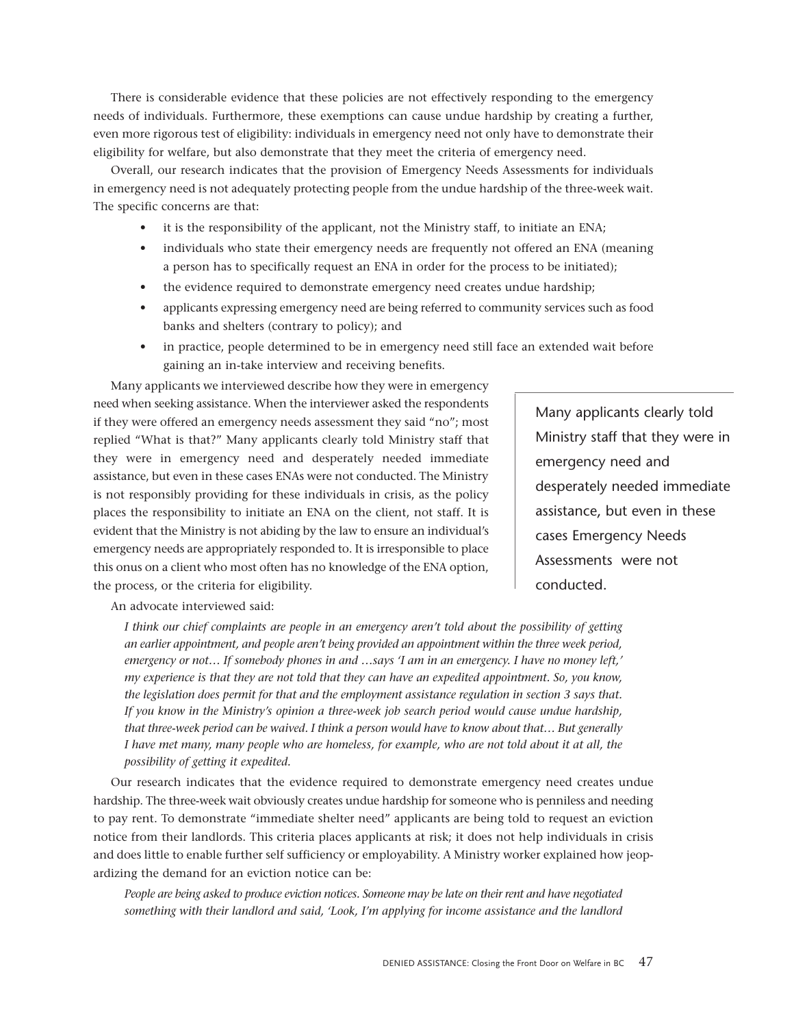There is considerable evidence that these policies are not effectively responding to the emergency needs of individuals. Furthermore, these exemptions can cause undue hardship by creating a further, even more rigorous test of eligibility: individuals in emergency need not only have to demonstrate their eligibility for welfare, but also demonstrate that they meet the criteria of emergency need.

Overall, our research indicates that the provision of Emergency Needs Assessments for individuals in emergency need is not adequately protecting people from the undue hardship of the three-week wait. The specific concerns are that:

- it is the responsibility of the applicant, not the Ministry staff, to initiate an ENA;
- individuals who state their emergency needs are frequently not offered an ENA (meaning a person has to specifically request an ENA in order for the process to be initiated);
- the evidence required to demonstrate emergency need creates undue hardship;
- applicants expressing emergency need are being referred to community services such as food banks and shelters (contrary to policy); and
- in practice, people determined to be in emergency need still face an extended wait before gaining an in-take interview and receiving benefits.

Many applicants we interviewed describe how they were in emergency need when seeking assistance. When the interviewer asked the respondents if they were offered an emergency needs assessment they said "no"; most replied "What is that?" Many applicants clearly told Ministry staff that they were in emergency need and desperately needed immediate assistance, but even in these cases ENAs were not conducted. The Ministry is not responsibly providing for these individuals in crisis, as the policy places the responsibility to initiate an ENA on the client, not staff. It is evident that the Ministry is not abiding by the law to ensure an individual's emergency needs are appropriately responded to. It is irresponsible to place this onus on a client who most often has no knowledge of the ENA option, the process, or the criteria for eligibility.

> Many applicants clearly told Ministry staff that they were in emergency need and desperately needed immediate assistance, but even in these cases Emergency Needs Assessments were not conducted.

An advocate interviewed said:

*I think our chief complaints are people in an emergency aren't told about the possibility of getting an earlier appointment, and people aren't being provided an appointment within the three week period, emergency or not… If somebody phones in and …says 'I am in an emergency. I have no money left,' my experience is that they are not told that they can have an expedited appointment. So, you know, the legislation does permit for that and the employment assistance regulation in section 3 says that. If you know in the Ministry's opinion a three-week job search period would cause undue hardship, that three-week period can be waived. I think a person would have to know about that… But generally I have met many, many people who are homeless, for example, who are not told about it at all, the possibility of getting it expedited.*

Our research indicates that the evidence required to demonstrate emergency need creates undue hardship. The three-week wait obviously creates undue hardship for someone who is penniless and needing to pay rent. To demonstrate "immediate shelter need" applicants are being told to request an eviction notice from their landlords. This criteria places applicants at risk; it does not help individuals in crisis and does little to enable further self sufficiency or employability. A Ministry worker explained how jeopardizing the demand for an eviction notice can be:

*People are being asked to produce eviction notices. Someone may be late on their rent and have negotiated something with their landlord and said, 'Look, I'm applying for income assistance and the landlord*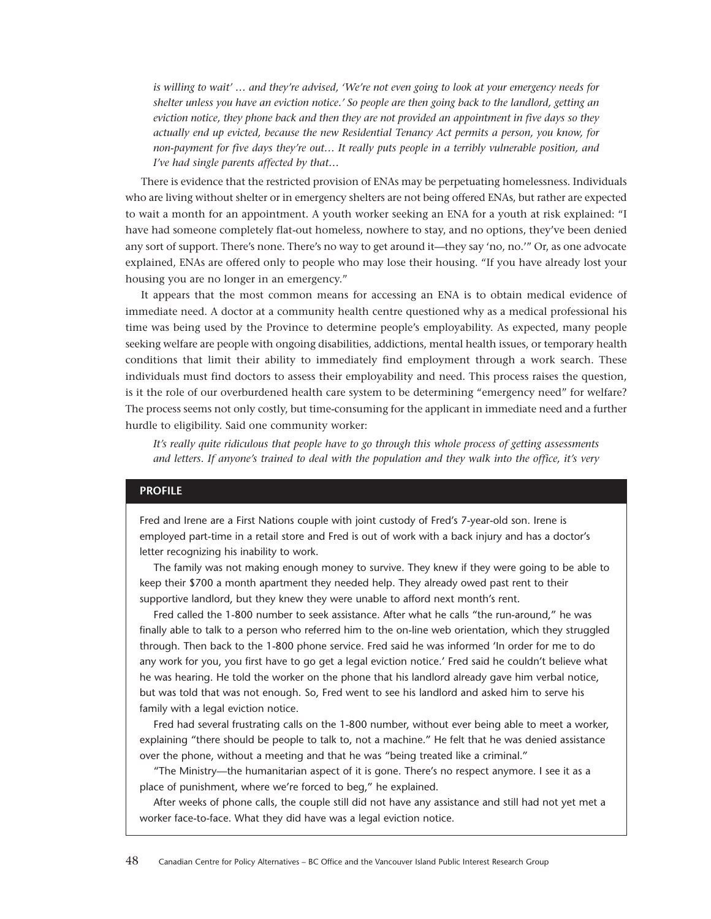*is willing to wait' … and they're advised, 'We're not even going to look at your emergency needs for shelter unless you have an eviction notice.' So people are then going back to the landlord, getting an eviction notice, they phone back and then they are not provided an appointment in five days so they actually end up evicted, because the new Residential Tenancy Act permits a person, you know, for non-payment for five days they're out… It really puts people in a terribly vulnerable position, and I've had single parents affected by that…*

There is evidence that the restricted provision of ENAs may be perpetuating homelessness. Individuals who are living without shelter or in emergency shelters are not being offered ENAs, but rather are expected to wait a month for an appointment. A youth worker seeking an ENA for a youth at risk explained: "I have had someone completely flat-out homeless, nowhere to stay, and no options, they've been denied any sort of support. There's none. There's no way to get around it—they say 'no, no.'" Or, as one advocate explained, ENAs are offered only to people who may lose their housing. "If you have already lost your housing you are no longer in an emergency."

It appears that the most common means for accessing an ENA is to obtain medical evidence of immediate need. A doctor at a community health centre questioned why as a medical professional his time was being used by the Province to determine people's employability. As expected, many people seeking welfare are people with ongoing disabilities, addictions, mental health issues, or temporary health conditions that limit their ability to immediately find employment through a work search. These individuals must find doctors to assess their employability and need. This process raises the question, is it the role of our overburdened health care system to be determining "emergency need" for welfare? The process seems not only costly, but time-consuming for the applicant in immediate need and a further hurdle to eligibility. Said one community worker:

*It's really quite ridiculous that people have to go through this whole process of getting assessments and letters. If anyone's trained to deal with the population and they walk into the office, it's very*

**PROFILE**

Fred and Irene are a First Nations couple with joint custody of Fred's 7-year-old son. Irene is employed part-time in a retail store and Fred is out of work with a back injury and has a doctor's letter recognizing his inability to work.

The family was not making enough money to survive. They knew if they were going to be able to keep their $700 a month apartment they needed help. They already owed past rent to their supportive landlord, but they knew they were unable to afford next month's rent.

Fred called the 1-800 number to seek assistance. After what he calls "the run-around," he was finally able to talk to a person who referred him to the on-line web orientation, which they struggled through. Then back to the 1-800 phone service. Fred said he was informed 'In order for me to do any work for you, you first have to go get a legal eviction notice.' Fred said he couldn't believe what he was hearing. He told the worker on the phone that his landlord already gave him verbal notice, but was told that was not enough. So, Fred went to see his landlord and asked him to serve his family with a legal eviction notice.

Fred had several frustrating calls on the 1-800 number, without ever being able to meet a worker, explaining "there should be people to talk to, not a machine." He felt that he was denied assistance over the phone, without a meeting and that he was "being treated like a criminal."

"The Ministry—the humanitarian aspect of it is gone. There's no respect anymore. I see it as a place of punishment, where we're forced to beg," he explained.

After weeks of phone calls, the couple still did not have any assistance and still had not yet met a worker face-to-face. What they did have was a legal eviction notice.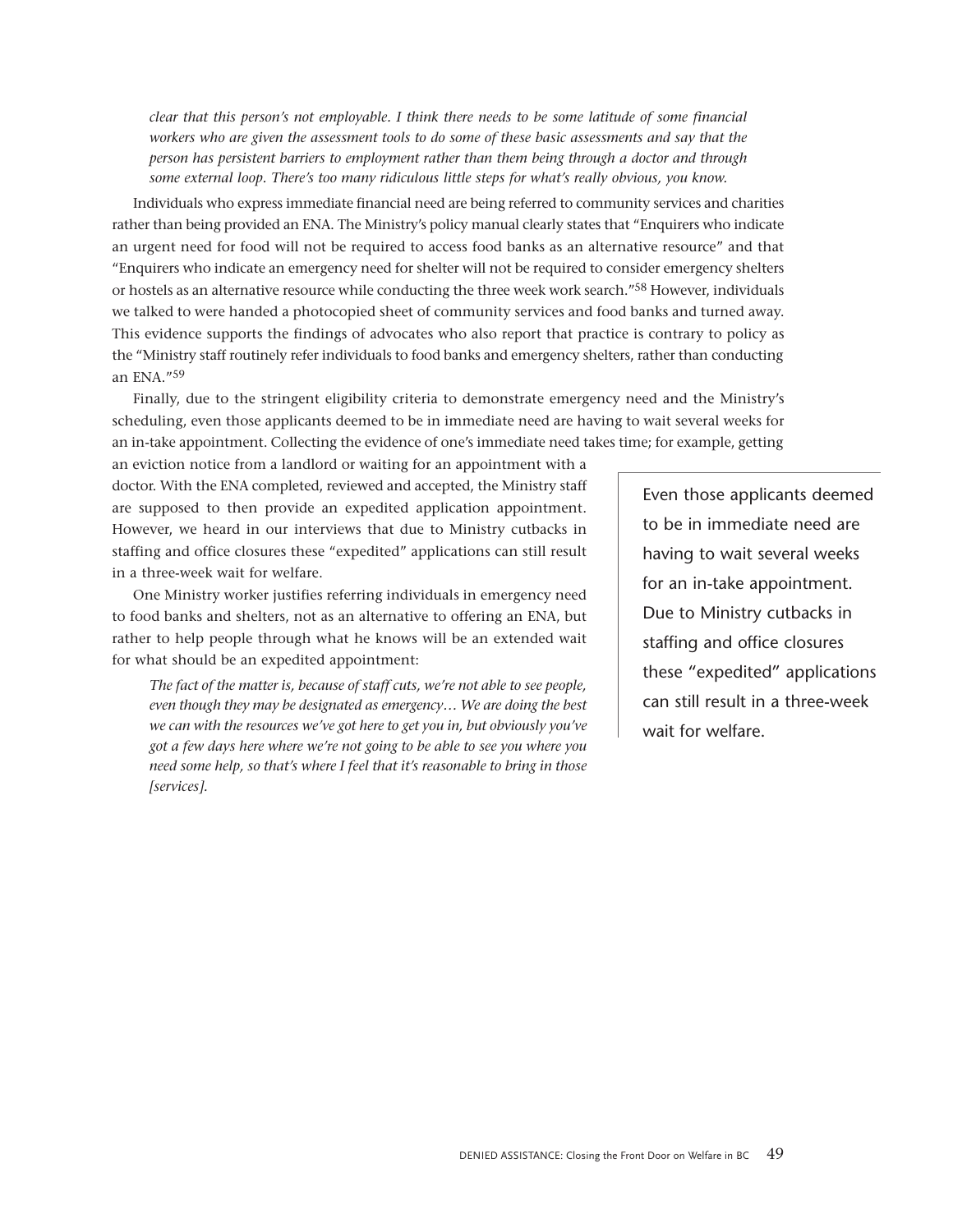*clear that this person's not employable. I think there needs to be some latitude of some financial workers who are given the assessment tools to do some of these basic assessments and say that the person has persistent barriers to employment rather than them being through a doctor and through some external loop. There's too many ridiculous little steps for what's really obvious, you know.*

Individuals who express immediate financial need are being referred to community services and charities rather than being provided an ENA. The Ministry's policy manual clearly states that "Enquirers who indicate an urgent need for food will not be required to access food banks as an alternative resource" and that "Enquirers who indicate an emergency need for shelter will not be required to consider emergency shelters or hostels as an alternative resource while conducting the three week work search."[58] However, individuals we talked to were handed a photocopied sheet of community services and food banks and turned away. This evidence supports the findings of advocates who also report that practice is contrary to policy as the "Ministry staff routinely refer individuals to food banks and emergency shelters, rather than conducting an ENA."[59]

Finally, due to the stringent eligibility criteria to demonstrate emergency need and the Ministry's scheduling, even those applicants deemed to be in immediate need are having to wait several weeks for an in-take appointment. Collecting the evidence of one's immediate need takes time; for example, getting an eviction notice from a landlord or waiting for an appointment with a doctor. With the ENA completed, reviewed and accepted, the Ministry staff are supposed to then provide an expedited application appointment. However, we heard in our interviews that due to Ministry cutbacks in staffing and office closures these "expedited" applications can still result in a three-week wait for welfare.

> Even those applicants deemed to be in immediate need are having to wait several weeks for an in-take appointment. Due to Ministry cutbacks in staffing and office closures these "expedited" applications can still result in a three-week wait for welfare.

One Ministry worker justifies referring individuals in emergency need to food banks and shelters, not as an alternative to offering an ENA, but rather to help people through what he knows will be an extended wait for what should be an expedited appointment:

*The fact of the matter is, because of staff cuts, we're not able to see people, even though they may be designated as emergency… We are doing the best we can with the resources we've got here to get you in, but obviously you've got a few days here where we're not going to be able to see you where you need some help, so that's where I feel that it's reasonable to bring in those [services].*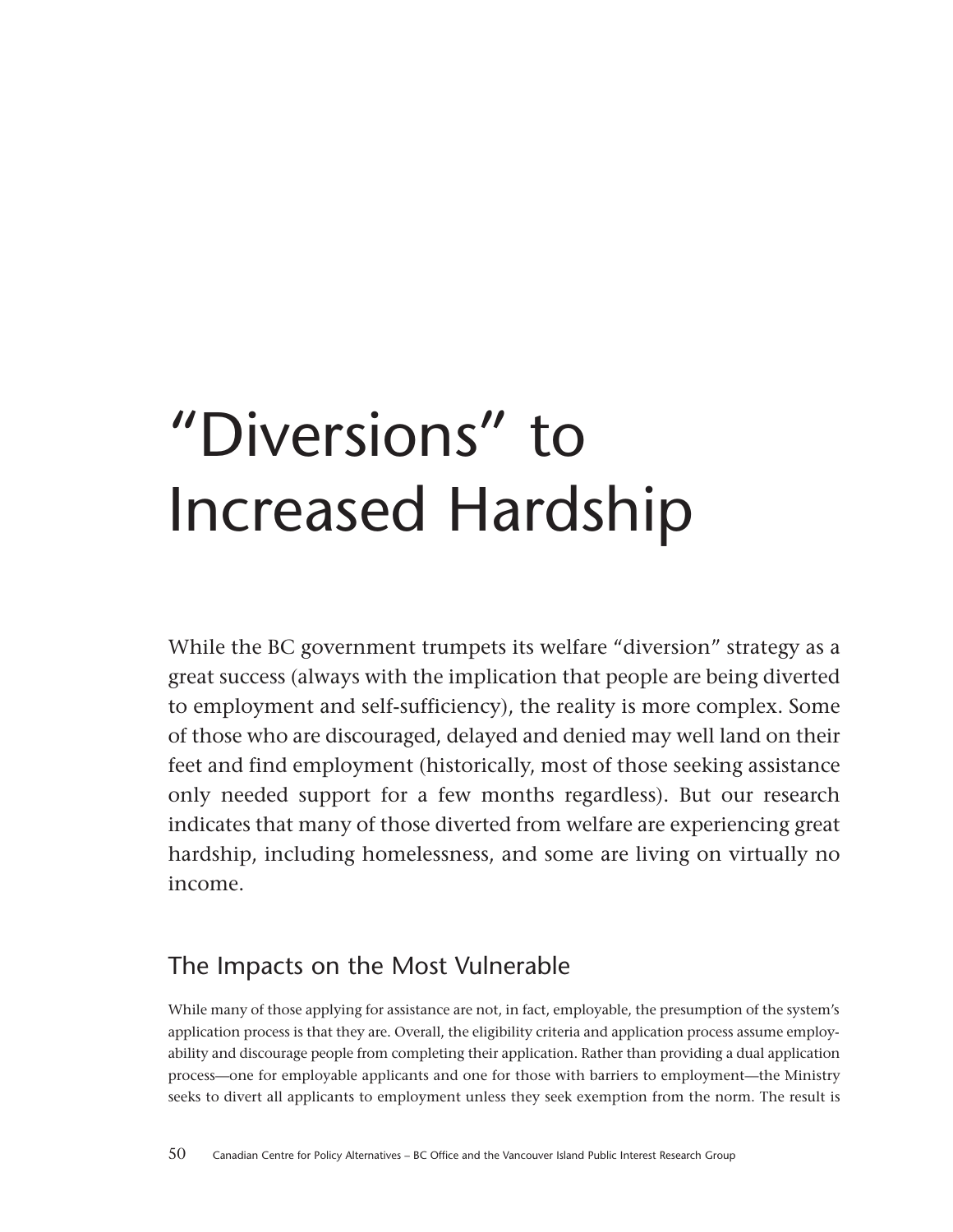# "Diversions" to Increased Hardship

While the BC government trumpets its welfare "diversion" strategy as a great success (always with the implication that people are being diverted to employment and self-sufficiency), the reality is more complex. Some of those who are discouraged, delayed and denied may well land on their feet and find employment (historically, most of those seeking assistance only needed support for a few months regardless). But our research indicates that many of those diverted from welfare are experiencing great hardship, including homelessness, and some are living on virtually no income.

## The Impacts on the Most Vulnerable

While many of those applying for assistance are not, in fact, employable, the presumption of the system's application process is that they are. Overall, the eligibility criteria and application process assume employability and discourage people from completing their application. Rather than providing a dual application process—one for employable applicants and one for those with barriers to employment—the Ministry seeks to divert all applicants to employment unless they seek exemption from the norm. The result is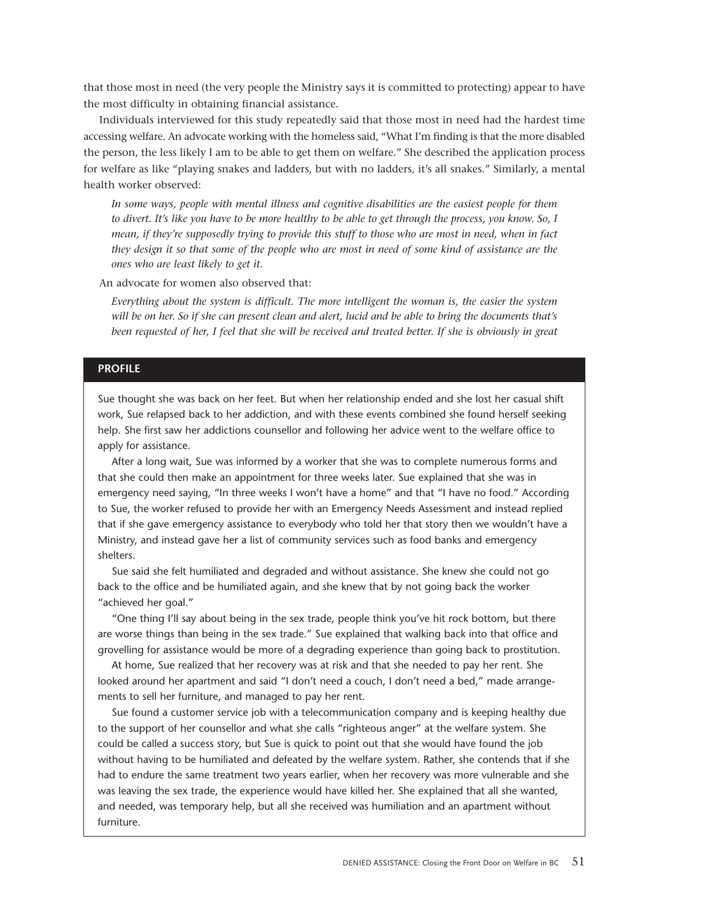that those most in need (the very people the Ministry says it is committed to protecting) appear to have the most difficulty in obtaining financial assistance.

Individuals interviewed for this study repeatedly said that those most in need had the hardest time accessing welfare. An advocate working with the homeless said, "What I'm finding is that the more disabled the person, the less likely I am to be able to get them on welfare." She described the application process for welfare as like "playing snakes and ladders, but with no ladders, it's all snakes." Similarly, a mental health worker observed:

> *In some ways, people with mental illness and cognitive disabilities are the easiest people for them to divert. It's like you have to be more healthy to be able to get through the process, you know. So, I mean, if they're supposedly trying to provide this stuff to those who are most in need, when in fact they design it so that some of the people who are most in need of some kind of assistance are the ones who are least likely to get it.*

An advocate for women also observed that:

> *Everything about the system is difficult. The more intelligent the woman is, the easier the system will be on her. So if she can present clean and alert, lucid and be able to bring the documents that's been requested of her, I feel that she will be received and treated better. If she is obviously in great*

**PROFILE**

Sue thought she was back on her feet. But when her relationship ended and she lost her casual shift work, Sue relapsed back to her addiction, and with these events combined she found herself seeking help. She first saw her addictions counsellor and following her advice went to the welfare office to apply for assistance.

After a long wait, Sue was informed by a worker that she was to complete numerous forms and that she could then make an appointment for three weeks later. Sue explained that she was in emergency need saying, "In three weeks I won't have a home" and that "I have no food." According to Sue, the worker refused to provide her with an Emergency Needs Assessment and instead replied that if she gave emergency assistance to everybody who told her that story then we wouldn't have a Ministry, and instead gave her a list of community services such as food banks and emergency shelters.

Sue said she felt humiliated and degraded and without assistance. She knew she could not go back to the office and be humiliated again, and she knew that by not going back the worker "achieved her goal."

"One thing I'll say about being in the sex trade, people think you've hit rock bottom, but there are worse things than being in the sex trade." Sue explained that walking back into that office and grovelling for assistance would be more of a degrading experience than going back to prostitution.

At home, Sue realized that her recovery was at risk and that she needed to pay her rent. She looked around her apartment and said "I don't need a couch, I don't need a bed," made arrangements to sell her furniture, and managed to pay her rent.

Sue found a customer service job with a telecommunication company and is keeping healthy due to the support of her counsellor and what she calls "righteous anger" at the welfare system. She could be called a success story, but Sue is quick to point out that she would have found the job without having to be humiliated and defeated by the welfare system. Rather, she contends that if she had to endure the same treatment two years earlier, when her recovery was more vulnerable and she was leaving the sex trade, the experience would have killed her. She explained that all she wanted, and needed, was temporary help, but all she received was humiliation and an apartment without furniture.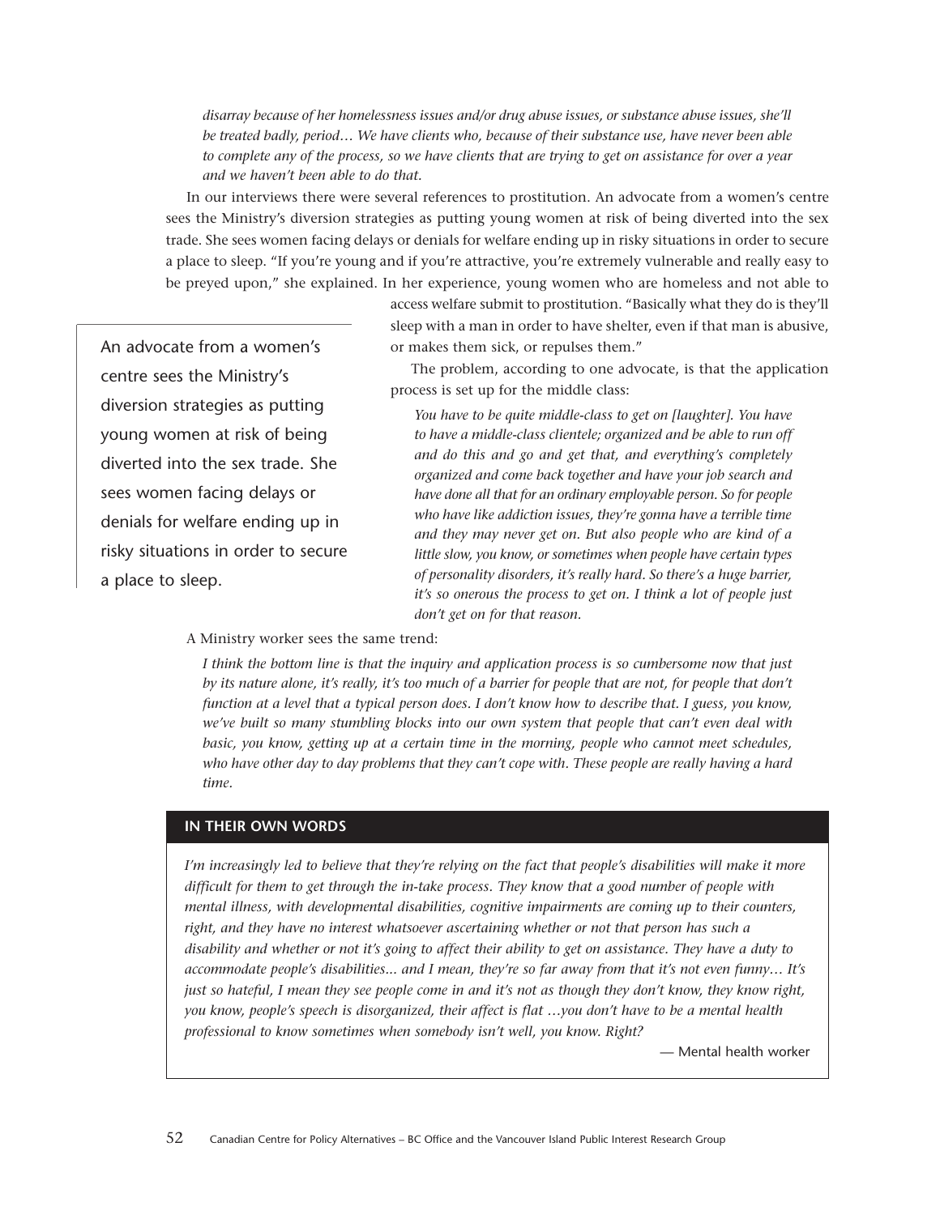*disarray because of her homelessness issues and/or drug abuse issues, or substance abuse issues, she'll be treated badly, period… We have clients who, because of their substance use, have never been able to complete any of the process, so we have clients that are trying to get on assistance for over a year and we haven't been able to do that.*

In our interviews there were several references to prostitution. An advocate from a women's centre sees the Ministry's diversion strategies as putting young women at risk of being diverted into the sex trade. She sees women facing delays or denials for welfare ending up in risky situations in order to secure a place to sleep. "If you're young and if you're attractive, you're extremely vulnerable and really easy to be preyed upon," she explained. In her experience, young women who are homeless and not able to access welfare submit to prostitution. "Basically what they do is they'll sleep with a man in order to have shelter, even if that man is abusive, or makes them sick, or repulses them."

> An advocate from a women's centre sees the Ministry's diversion strategies as putting young women at risk of being diverted into the sex trade. She sees women facing delays or denials for welfare ending up in risky situations in order to secure a place to sleep.

The problem, according to one advocate, is that the application process is set up for the middle class:

*You have to be quite middle-class to get on [laughter]. You have to have a middle-class clientele; organized and be able to run off and do this and go and get that, and everything's completely organized and come back together and have your job search and have done all that for an ordinary employable person. So for people who have like addiction issues, they're gonna have a terrible time and they may never get on. But also people who are kind of a little slow, you know, or sometimes when people have certain types of personality disorders, it's really hard. So there's a huge barrier, it's so onerous the process to get on. I think a lot of people just don't get on for that reason.*

A Ministry worker sees the same trend:

*I think the bottom line is that the inquiry and application process is so cumbersome now that just by its nature alone, it's really, it's too much of a barrier for people that are not, for people that don't function at a level that a typical person does. I don't know how to describe that. I guess, you know, we've built so many stumbling blocks into our own system that people that can't even deal with basic, you know, getting up at a certain time in the morning, people who cannot meet schedules, who have other day to day problems that they can't cope with. These people are really having a hard time.*

**IN THEIR OWN WORDS**

*I'm increasingly led to believe that they're relying on the fact that people's disabilities will make it more difficult for them to get through the in-take process. They know that a good number of people with mental illness, with developmental disabilities, cognitive impairments are coming up to their counters, right, and they have no interest whatsoever ascertaining whether or not that person has such a disability and whether or not it's going to affect their ability to get on assistance. They have a duty to accommodate people's disabilities... and I mean, they're so far away from that it's not even funny… It's just so hateful, I mean they see people come in and it's not as though they don't know, they know right, you know, people's speech is disorganized, their affect is flat …you don't have to be a mental health professional to know sometimes when somebody isn't well, you know. Right?*

— Mental health worker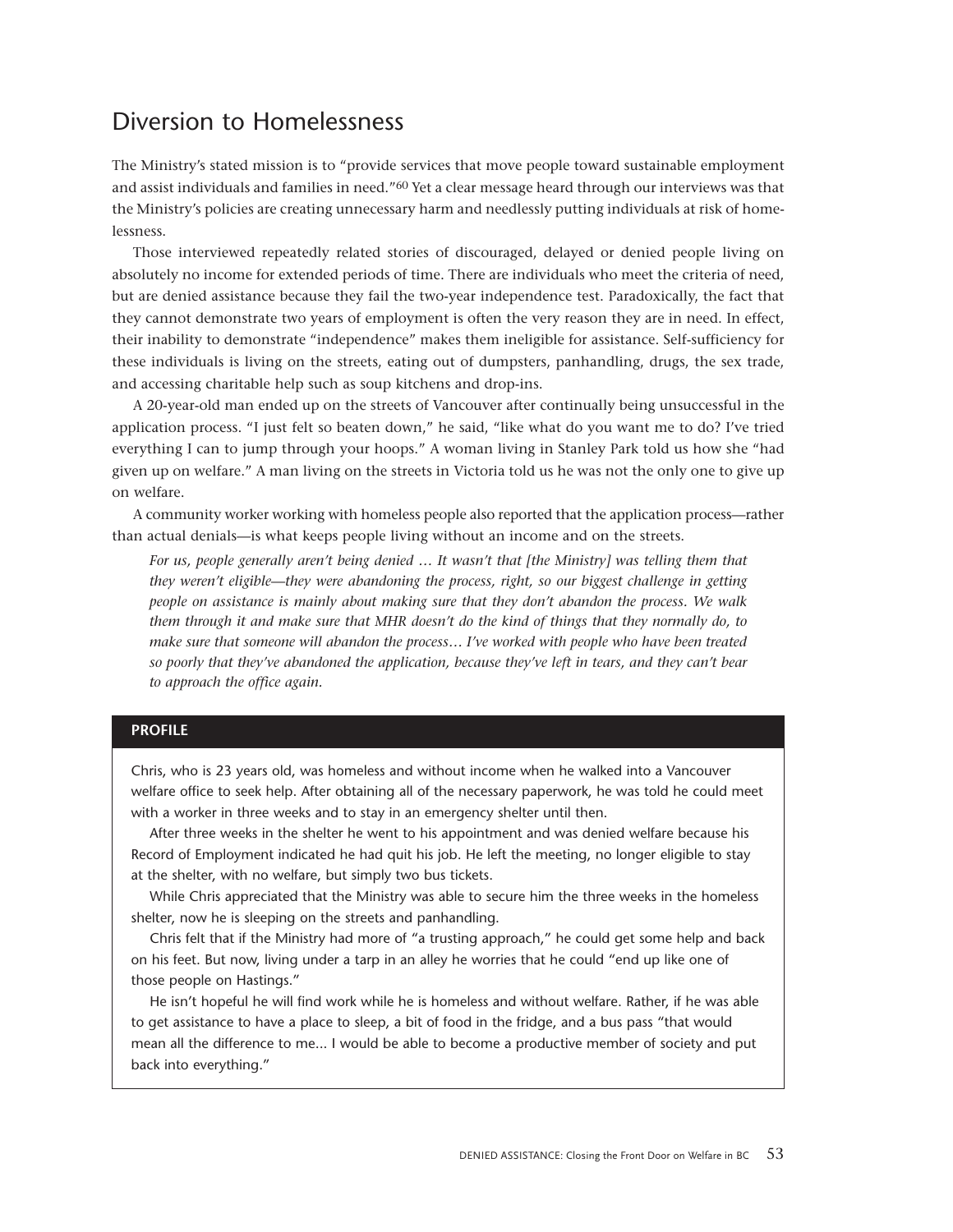## Diversion to Homelessness

The Ministry's stated mission is to "provide services that move people toward sustainable employment and assist individuals and families in need."[60] Yet a clear message heard through our interviews was that the Ministry's policies are creating unnecessary harm and needlessly putting individuals at risk of homelessness.

Those interviewed repeatedly related stories of discouraged, delayed or denied people living on absolutely no income for extended periods of time. There are individuals who meet the criteria of need, but are denied assistance because they fail the two-year independence test. Paradoxically, the fact that they cannot demonstrate two years of employment is often the very reason they are in need. In effect, their inability to demonstrate "independence" makes them ineligible for assistance. Self-sufficiency for these individuals is living on the streets, eating out of dumpsters, panhandling, drugs, the sex trade, and accessing charitable help such as soup kitchens and drop-ins.

A 20-year-old man ended up on the streets of Vancouver after continually being unsuccessful in the application process. "I just felt so beaten down," he said, "like what do you want me to do? I've tried everything I can to jump through your hoops." A woman living in Stanley Park told us how she "had given up on welfare." A man living on the streets in Victoria told us he was not the only one to give up on welfare.

A community worker working with homeless people also reported that the application process—rather than actual denials—is what keeps people living without an income and on the streets.

> *For us, people generally aren't being denied … It wasn't that [the Ministry] was telling them that they weren't eligible—they were abandoning the process, right, so our biggest challenge in getting people on assistance is mainly about making sure that they don't abandon the process. We walk them through it and make sure that MHR doesn't do the kind of things that they normally do, to make sure that someone will abandon the process… I've worked with people who have been treated so poorly that they've abandoned the application, because they've left in tears, and they can't bear to approach the office again.*

### PROFILE

Chris, who is 23 years old, was homeless and without income when he walked into a Vancouver welfare office to seek help. After obtaining all of the necessary paperwork, he was told he could meet with a worker in three weeks and to stay in an emergency shelter until then.

After three weeks in the shelter he went to his appointment and was denied welfare because his Record of Employment indicated he had quit his job. He left the meeting, no longer eligible to stay at the shelter, with no welfare, but simply two bus tickets.

While Chris appreciated that the Ministry was able to secure him the three weeks in the homeless shelter, now he is sleeping on the streets and panhandling.

Chris felt that if the Ministry had more of "a trusting approach," he could get some help and back on his feet. But now, living under a tarp in an alley he worries that he could "end up like one of those people on Hastings."

He isn't hopeful he will find work while he is homeless and without welfare. Rather, if he was able to get assistance to have a place to sleep, a bit of food in the fridge, and a bus pass "that would mean all the difference to me... I would be able to become a productive member of society and put back into everything."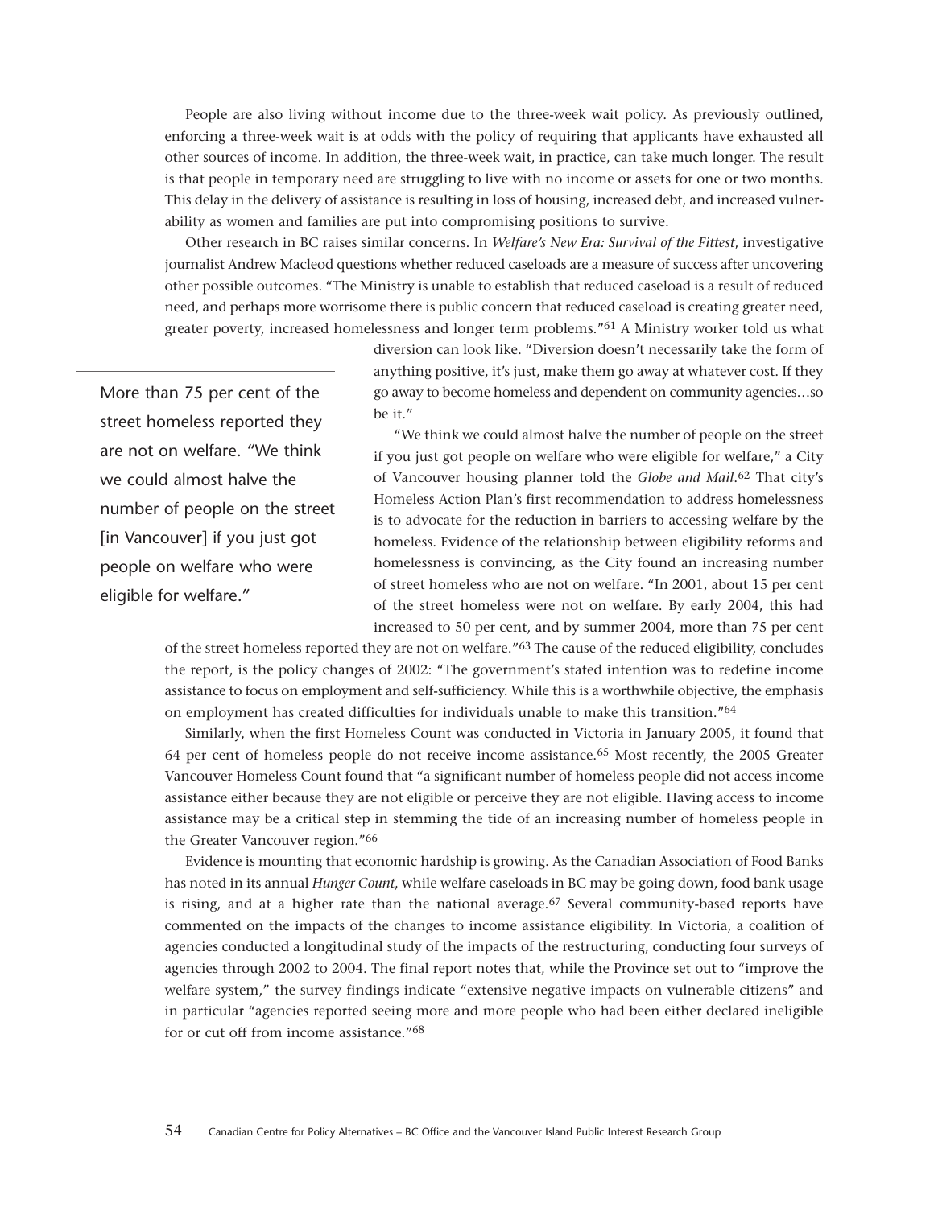People are also living without income due to the three-week wait policy. As previously outlined, enforcing a three-week wait is at odds with the policy of requiring that applicants have exhausted all other sources of income. In addition, the three-week wait, in practice, can take much longer. The result is that people in temporary need are struggling to live with no income or assets for one or two months. This delay in the delivery of assistance is resulting in loss of housing, increased debt, and increased vulnerability as women and families are put into compromising positions to survive.

Other research in BC raises similar concerns. In *Welfare's New Era: Survival of the Fittest*, investigative journalist Andrew Macleod questions whether reduced caseloads are a measure of success after uncovering other possible outcomes. "The Ministry is unable to establish that reduced caseload is a result of reduced need, and perhaps more worrisome there is public concern that reduced caseload is creating greater need, greater poverty, increased homelessness and longer term problems."[61] A Ministry worker told us what diversion can look like. "Diversion doesn't necessarily take the form of anything positive, it's just, make them go away at whatever cost. If they go away to become homeless and dependent on community agencies…so be it."

> More than 75 per cent of the street homeless reported they are not on welfare. "We think we could almost halve the number of people on the street [in Vancouver] if you just got people on welfare who were eligible for welfare."

"We think we could almost halve the number of people on the street if you just got people on welfare who were eligible for welfare," a City of Vancouver housing planner told the *Globe and Mail*.[62] That city's Homeless Action Plan's first recommendation to address homelessness is to advocate for the reduction in barriers to accessing welfare by the homeless. Evidence of the relationship between eligibility reforms and homelessness is convincing, as the City found an increasing number of street homeless who are not on welfare. "In 2001, about 15 per cent of the street homeless were not on welfare. By early 2004, this had increased to 50 per cent, and by summer 2004, more than 75 per cent of the street homeless reported they are not on welfare."[63] The cause of the reduced eligibility, concludes the report, is the policy changes of 2002: "The government's stated intention was to redefine income assistance to focus on employment and self-sufficiency. While this is a worthwhile objective, the emphasis on employment has created difficulties for individuals unable to make this transition."[64]

Similarly, when the first Homeless Count was conducted in Victoria in January 2005, it found that 64 per cent of homeless people do not receive income assistance.[65] Most recently, the 2005 Greater Vancouver Homeless Count found that "a significant number of homeless people did not access income assistance either because they are not eligible or perceive they are not eligible. Having access to income assistance may be a critical step in stemming the tide of an increasing number of homeless people in the Greater Vancouver region."[66]

Evidence is mounting that economic hardship is growing. As the Canadian Association of Food Banks has noted in its annual *Hunger Count*, while welfare caseloads in BC may be going down, food bank usage is rising, and at a higher rate than the national average.[67] Several community-based reports have commented on the impacts of the changes to income assistance eligibility. In Victoria, a coalition of agencies conducted a longitudinal study of the impacts of the restructuring, conducting four surveys of agencies through 2002 to 2004. The final report notes that, while the Province set out to "improve the welfare system," the survey findings indicate "extensive negative impacts on vulnerable citizens" and in particular "agencies reported seeing more and more people who had been either declared ineligible for or cut off from income assistance."[68]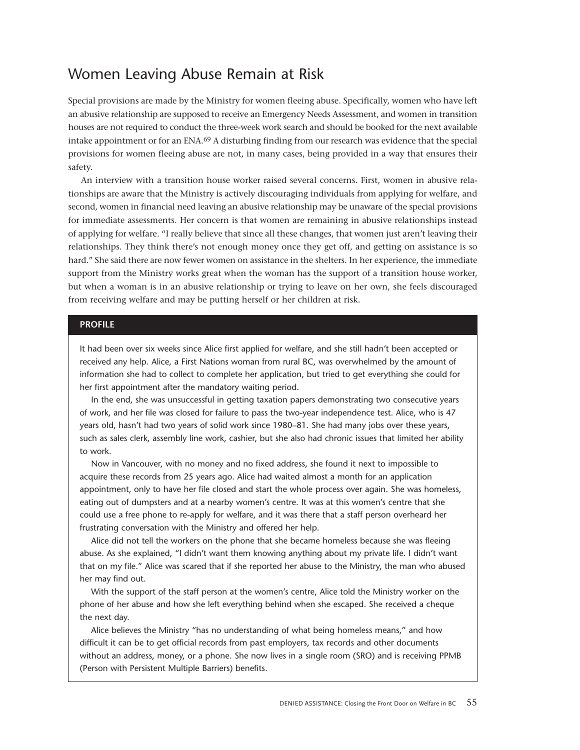## Women Leaving Abuse Remain at Risk

Special provisions are made by the Ministry for women fleeing abuse. Specifically, women who have left an abusive relationship are supposed to receive an Emergency Needs Assessment, and women in transition houses are not required to conduct the three-week work search and should be booked for the next available intake appointment or for an ENA.[69] A disturbing finding from our research was evidence that the special provisions for women fleeing abuse are not, in many cases, being provided in a way that ensures their safety.

An interview with a transition house worker raised several concerns. First, women in abusive relationships are aware that the Ministry is actively discouraging individuals from applying for welfare, and second, women in financial need leaving an abusive relationship may be unaware of the special provisions for immediate assessments. Her concern is that women are remaining in abusive relationships instead of applying for welfare. "I really believe that since all these changes, that women just aren't leaving their relationships. They think there's not enough money once they get off, and getting on assistance is so hard." She said there are now fewer women on assistance in the shelters. In her experience, the immediate support from the Ministry works great when the woman has the support of a transition house worker, but when a woman is in an abusive relationship or trying to leave on her own, she feels discouraged from receiving welfare and may be putting herself or her children at risk.

### PROFILE

It had been over six weeks since Alice first applied for welfare, and she still hadn't been accepted or received any help. Alice, a First Nations woman from rural BC, was overwhelmed by the amount of information she had to collect to complete her application, but tried to get everything she could for her first appointment after the mandatory waiting period.

In the end, she was unsuccessful in getting taxation papers demonstrating two consecutive years of work, and her file was closed for failure to pass the two-year independence test. Alice, who is 47 years old, hasn't had two years of solid work since 1980–81. She had many jobs over these years, such as sales clerk, assembly line work, cashier, but she also had chronic issues that limited her ability to work.

Now in Vancouver, with no money and no fixed address, she found it next to impossible to acquire these records from 25 years ago. Alice had waited almost a month for an application appointment, only to have her file closed and start the whole process over again. She was homeless, eating out of dumpsters and at a nearby women's centre. It was at this women's centre that she could use a free phone to re-apply for welfare, and it was there that a staff person overheard her frustrating conversation with the Ministry and offered her help.

Alice did not tell the workers on the phone that she became homeless because she was fleeing abuse. As she explained, "I didn't want them knowing anything about my private life. I didn't want that on my file." Alice was scared that if she reported her abuse to the Ministry, the man who abused her may find out.

With the support of the staff person at the women's centre, Alice told the Ministry worker on the phone of her abuse and how she left everything behind when she escaped. She received a cheque the next day.

Alice believes the Ministry "has no understanding of what being homeless means," and how difficult it can be to get official records from past employers, tax records and other documents without an address, money, or a phone. She now lives in a single room (SRO) and is receiving PPMB (Person with Persistent Multiple Barriers) benefits.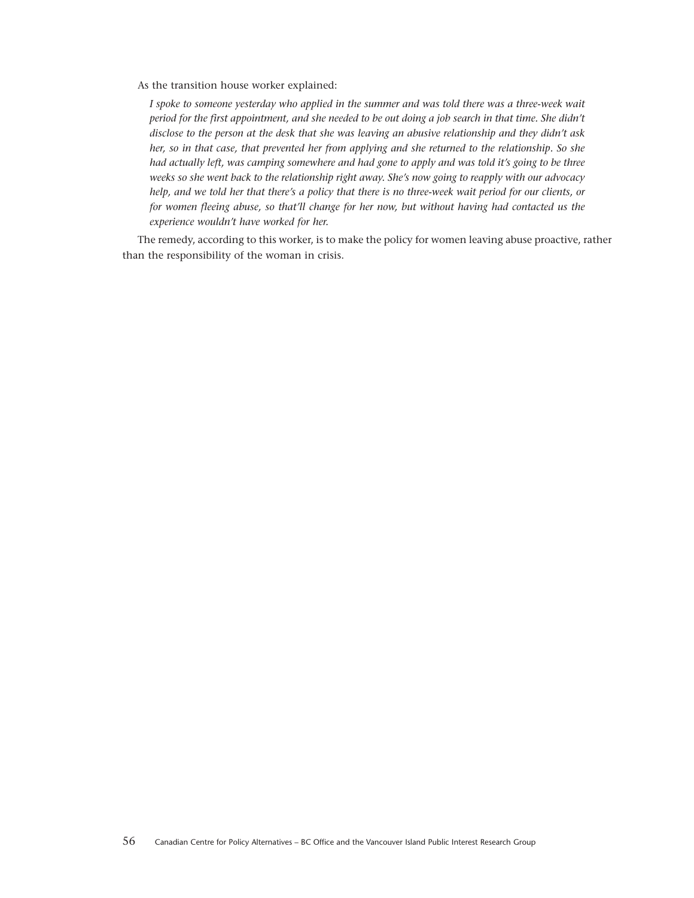As the transition house worker explained:

> *I spoke to someone yesterday who applied in the summer and was told there was a three-week wait period for the first appointment, and she needed to be out doing a job search in that time. She didn't disclose to the person at the desk that she was leaving an abusive relationship and they didn't ask her, so in that case, that prevented her from applying and she returned to the relationship. So she had actually left, was camping somewhere and had gone to apply and was told it's going to be three weeks so she went back to the relationship right away. She's now going to reapply with our advocacy help, and we told her that there's a policy that there is no three-week wait period for our clients, or for women fleeing abuse, so that'll change for her now, but without having had contacted us the experience wouldn't have worked for her.*

The remedy, according to this worker, is to make the policy for women leaving abuse proactive, rather than the responsibility of the woman in crisis.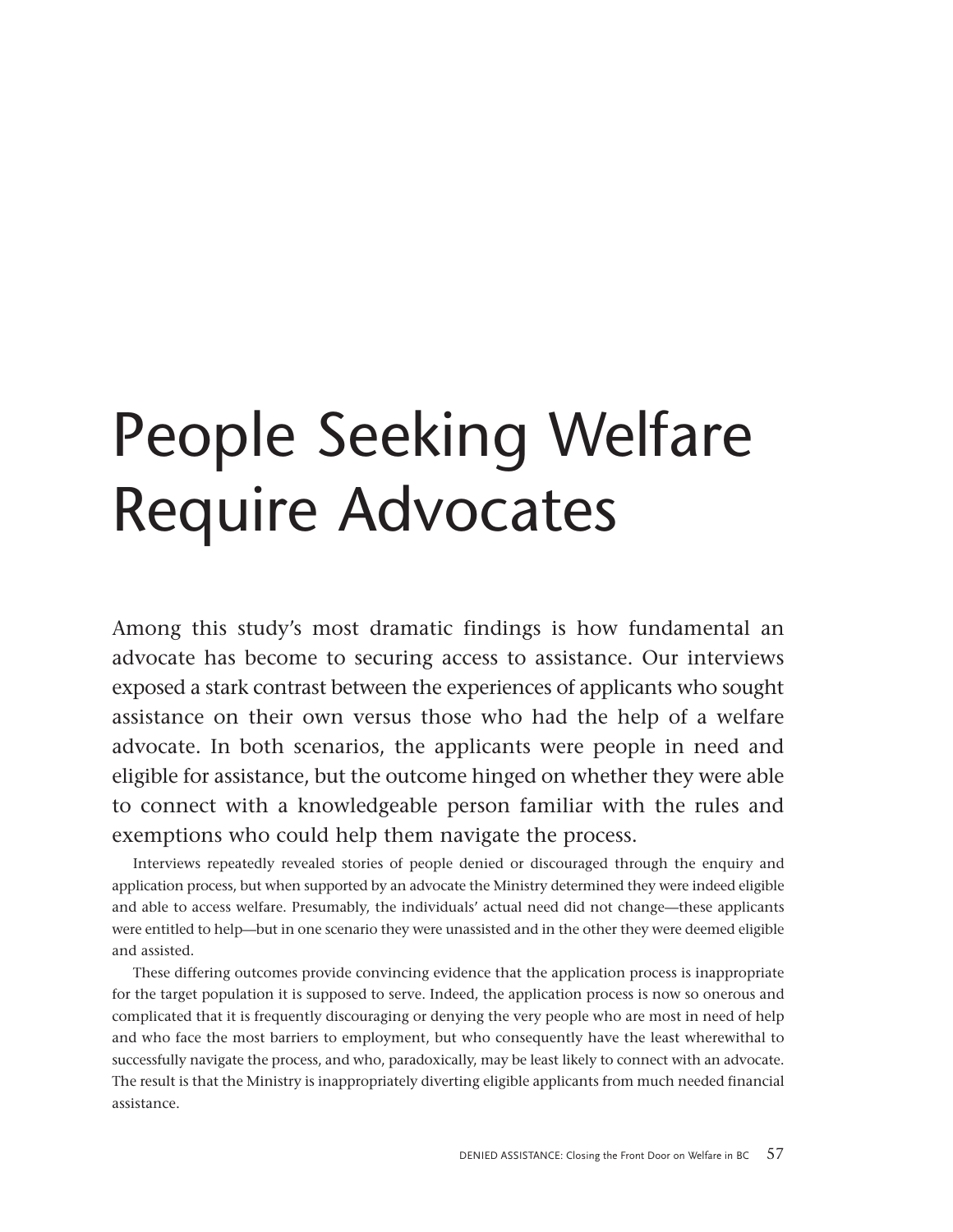# People Seeking Welfare Require Advocates

Among this study's most dramatic findings is how fundamental an advocate has become to securing access to assistance. Our interviews exposed a stark contrast between the experiences of applicants who sought assistance on their own versus those who had the help of a welfare advocate. In both scenarios, the applicants were people in need and eligible for assistance, but the outcome hinged on whether they were able to connect with a knowledgeable person familiar with the rules and exemptions who could help them navigate the process.

Interviews repeatedly revealed stories of people denied or discouraged through the enquiry and application process, but when supported by an advocate the Ministry determined they were indeed eligible and able to access welfare. Presumably, the individuals' actual need did not change—these applicants were entitled to help—but in one scenario they were unassisted and in the other they were deemed eligible and assisted.

These differing outcomes provide convincing evidence that the application process is inappropriate for the target population it is supposed to serve. Indeed, the application process is now so onerous and complicated that it is frequently discouraging or denying the very people who are most in need of help and who face the most barriers to employment, but who consequently have the least wherewithal to successfully navigate the process, and who, paradoxically, may be least likely to connect with an advocate. The result is that the Ministry is inappropriately diverting eligible applicants from much needed financial assistance.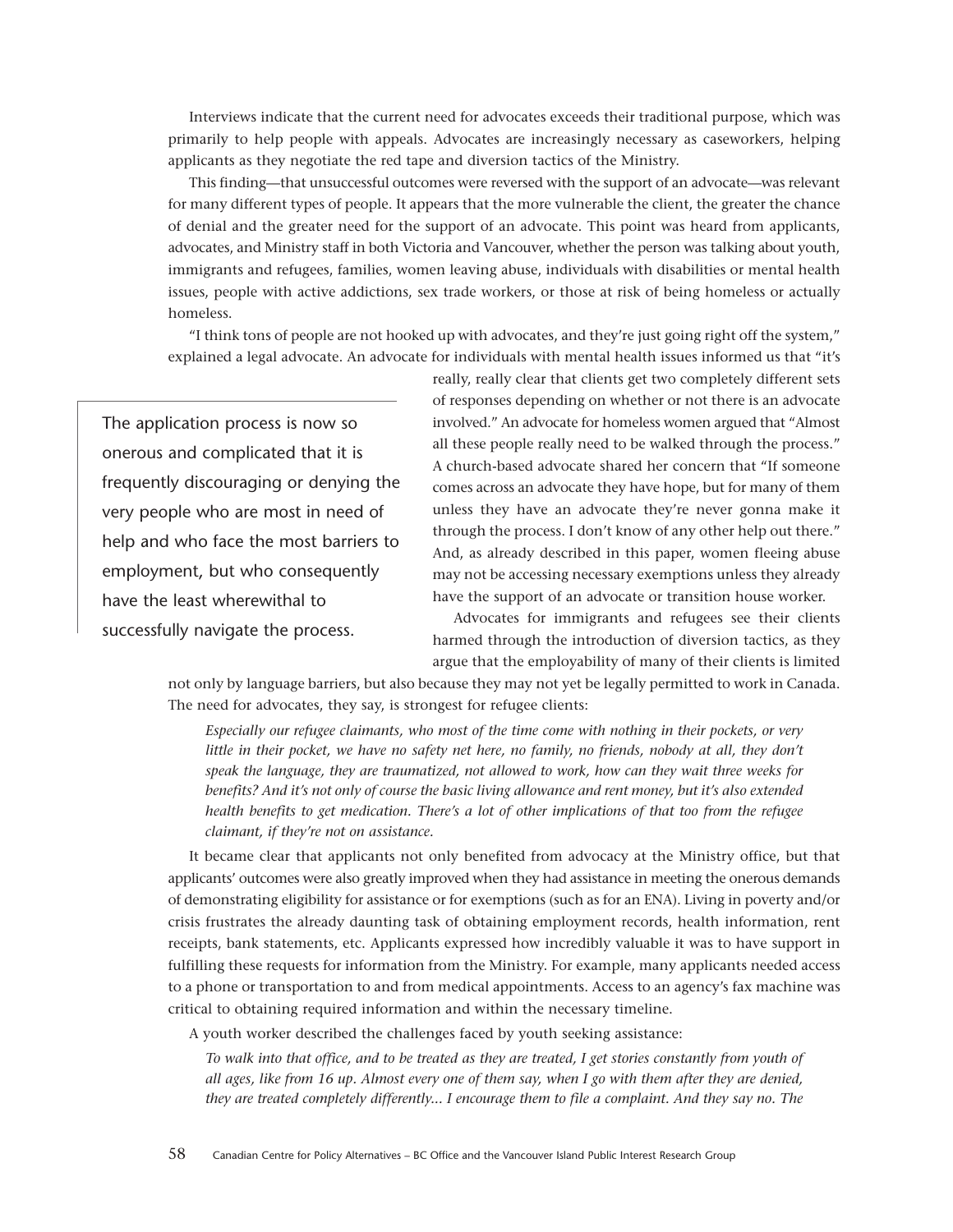Interviews indicate that the current need for advocates exceeds their traditional purpose, which was primarily to help people with appeals. Advocates are increasingly necessary as caseworkers, helping applicants as they negotiate the red tape and diversion tactics of the Ministry.

This finding—that unsuccessful outcomes were reversed with the support of an advocate—was relevant for many different types of people. It appears that the more vulnerable the client, the greater the chance of denial and the greater need for the support of an advocate. This point was heard from applicants, advocates, and Ministry staff in both Victoria and Vancouver, whether the person was talking about youth, immigrants and refugees, families, women leaving abuse, individuals with disabilities or mental health issues, people with active addictions, sex trade workers, or those at risk of being homeless or actually homeless.

"I think tons of people are not hooked up with advocates, and they're just going right off the system," explained a legal advocate. An advocate for individuals with mental health issues informed us that "it's really, really clear that clients get two completely different sets of responses depending on whether or not there is an advocate involved." An advocate for homeless women argued that "Almost all these people really need to be walked through the process." A church-based advocate shared her concern that "If someone comes across an advocate they have hope, but for many of them unless they have an advocate they're never gonna make it through the process. I don't know of any other help out there." And, as already described in this paper, women fleeing abuse may not be accessing necessary exemptions unless they already have the support of an advocate or transition house worker.

> The application process is now so onerous and complicated that it is frequently discouraging or denying the very people who are most in need of help and who face the most barriers to employment, but who consequently have the least wherewithal to successfully navigate the process.

Advocates for immigrants and refugees see their clients harmed through the introduction of diversion tactics, as they argue that the employability of many of their clients is limited not only by language barriers, but also because they may not yet be legally permitted to work in Canada. The need for advocates, they say, is strongest for refugee clients:

> *Especially our refugee claimants, who most of the time come with nothing in their pockets, or very little in their pocket, we have no safety net here, no family, no friends, nobody at all, they don't speak the language, they are traumatized, not allowed to work, how can they wait three weeks for benefits? And it's not only of course the basic living allowance and rent money, but it's also extended health benefits to get medication. There's a lot of other implications of that too from the refugee claimant, if they're not on assistance.*

It became clear that applicants not only benefited from advocacy at the Ministry office, but that applicants' outcomes were also greatly improved when they had assistance in meeting the onerous demands of demonstrating eligibility for assistance or for exemptions (such as for an ENA). Living in poverty and/or crisis frustrates the already daunting task of obtaining employment records, health information, rent receipts, bank statements, etc. Applicants expressed how incredibly valuable it was to have support in fulfilling these requests for information from the Ministry. For example, many applicants needed access to a phone or transportation to and from medical appointments. Access to an agency's fax machine was critical to obtaining required information and within the necessary timeline.

A youth worker described the challenges faced by youth seeking assistance:

> *To walk into that office, and to be treated as they are treated, I get stories constantly from youth of all ages, like from 16 up. Almost every one of them say, when I go with them after they are denied, they are treated completely differently... I encourage them to file a complaint. And they say no. The*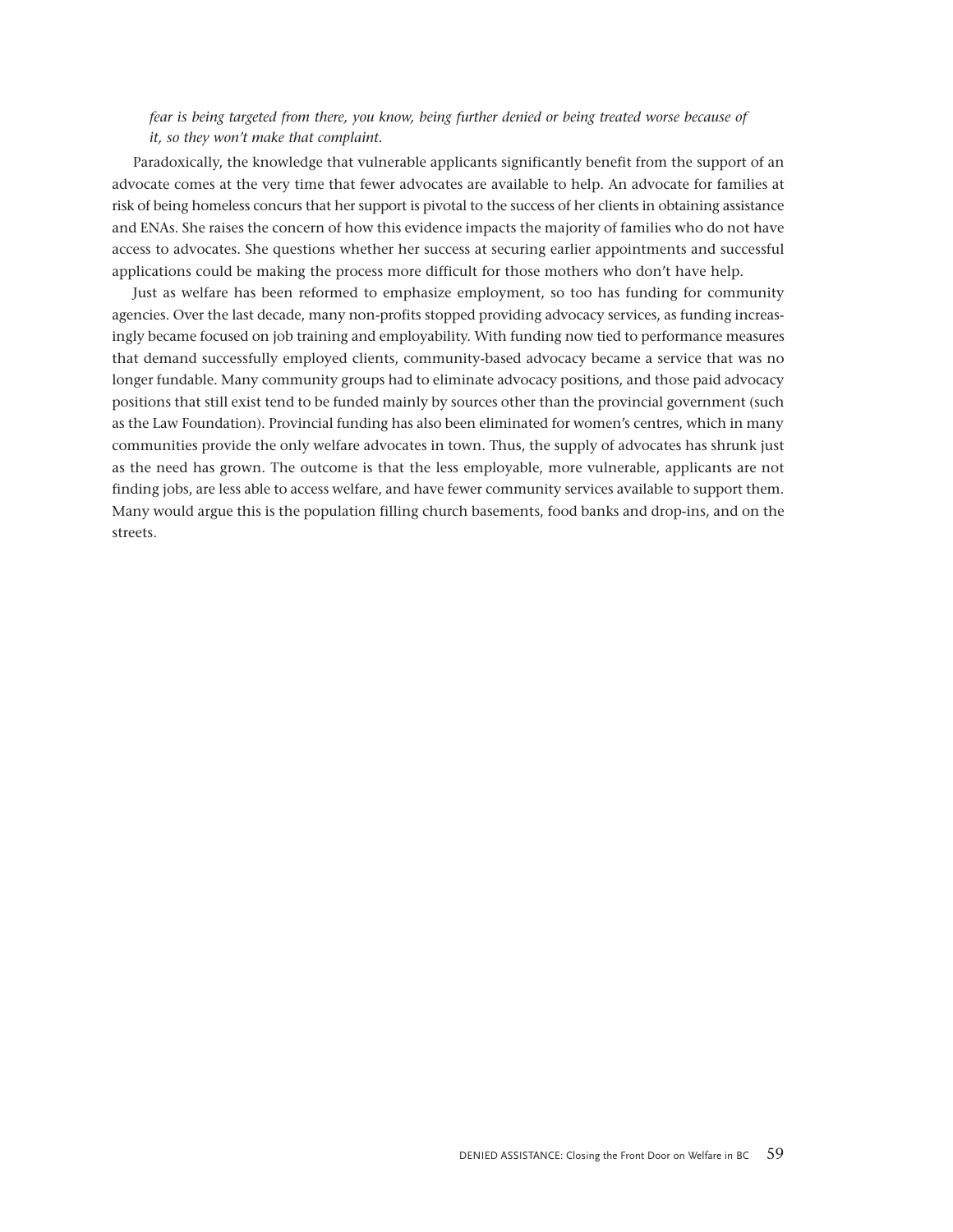*fear is being targeted from there, you know, being further denied or being treated worse because of it, so they won't make that complaint.*

Paradoxically, the knowledge that vulnerable applicants significantly benefit from the support of an advocate comes at the very time that fewer advocates are available to help. An advocate for families at risk of being homeless concurs that her support is pivotal to the success of her clients in obtaining assistance and ENAs. She raises the concern of how this evidence impacts the majority of families who do not have access to advocates. She questions whether her success at securing earlier appointments and successful applications could be making the process more difficult for those mothers who don't have help.

Just as welfare has been reformed to emphasize employment, so too has funding for community agencies. Over the last decade, many non-profits stopped providing advocacy services, as funding increasingly became focused on job training and employability. With funding now tied to performance measures that demand successfully employed clients, community-based advocacy became a service that was no longer fundable. Many community groups had to eliminate advocacy positions, and those paid advocacy positions that still exist tend to be funded mainly by sources other than the provincial government (such as the Law Foundation). Provincial funding has also been eliminated for women's centres, which in many communities provide the only welfare advocates in town. Thus, the supply of advocates has shrunk just as the need has grown. The outcome is that the less employable, more vulnerable, applicants are not finding jobs, are less able to access welfare, and have fewer community services available to support them. Many would argue this is the population filling church basements, food banks and drop-ins, and on the streets.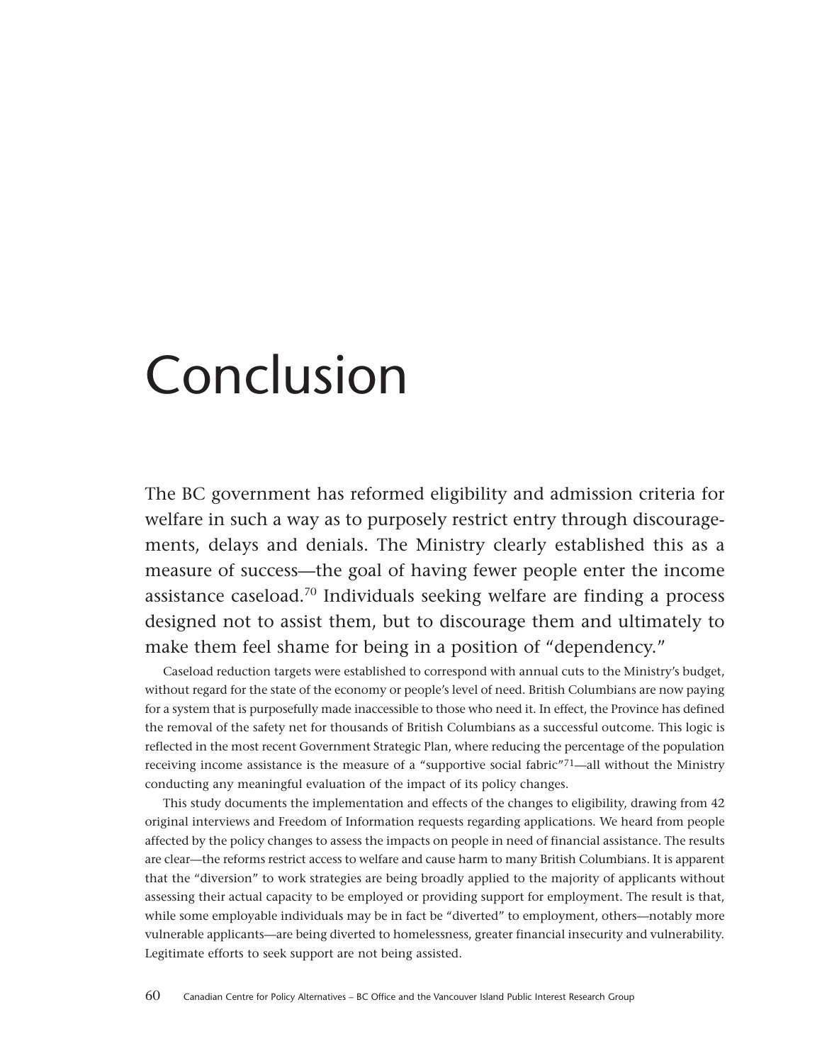# Conclusion

The BC government has reformed eligibility and admission criteria for welfare in such a way as to purposely restrict entry through discouragements, delays and denials. The Ministry clearly established this as a measure of success—the goal of having fewer people enter the income assistance caseload.[70] Individuals seeking welfare are finding a process designed not to assist them, but to discourage them and ultimately to make them feel shame for being in a position of "dependency."

Caseload reduction targets were established to correspond with annual cuts to the Ministry's budget, without regard for the state of the economy or people's level of need. British Columbians are now paying for a system that is purposefully made inaccessible to those who need it. In effect, the Province has defined the removal of the safety net for thousands of British Columbians as a successful outcome. This logic is reflected in the most recent Government Strategic Plan, where reducing the percentage of the population receiving income assistance is the measure of a "supportive social fabric"[71]—all without the Ministry conducting any meaningful evaluation of the impact of its policy changes.

This study documents the implementation and effects of the changes to eligibility, drawing from 42 original interviews and Freedom of Information requests regarding applications. We heard from people affected by the policy changes to assess the impacts on people in need of financial assistance. The results are clear—the reforms restrict access to welfare and cause harm to many British Columbians. It is apparent that the "diversion" to work strategies are being broadly applied to the majority of applicants without assessing their actual capacity to be employed or providing support for employment. The result is that, while some employable individuals may be in fact be "diverted" to employment, others—notably more vulnerable applicants—are being diverted to homelessness, greater financial insecurity and vulnerability. Legitimate efforts to seek support are not being assisted.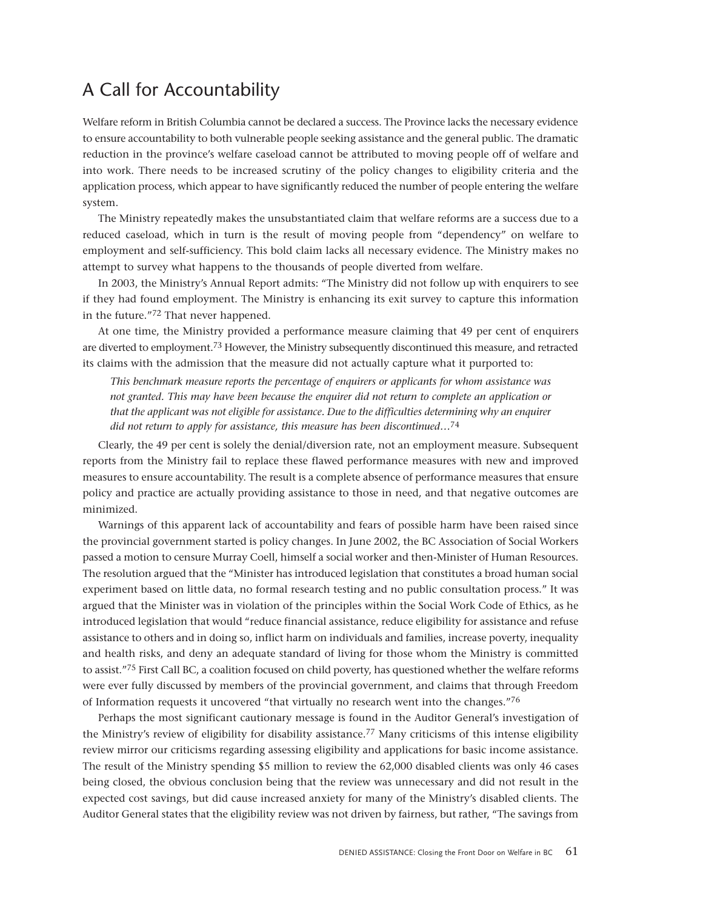## A Call for Accountability

Welfare reform in British Columbia cannot be declared a success. The Province lacks the necessary evidence to ensure accountability to both vulnerable people seeking assistance and the general public. The dramatic reduction in the province's welfare caseload cannot be attributed to moving people off of welfare and into work. There needs to be increased scrutiny of the policy changes to eligibility criteria and the application process, which appear to have significantly reduced the number of people entering the welfare system.

The Ministry repeatedly makes the unsubstantiated claim that welfare reforms are a success due to a reduced caseload, which in turn is the result of moving people from "dependency" on welfare to employment and self-sufficiency. This bold claim lacks all necessary evidence. The Ministry makes no attempt to survey what happens to the thousands of people diverted from welfare.

In 2003, the Ministry's Annual Report admits: "The Ministry did not follow up with enquirers to see if they had found employment. The Ministry is enhancing its exit survey to capture this information in the future."[72] That never happened.

At one time, the Ministry provided a performance measure claiming that 49 per cent of enquirers are diverted to employment.[73] However, the Ministry subsequently discontinued this measure, and retracted its claims with the admission that the measure did not actually capture what it purported to:

> *This benchmark measure reports the percentage of enquirers or applicants for whom assistance was not granted. This may have been because the enquirer did not return to complete an application or that the applicant was not eligible for assistance. Due to the difficulties determining why an enquirer did not return to apply for assistance, this measure has been discontinued…*[74]

Clearly, the 49 per cent is solely the denial/diversion rate, not an employment measure. Subsequent reports from the Ministry fail to replace these flawed performance measures with new and improved measures to ensure accountability. The result is a complete absence of performance measures that ensure policy and practice are actually providing assistance to those in need, and that negative outcomes are minimized.

Warnings of this apparent lack of accountability and fears of possible harm have been raised since the provincial government started is policy changes. In June 2002, the BC Association of Social Workers passed a motion to censure Murray Coell, himself a social worker and then-Minister of Human Resources. The resolution argued that the "Minister has introduced legislation that constitutes a broad human social experiment based on little data, no formal research testing and no public consultation process." It was argued that the Minister was in violation of the principles within the Social Work Code of Ethics, as he introduced legislation that would "reduce financial assistance, reduce eligibility for assistance and refuse assistance to others and in doing so, inflict harm on individuals and families, increase poverty, inequality and health risks, and deny an adequate standard of living for those whom the Ministry is committed to assist."[75] First Call BC, a coalition focused on child poverty, has questioned whether the welfare reforms were ever fully discussed by members of the provincial government, and claims that through Freedom of Information requests it uncovered "that virtually no research went into the changes."[76]

Perhaps the most significant cautionary message is found in the Auditor General's investigation of the Ministry's review of eligibility for disability assistance.[77] Many criticisms of this intense eligibility review mirror our criticisms regarding assessing eligibility and applications for basic income assistance. The result of the Ministry spending $5 million to review the 62,000 disabled clients was only 46 cases being closed, the obvious conclusion being that the review was unnecessary and did not result in the expected cost savings, but did cause increased anxiety for many of the Ministry's disabled clients. The Auditor General states that the eligibility review was not driven by fairness, but rather, "The savings from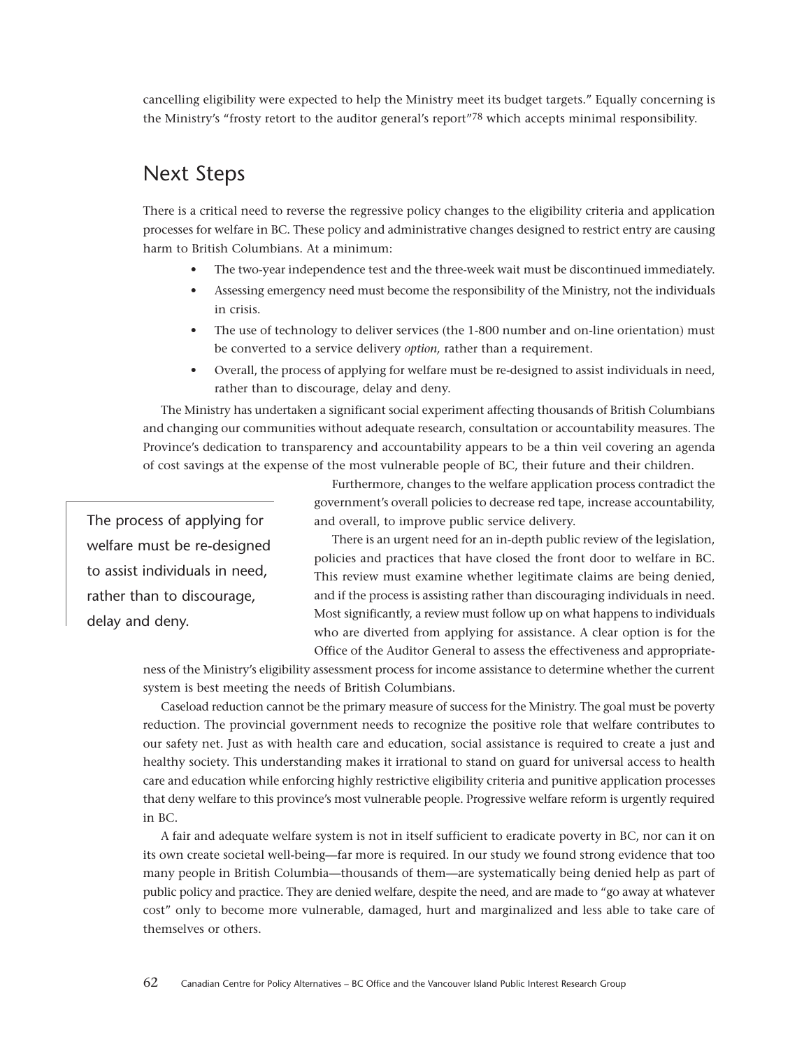cancelling eligibility were expected to help the Ministry meet its budget targets." Equally concerning is the Ministry's "frosty retort to the auditor general's report"[78] which accepts minimal responsibility.

## Next Steps

There is a critical need to reverse the regressive policy changes to the eligibility criteria and application processes for welfare in BC. These policy and administrative changes designed to restrict entry are causing harm to British Columbians. At a minimum:

- The two-year independence test and the three-week wait must be discontinued immediately.
- Assessing emergency need must become the responsibility of the Ministry, not the individuals in crisis.
- The use of technology to deliver services (the 1-800 number and on-line orientation) must be converted to a service delivery *option,* rather than a requirement.
- Overall, the process of applying for welfare must be re-designed to assist individuals in need, rather than to discourage, delay and deny.

The Ministry has undertaken a significant social experiment affecting thousands of British Columbians and changing our communities without adequate research, consultation or accountability measures. The Province's dedication to transparency and accountability appears to be a thin veil covering an agenda of cost savings at the expense of the most vulnerable people of BC, their future and their children.

> The process of applying for welfare must be re-designed to assist individuals in need, rather than to discourage, delay and deny.

Furthermore, changes to the welfare application process contradict the government's overall policies to decrease red tape, increase accountability, and overall, to improve public service delivery.

There is an urgent need for an in-depth public review of the legislation, policies and practices that have closed the front door to welfare in BC. This review must examine whether legitimate claims are being denied, and if the process is assisting rather than discouraging individuals in need. Most significantly, a review must follow up on what happens to individuals who are diverted from applying for assistance. A clear option is for the Office of the Auditor General to assess the effectiveness and appropriateness of the Ministry's eligibility assessment process for income assistance to determine whether the current system is best meeting the needs of British Columbians.

Caseload reduction cannot be the primary measure of success for the Ministry. The goal must be poverty reduction. The provincial government needs to recognize the positive role that welfare contributes to our safety net. Just as with health care and education, social assistance is required to create a just and healthy society. This understanding makes it irrational to stand on guard for universal access to health care and education while enforcing highly restrictive eligibility criteria and punitive application processes that deny welfare to this province's most vulnerable people. Progressive welfare reform is urgently required in BC.

A fair and adequate welfare system is not in itself sufficient to eradicate poverty in BC, nor can it on its own create societal well-being—far more is required. In our study we found strong evidence that too many people in British Columbia—thousands of them—are systematically being denied help as part of public policy and practice. They are denied welfare, despite the need, and are made to "go away at whatever cost" only to become more vulnerable, damaged, hurt and marginalized and less able to take care of themselves or others.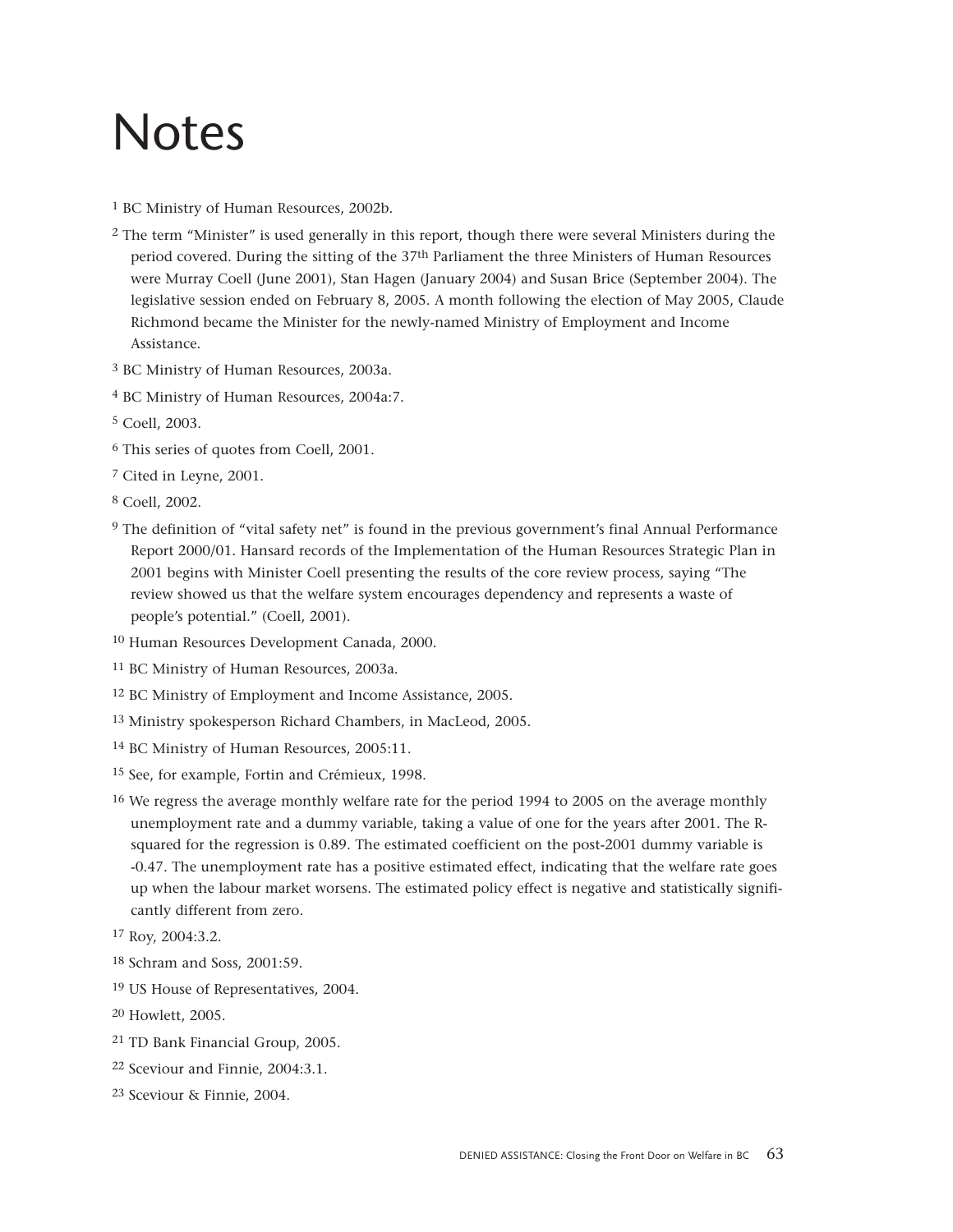# Notes

1 BC Ministry of Human Resources, 2002b.

2 The term "Minister" is used generally in this report, though there were several Ministers during the period covered. During the sitting of the 37th Parliament the three Ministers of Human Resources were Murray Coell (June 2001), Stan Hagen (January 2004) and Susan Brice (September 2004). The legislative session ended on February 8, 2005. A month following the election of May 2005, Claude Richmond became the Minister for the newly-named Ministry of Employment and Income Assistance.

3 BC Ministry of Human Resources, 2003a.

4 BC Ministry of Human Resources, 2004a:7.

5 Coell, 2003.

6 This series of quotes from Coell, 2001.

7 Cited in Leyne, 2001.

8 Coell, 2002.

9 The definition of "vital safety net" is found in the previous government's final Annual Performance Report 2000/01. Hansard records of the Implementation of the Human Resources Strategic Plan in 2001 begins with Minister Coell presenting the results of the core review process, saying "The review showed us that the welfare system encourages dependency and represents a waste of people's potential." (Coell, 2001).

10 Human Resources Development Canada, 2000.

11 BC Ministry of Human Resources, 2003a.

12 BC Ministry of Employment and Income Assistance, 2005.

13 Ministry spokesperson Richard Chambers, in MacLeod, 2005.

14 BC Ministry of Human Resources, 2005:11.

15 See, for example, Fortin and Crémieux, 1998.

16 We regress the average monthly welfare rate for the period 1994 to 2005 on the average monthly unemployment rate and a dummy variable, taking a value of one for the years after 2001. The R-squared for the regression is 0.89. The estimated coefficient on the post-2001 dummy variable is -0.47. The unemployment rate has a positive estimated effect, indicating that the welfare rate goes up when the labour market worsens. The estimated policy effect is negative and statistically significantly different from zero.

17 Roy, 2004:3.2.

18 Schram and Soss, 2001:59.

19 US House of Representatives, 2004.

20 Howlett, 2005.

21 TD Bank Financial Group, 2005.

22 Sceviour and Finnie, 2004:3.1.

23 Sceviour & Finnie, 2004.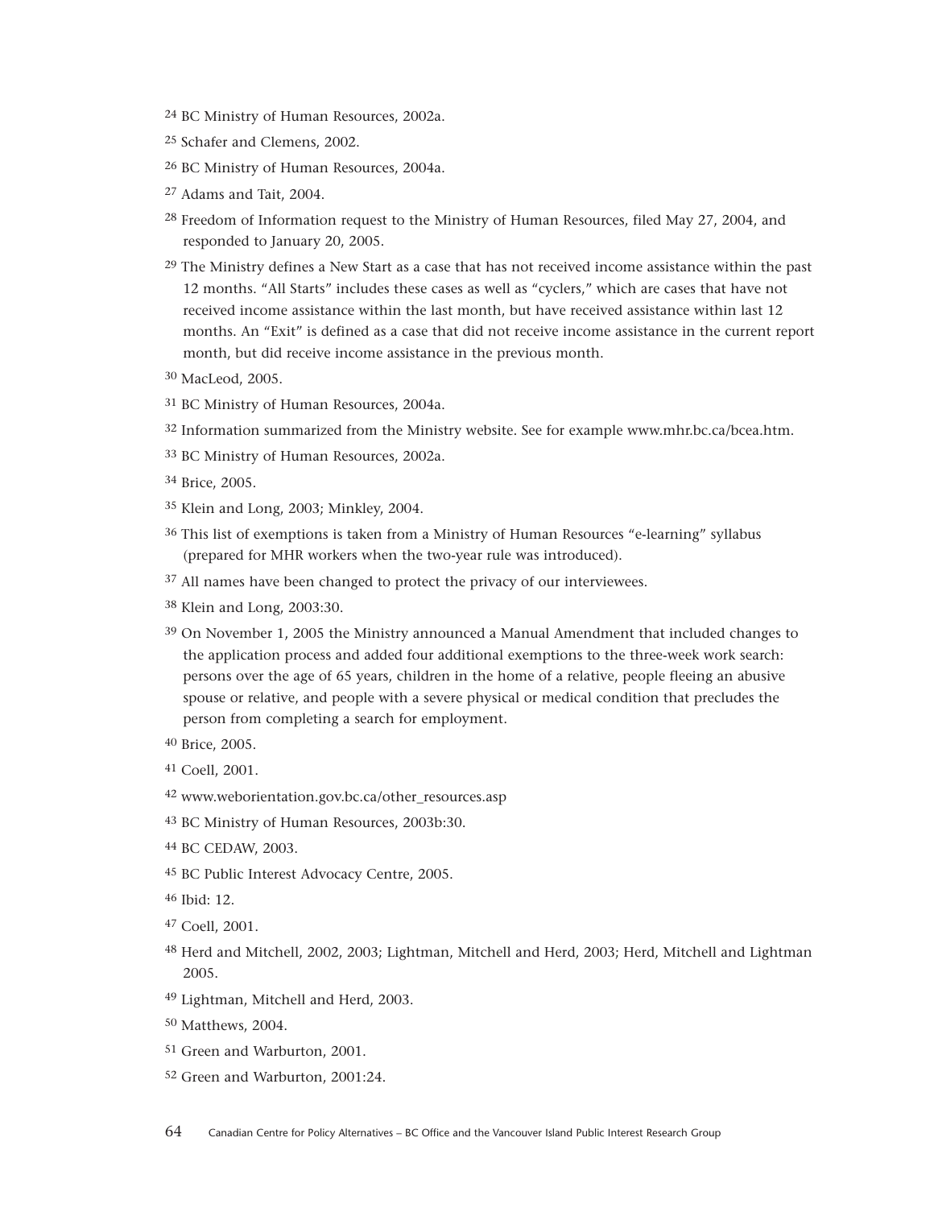[24] BC Ministry of Human Resources, 2002a.

[25] Schafer and Clemens, 2002.

[26] BC Ministry of Human Resources, 2004a.

[27] Adams and Tait, 2004.

[28] Freedom of Information request to the Ministry of Human Resources, filed May 27, 2004, and responded to January 20, 2005.

[29] The Ministry defines a New Start as a case that has not received income assistance within the past 12 months. "All Starts" includes these cases as well as "cyclers," which are cases that have not received income assistance within the last month, but have received assistance within last 12 months. An "Exit" is defined as a case that did not receive income assistance in the current report month, but did receive income assistance in the previous month.

[30] MacLeod, 2005.

[31] BC Ministry of Human Resources, 2004a.

[32] Information summarized from the Ministry website. See for example www.mhr.bc.ca/bcea.htm.

[33] BC Ministry of Human Resources, 2002a.

[34] Brice, 2005.

[35] Klein and Long, 2003; Minkley, 2004.

[36] This list of exemptions is taken from a Ministry of Human Resources "e-learning" syllabus (prepared for MHR workers when the two-year rule was introduced).

[37] All names have been changed to protect the privacy of our interviewees.

[38] Klein and Long, 2003:30.

[39] On November 1, 2005 the Ministry announced a Manual Amendment that included changes to the application process and added four additional exemptions to the three-week work search: persons over the age of 65 years, children in the home of a relative, people fleeing an abusive spouse or relative, and people with a severe physical or medical condition that precludes the person from completing a search for employment.

[40] Brice, 2005.

[41] Coell, 2001.

[42] www.weborientation.gov.bc.ca/other_resources.asp

[43] BC Ministry of Human Resources, 2003b:30.

[44] BC CEDAW, 2003.

[45] BC Public Interest Advocacy Centre, 2005.

[46] Ibid: 12.

[47] Coell, 2001.

[48] Herd and Mitchell, 2002, 2003; Lightman, Mitchell and Herd, 2003; Herd, Mitchell and Lightman 2005.

[49] Lightman, Mitchell and Herd, 2003.

[50] Matthews, 2004.

[51] Green and Warburton, 2001.

[52] Green and Warburton, 2001:24.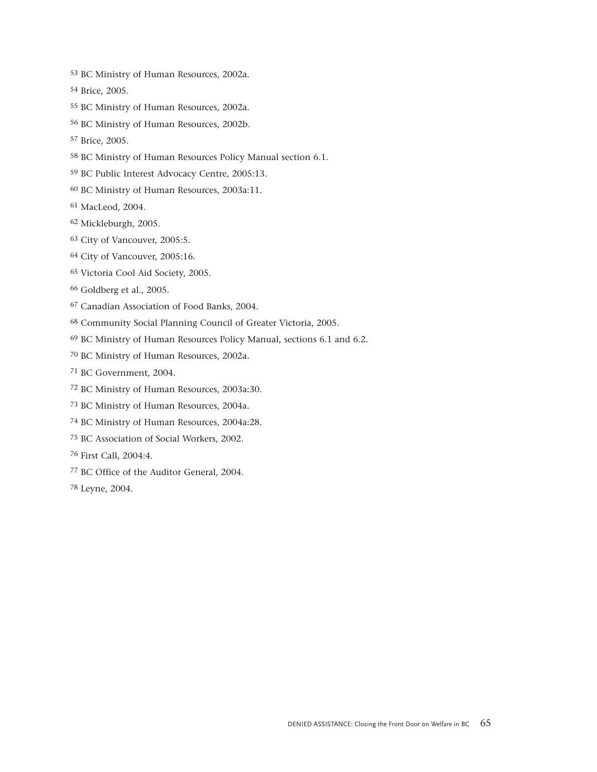[53] BC Ministry of Human Resources, 2002a.

[54] Brice, 2005.

[55] BC Ministry of Human Resources, 2002a.

[56] BC Ministry of Human Resources, 2002b.

[57] Brice, 2005.

[58] BC Ministry of Human Resources Policy Manual section 6.1.

[59] BC Public Interest Advocacy Centre, 2005:13.

[60] BC Ministry of Human Resources, 2003a:11.

[61] MacLeod, 2004.

[62] Mickleburgh, 2005.

[63] City of Vancouver, 2005:5.

[64] City of Vancouver, 2005:16.

[65] Victoria Cool Aid Society, 2005.

[66] Goldberg et al., 2005.

[67] Canadian Association of Food Banks, 2004.

[68] Community Social Planning Council of Greater Victoria, 2005.

[69] BC Ministry of Human Resources Policy Manual, sections 6.1 and 6.2.

[70] BC Ministry of Human Resources, 2002a.

[71] BC Government, 2004.

[72] BC Ministry of Human Resources, 2003a:30.

[73] BC Ministry of Human Resources, 2004a.

[74] BC Ministry of Human Resources, 2004a:28.

[75] BC Association of Social Workers, 2002.

[76] First Call, 2004:4.

[77] BC Office of the Auditor General, 2004.

[78] Leyne, 2004.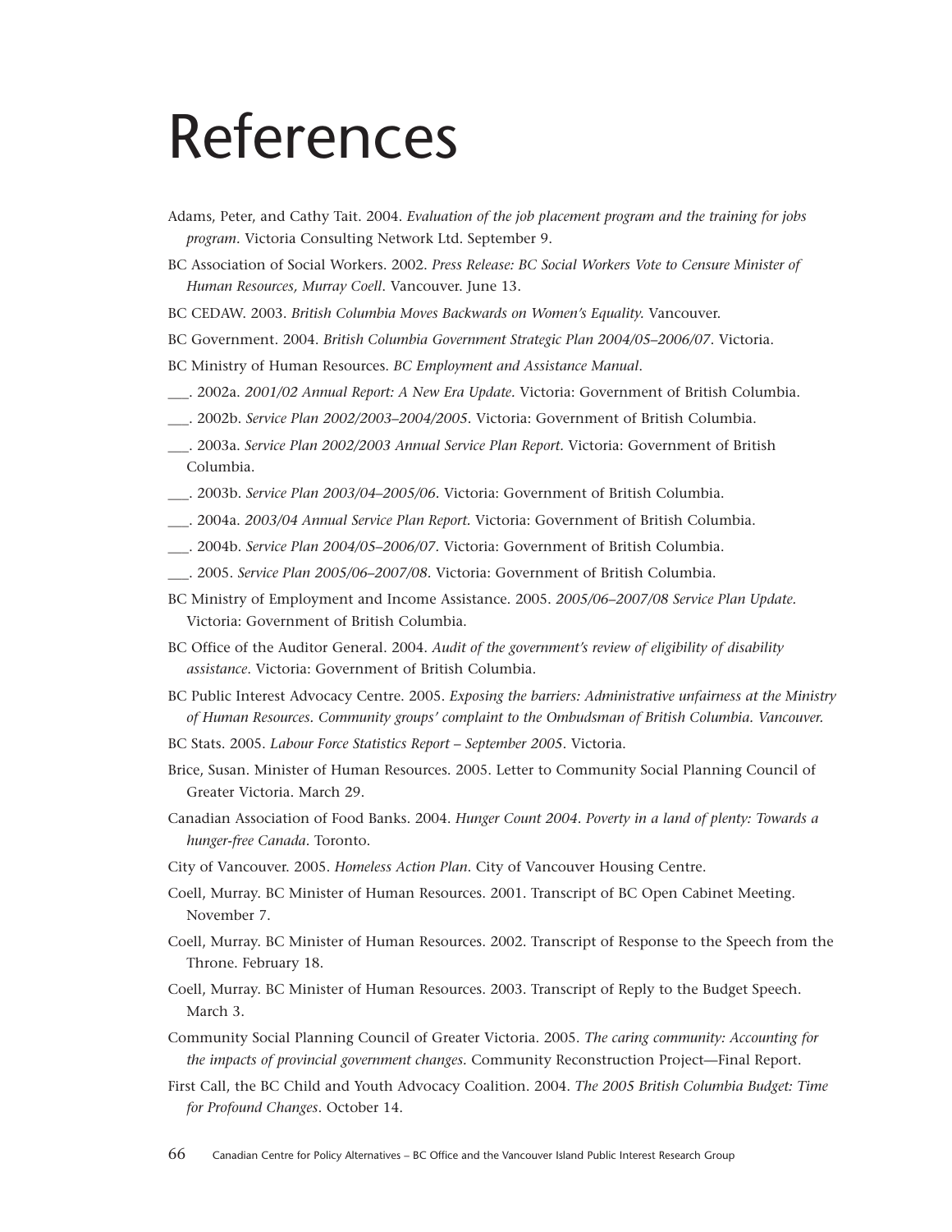# References

Adams, Peter, and Cathy Tait. 2004. *Evaluation of the job placement program and the training for jobs program*. Victoria Consulting Network Ltd. September 9.

BC Association of Social Workers. 2002. *Press Release: BC Social Workers Vote to Censure Minister of Human Resources, Murray Coell*. Vancouver. June 13.

BC CEDAW. 2003. *British Columbia Moves Backwards on Women's Equality*. Vancouver.

BC Government. 2004. *British Columbia Government Strategic Plan 2004/05–2006/07*. Victoria.

BC Ministry of Human Resources. *BC Employment and Assistance Manual*.

___. 2002a. *2001/02 Annual Report: A New Era Update*. Victoria: Government of British Columbia.

___. 2002b. *Service Plan 2002/2003–2004/2005*. Victoria: Government of British Columbia.

___. 2003a. *Service Plan 2002/2003 Annual Service Plan Report*. Victoria: Government of British Columbia.

___. 2003b. *Service Plan 2003/04–2005/06*. Victoria: Government of British Columbia.

___. 2004a. *2003/04 Annual Service Plan Report*. Victoria: Government of British Columbia.

___. 2004b. *Service Plan 2004/05–2006/07*. Victoria: Government of British Columbia.

___. 2005. *Service Plan 2005/06–2007/08*. Victoria: Government of British Columbia.

BC Ministry of Employment and Income Assistance. 2005. *2005/06–2007/08 Service Plan Update*. Victoria: Government of British Columbia.

BC Office of the Auditor General. 2004. *Audit of the government's review of eligibility of disability assistance*. Victoria: Government of British Columbia.

BC Public Interest Advocacy Centre. 2005. *Exposing the barriers: Administrative unfairness at the Ministry of Human Resources. Community groups' complaint to the Ombudsman of British Columbia. Vancouver.*

BC Stats. 2005. *Labour Force Statistics Report – September 2005*. Victoria.

Brice, Susan. Minister of Human Resources. 2005. Letter to Community Social Planning Council of Greater Victoria. March 29.

Canadian Association of Food Banks. 2004. *Hunger Count 2004. Poverty in a land of plenty: Towards a hunger-free Canada*. Toronto.

City of Vancouver. 2005. *Homeless Action Plan*. City of Vancouver Housing Centre.

Coell, Murray. BC Minister of Human Resources. 2001. Transcript of BC Open Cabinet Meeting. November 7.

Coell, Murray. BC Minister of Human Resources. 2002. Transcript of Response to the Speech from the Throne. February 18.

Coell, Murray. BC Minister of Human Resources. 2003. Transcript of Reply to the Budget Speech. March 3.

Community Social Planning Council of Greater Victoria. 2005. *The caring community: Accounting for the impacts of provincial government changes.* Community Reconstruction Project—Final Report.

First Call, the BC Child and Youth Advocacy Coalition. 2004. *The 2005 British Columbia Budget: Time for Profound Changes*. October 14.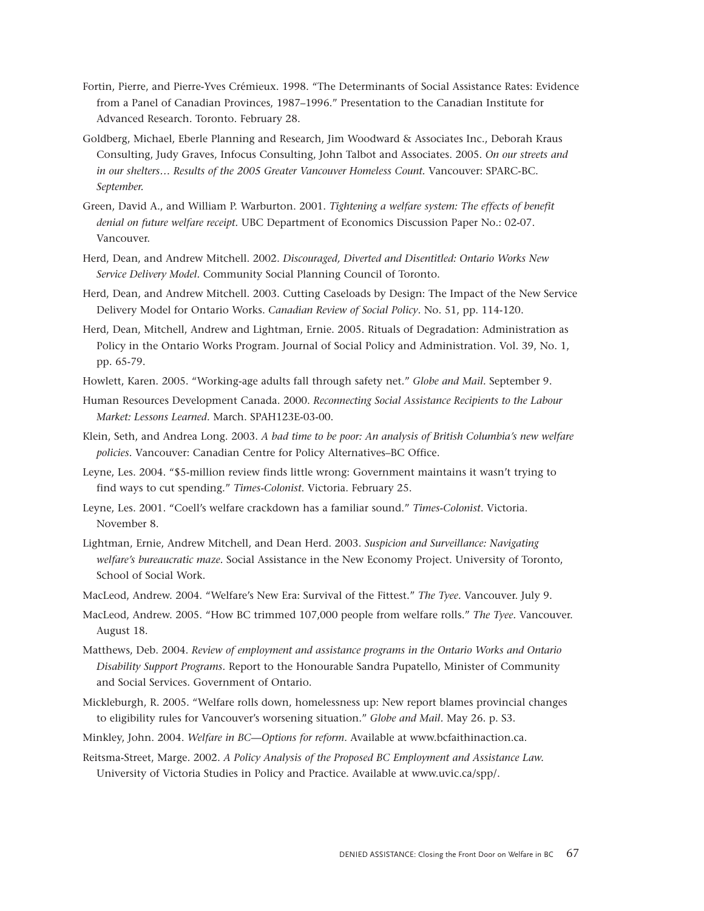Fortin, Pierre, and Pierre-Yves Crémieux. 1998. "The Determinants of Social Assistance Rates: Evidence from a Panel of Canadian Provinces, 1987–1996." Presentation to the Canadian Institute for Advanced Research. Toronto. February 28.

Goldberg, Michael, Eberle Planning and Research, Jim Woodward & Associates Inc., Deborah Kraus Consulting, Judy Graves, Infocus Consulting, John Talbot and Associates. 2005. *On our streets and in our shelters… Results of the 2005 Greater Vancouver Homeless Count.* Vancouver: SPARC-BC. *September.*

Green, David A., and William P. Warburton. 2001. *Tightening a welfare system: The effects of benefit denial on future welfare receipt.* UBC Department of Economics Discussion Paper No.: 02-07. Vancouver.

Herd, Dean, and Andrew Mitchell. 2002. *Discouraged, Diverted and Disentitled: Ontario Works New Service Delivery Model.* Community Social Planning Council of Toronto.

Herd, Dean, and Andrew Mitchell. 2003. Cutting Caseloads by Design: The Impact of the New Service Delivery Model for Ontario Works. *Canadian Review of Social Policy*. No. 51, pp. 114-120.

Herd, Dean, Mitchell, Andrew and Lightman, Ernie. 2005. Rituals of Degradation: Administration as Policy in the Ontario Works Program. Journal of Social Policy and Administration. Vol. 39, No. 1, pp. 65-79.

Howlett, Karen. 2005. "Working-age adults fall through safety net." *Globe and Mail.* September 9.

Human Resources Development Canada. 2000. *Reconnecting Social Assistance Recipients to the Labour Market: Lessons Learned.* March. SPAH123E-03-00.

Klein, Seth, and Andrea Long. 2003. *A bad time to be poor: An analysis of British Columbia's new welfare policies.* Vancouver: Canadian Centre for Policy Alternatives–BC Office.

Leyne, Les. 2004. "$5-million review finds little wrong: Government maintains it wasn't trying to find ways to cut spending." *Times-Colonist.* Victoria. February 25.

Leyne, Les. 2001. "Coell's welfare crackdown has a familiar sound." *Times-Colonist.* Victoria. November 8.

Lightman, Ernie, Andrew Mitchell, and Dean Herd. 2003. *Suspicion and Surveillance: Navigating welfare's bureaucratic maze.* Social Assistance in the New Economy Project. University of Toronto, School of Social Work.

MacLeod, Andrew. 2004. "Welfare's New Era: Survival of the Fittest." *The Tyee.* Vancouver. July 9.

MacLeod, Andrew. 2005. "How BC trimmed 107,000 people from welfare rolls." *The Tyee.* Vancouver. August 18.

Matthews, Deb. 2004. *Review of employment and assistance programs in the Ontario Works and Ontario Disability Support Programs.* Report to the Honourable Sandra Pupatello, Minister of Community and Social Services. Government of Ontario.

Mickleburgh, R. 2005. "Welfare rolls down, homelessness up: New report blames provincial changes to eligibility rules for Vancouver's worsening situation." *Globe and Mail.* May 26. p. S3.

Minkley, John. 2004. *Welfare in BC—Options for reform.* Available at www.bcfaithinaction.ca.

Reitsma-Street, Marge. 2002. *A Policy Analysis of the Proposed BC Employment and Assistance Law.* University of Victoria Studies in Policy and Practice. Available at www.uvic.ca/spp/.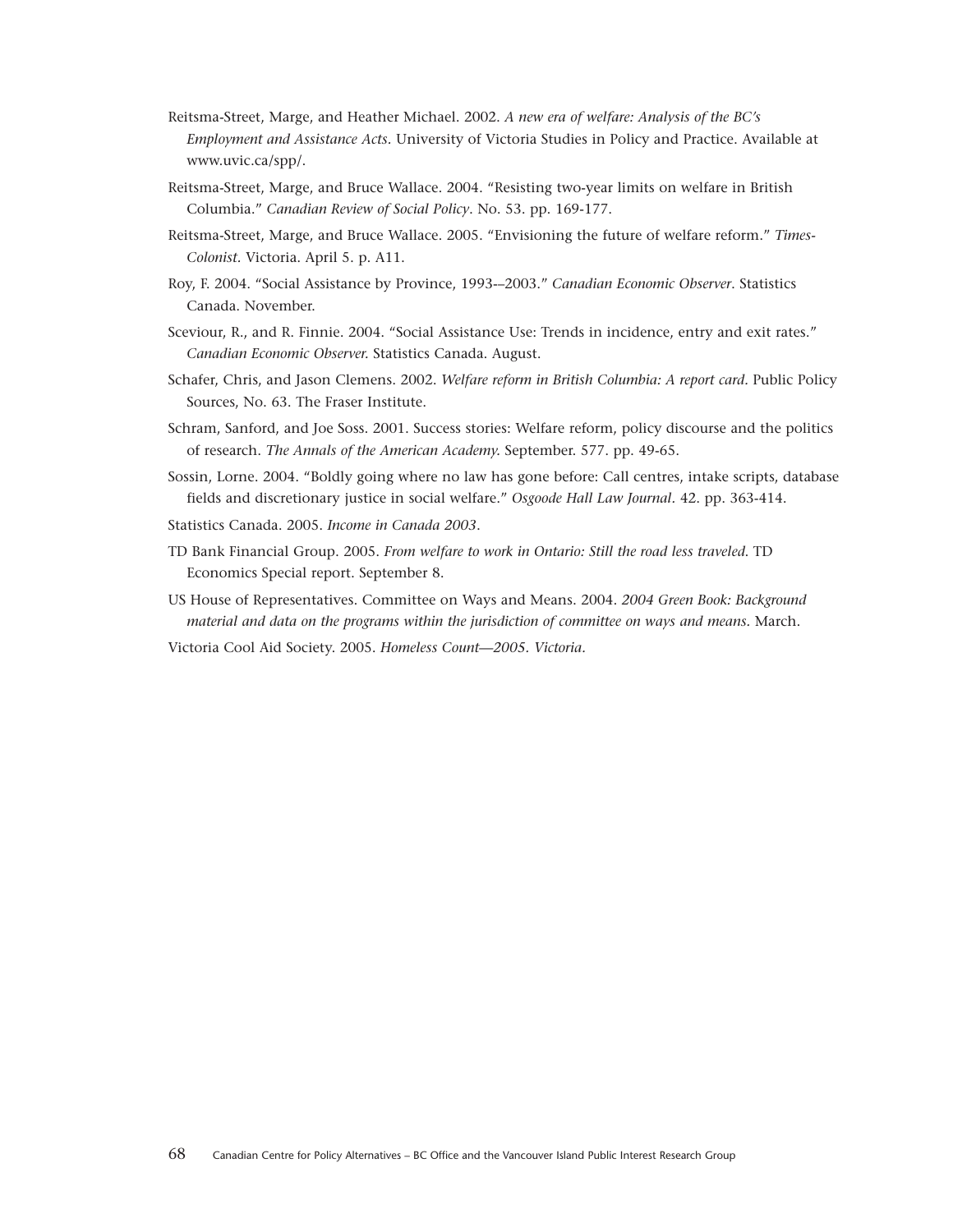Reitsma-Street, Marge, and Heather Michael. 2002. *A new era of welfare: Analysis of the BC's Employment and Assistance Acts*. University of Victoria Studies in Policy and Practice. Available at www.uvic.ca/spp/.

Reitsma-Street, Marge, and Bruce Wallace. 2004. "Resisting two-year limits on welfare in British Columbia." *Canadian Review of Social Policy*. No. 53. pp. 169-177.

Reitsma-Street, Marge, and Bruce Wallace. 2005. "Envisioning the future of welfare reform." *Times-Colonist*. Victoria. April 5. p. A11.

Roy, F. 2004. "Social Assistance by Province, 1993-–2003." *Canadian Economic Observer*. Statistics Canada. November.

Sceviour, R., and R. Finnie. 2004. "Social Assistance Use: Trends in incidence, entry and exit rates." *Canadian Economic Observer*. Statistics Canada. August.

Schafer, Chris, and Jason Clemens. 2002. *Welfare reform in British Columbia: A report card*. Public Policy Sources, No. 63. The Fraser Institute.

Schram, Sanford, and Joe Soss. 2001. Success stories: Welfare reform, policy discourse and the politics of research. *The Annals of the American Academy*. September. 577. pp. 49-65.

Sossin, Lorne. 2004. "Boldly going where no law has gone before: Call centres, intake scripts, database fields and discretionary justice in social welfare." *Osgoode Hall Law Journal*. 42. pp. 363-414.

Statistics Canada. 2005. *Income in Canada 2003*.

TD Bank Financial Group. 2005. *From welfare to work in Ontario: Still the road less traveled*. TD Economics Special report. September 8.

US House of Representatives. Committee on Ways and Means. 2004. *2004 Green Book: Background material and data on the programs within the jurisdiction of committee on ways and means*. March.

Victoria Cool Aid Society. 2005. *Homeless Count—2005. Victoria*.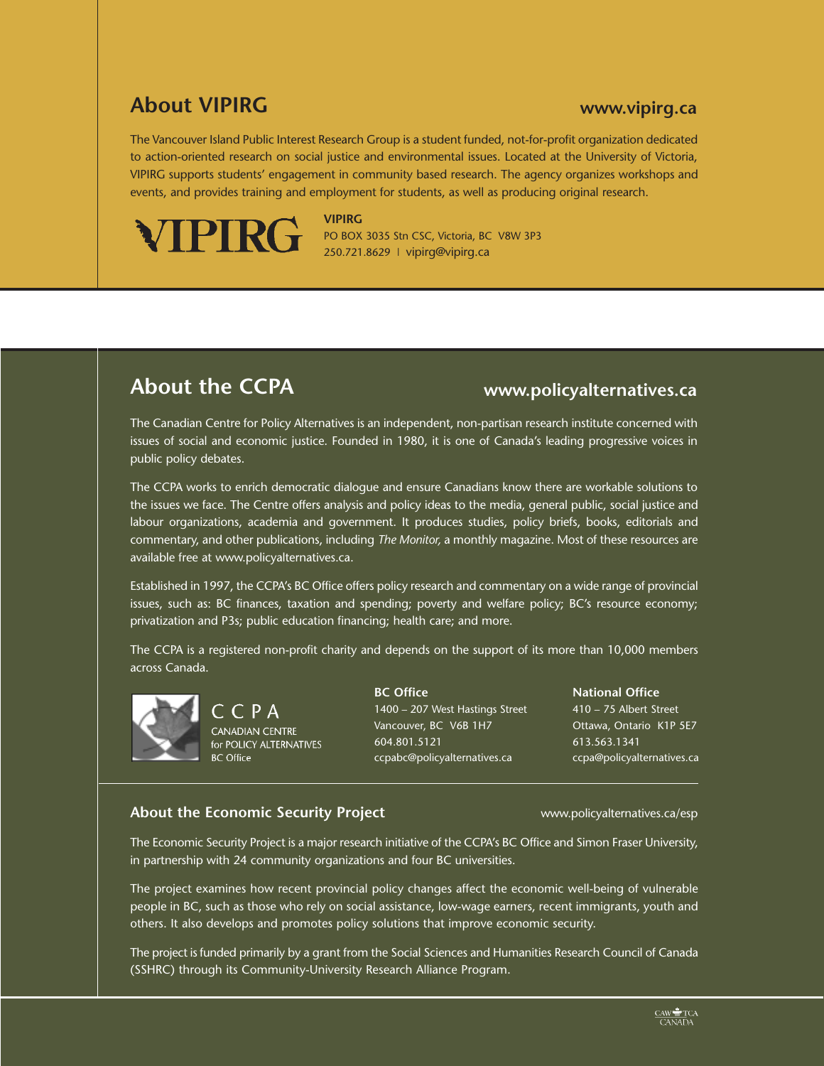## About VIPIRG

www.vipirg.ca

The Vancouver Island Public Interest Research Group is a student funded, not-for-profit organization dedicated to action-oriented research on social justice and environmental issues. Located at the University of Victoria, VIPIRG supports students' engagement in community based research. The agency organizes workshops and events, and provides training and employment for students, as well as producing original research.

VIPIRG

**VIPIRG**
PO BOX 3035 Stn CSC, Victoria, BC V8W 3P3
250.721.8629 | vipirg@vipirg.ca

## About the CCPA

www.policyalternatives.ca

The Canadian Centre for Policy Alternatives is an independent, non-partisan research institute concerned with issues of social and economic justice. Founded in 1980, it is one of Canada's leading progressive voices in public policy debates.

The CCPA works to enrich democratic dialogue and ensure Canadians know there are workable solutions to the issues we face. The Centre offers analysis and policy ideas to the media, general public, social justice and labour organizations, academia and government. It produces studies, policy briefs, books, editorials and commentary, and other publications, including *The Monitor,* a monthly magazine. Most of these resources are available free at www.policyalternatives.ca.

Established in 1997, the CCPA's BC Office offers policy research and commentary on a wide range of provincial issues, such as: BC finances, taxation and spending; poverty and welfare policy; BC's resource economy; privatization and P3s; public education financing; health care; and more.

The CCPA is a registered non-profit charity and depends on the support of its more than 10,000 members across Canada.

CCPA
CANADIAN CENTRE for POLICY ALTERNATIVES
BC Office

**BC Office**
1400 – 207 West Hastings Street
Vancouver, BC V6B 1H7
604.801.5121
ccpabc@policyalternatives.ca

**National Office**
410 – 75 Albert Street
Ottawa, Ontario K1P 5E7
613.563.1341
ccpa@policyalternatives.ca

### About the Economic Security Project

www.policyalternatives.ca/esp

The Economic Security Project is a major research initiative of the CCPA's BC Office and Simon Fraser University, in partnership with 24 community organizations and four BC universities.

The project examines how recent provincial policy changes affect the economic well-being of vulnerable people in BC, such as those who rely on social assistance, low-wage earners, recent immigrants, youth and others. It also develops and promotes policy solutions that improve economic security.

The project is funded primarily by a grant from the Social Sciences and Humanities Research Council of Canada (SSHRC) through its Community-University Research Alliance Program.

CAW TCA CANADA